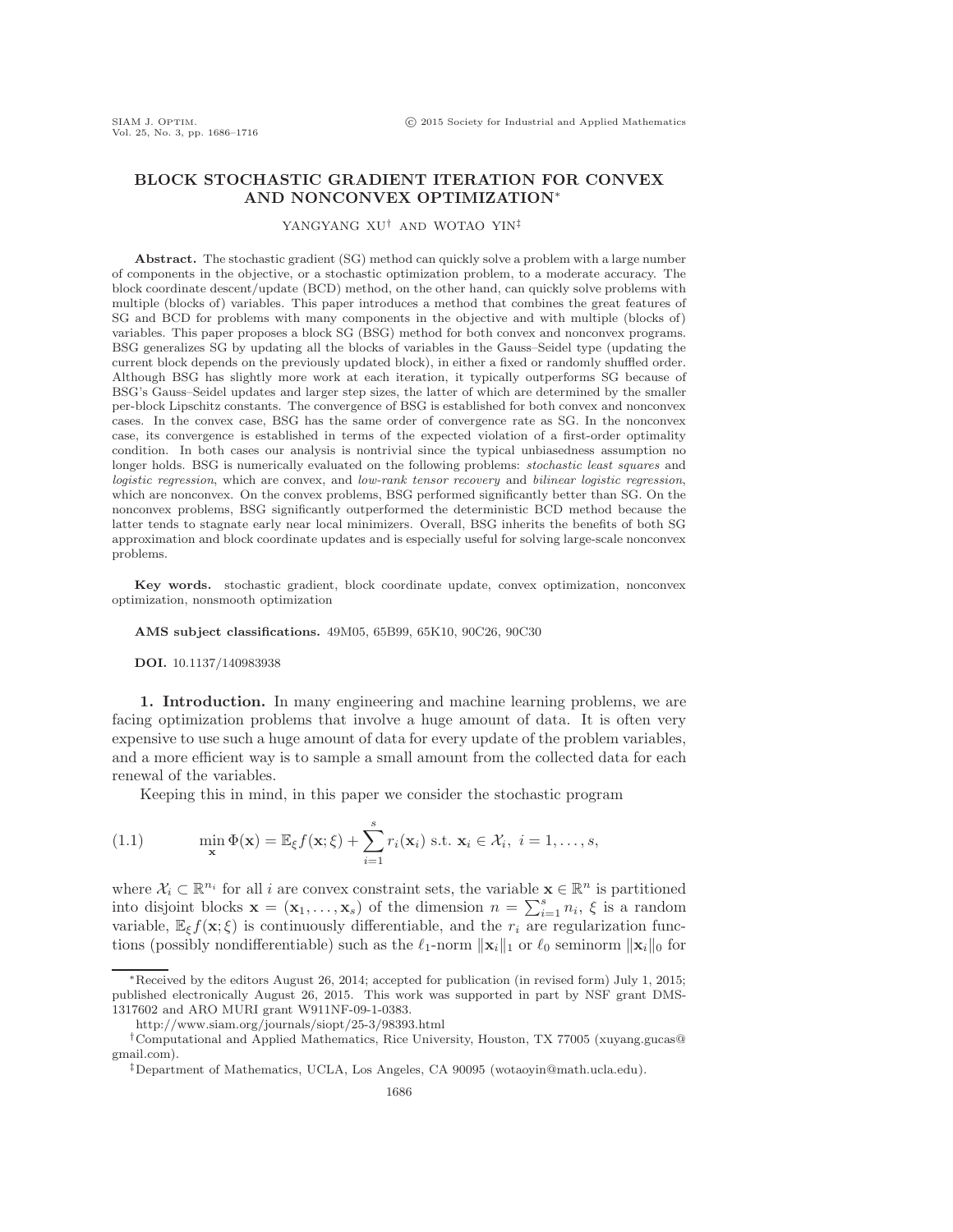# BLOCK STOCHASTIC GRADIENT ITERATION FOR CONVEX AND NONCONVEX OPTIMIZATION*

YANGYANG XU[†] AND WOTAO YIN[‡]

**Abstract.** The stochastic gradient (SG) method can quickly solve a problem with a large number of components in the objective, or a stochastic optimization problem, to a moderate accuracy. The block coordinate descent/update (BCD) method, on the other hand, can quickly solve problems with multiple (blocks of) variables. This paper introduces a method that combines the great features of SG and BCD for problems with many components in the objective and with multiple (blocks of) variables. This paper proposes a block SG (BSG) method for both convex and nonconvex programs. BSG generalizes SG by updating all the blocks of variables in the Gauss–Seidel type (updating the current block depends on the previously updated block), in either a fixed or randomly shuffled order. Although BSG has slightly more work at each iteration, it typically outperforms SG because of BSG's Gauss–Seidel updates and larger step sizes, the latter of which are determined by the smaller per-block Lipschitz constants. The convergence of BSG is established for both convex and nonconvex cases. In the convex case, BSG has the same order of convergence rate as SG. In the nonconvex case, its convergence is established in terms of the expected violation of a first-order optimality condition. In both cases our analysis is nontrivial since the typical unbiasedness assumption no longer holds. BSG is numerically evaluated on the following problems: *stochastic least squares* and *logistic regression*, which are convex, and *low-rank tensor recovery* and *bilinear logistic regression*, which are nonconvex. On the convex problems, BSG performed significantly better than SG. On the nonconvex problems, BSG significantly outperformed the deterministic BCD method because the latter tends to stagnate early near local minimizers. Overall, BSG inherits the benefits of both SG approximation and block coordinate updates and is especially useful for solving large-scale nonconvex problems.

**Key words.** stochastic gradient, block coordinate update, convex optimization, nonconvex optimization, nonsmooth optimization

**AMS subject classifications.** 49M05, 65B99, 65K10, 90C26, 90C30

**DOI.** 10.1137/140983938

## 1. Introduction.

In many engineering and machine learning problems, we are facing optimization problems that involve a huge amount of data. It is often very expensive to use such a huge amount of data for every update of the problem variables, and a more efficient way is to sample a small amount from the collected data for each renewal of the variables.

Keeping this in mind, in this paper we consider the stochastic program

$$\min_{\mathbf{x}} \Phi(\mathbf{x}) = \mathbb{E}_\xi f(\mathbf{x};\xi) + \sum_{i=1}^{s} r_i(\mathbf{x}_i) \text{ s.t. } \mathbf{x}_i \in \mathcal{X}_i,\ i=1,\ldots,s, \tag{1.1}$$

where $\mathcal{X}_i \subset \mathbb{R}^{n_i}$ for all $i$ are convex constraint sets, the variable $\mathbf{x} \in \mathbb{R}^n$ is partitioned into disjoint blocks $\mathbf{x} = (\mathbf{x}_1, \ldots, \mathbf{x}_s)$ of the dimension $n = \sum_{i=1}^{s} n_i$, $\xi$ is a random variable, $\mathbb{E}_\xi f(\mathbf{x};\xi)$ is continuously differentiable, and the $r_i$ are regularization functions (possibly nondifferentiable) such as the $\ell_1$-norm $\|\mathbf{x}_i\|_1$ or $\ell_0$ seminorm $\|\mathbf{x}_i\|_0$ for

---

*Received by the editors August 26, 2014; accepted for publication (in revised form) July 1, 2015; published electronically August 26, 2015. This work was supported in part by NSF grant DMS-1317602 and ARO MURI grant W911NF-09-1-0383.

http://www.siam.org/journals/siopt/25-3/98393.html

[†]Computational and Applied Mathematics, Rice University, Houston, TX 77005 (xuyang.gucas@gmail.com).

[‡]Department of Mathematics, UCLA, Los Angeles, CA 90095 (wotaoyin@math.ucla.edu).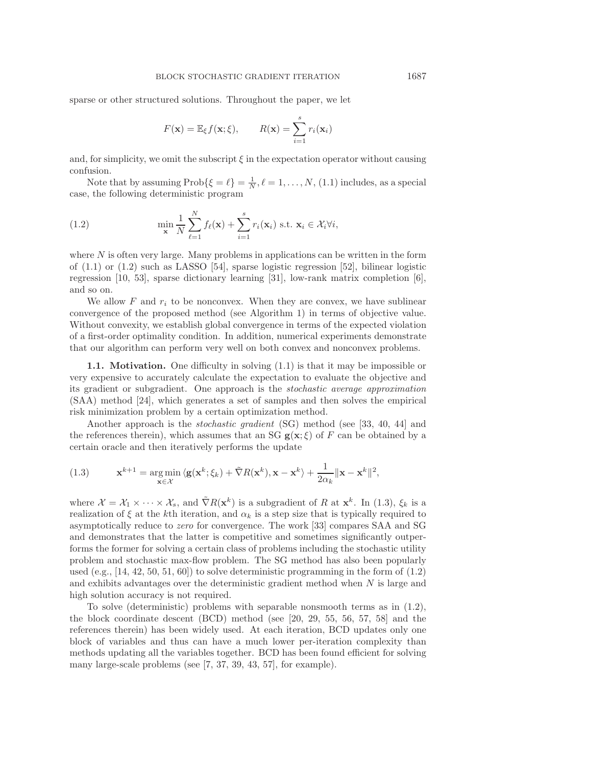sparse or other structured solutions. Throughout the paper, we let

$$F(\mathbf{x}) = \mathbb{E}_\xi f(\mathbf{x};\xi), \qquad R(\mathbf{x}) = \sum_{i=1}^{s} r_i(\mathbf{x}_i)$$

and, for simplicity, we omit the subscript $\xi$ in the expectation operator without causing confusion.

Note that by assuming $\text{Prob}\{\xi = \ell\} = \frac{1}{N}, \ell = 1, \ldots, N$, (1.1) includes, as a special case, the following deterministic program

$$\min_{\mathbf{x}} \frac{1}{N}\sum_{\ell=1}^{N} f_\ell(\mathbf{x}) + \sum_{i=1}^{s} r_i(\mathbf{x}_i) \text{ s.t. } \mathbf{x}_i \in \mathcal{X}_i \forall i, \tag{1.2}$$

where $N$ is often very large. Many problems in applications can be written in the form of (1.1) or (1.2) such as LASSO [54], sparse logistic regression [52], bilinear logistic regression [10, 53], sparse dictionary learning [31], low-rank matrix completion [6], and so on.

We allow $F$ and $r_i$ to be nonconvex. When they are convex, we have sublinear convergence of the proposed method (see Algorithm 1) in terms of objective value. Without convexity, we establish global convergence in terms of the expected violation of a first-order optimality condition. In addition, numerical experiments demonstrate that our algorithm can perform very well on both convex and nonconvex problems.

**1.1. Motivation.** One difficulty in solving (1.1) is that it may be impossible or very expensive to accurately calculate the expectation to evaluate the objective and its gradient or subgradient. One approach is the *stochastic average approximation* (SAA) method [24], which generates a set of samples and then solves the empirical risk minimization problem by a certain optimization method.

Another approach is the *stochastic gradient* (SG) method (see [33, 40, 44] and the references therein), which assumes that an SG $\mathbf{g}(\mathbf{x};\xi)$ of $F$ can be obtained by a certain oracle and then iteratively performs the update

$$\mathbf{x}^{k+1} = \operatorname*{arg\,min}_{\mathbf{x}\in\mathcal{X}} \langle \mathbf{g}(\mathbf{x}^k;\xi_k) + \tilde{\nabla} R(\mathbf{x}^k), \mathbf{x} - \mathbf{x}^k \rangle + \frac{1}{2\alpha_k}\|\mathbf{x} - \mathbf{x}^k\|^2, \tag{1.3}$$

where $\mathcal{X} = \mathcal{X}_1 \times \cdots \times \mathcal{X}_s$, and $\tilde{\nabla} R(\mathbf{x}^k)$ is a subgradient of $R$ at $\mathbf{x}^k$. In (1.3), $\xi_k$ is a realization of $\xi$ at the $k$th iteration, and $\alpha_k$ is a step size that is typically required to asymptotically reduce to *zero* for convergence. The work [33] compares SAA and SG and demonstrates that the latter is competitive and sometimes significantly outperforms the former for solving a certain class of problems including the stochastic utility problem and stochastic max-flow problem. The SG method has also been popularly used (e.g., [14, 42, 50, 51, 60]) to solve deterministic programming in the form of (1.2) and exhibits advantages over the deterministic gradient method when $N$ is large and high solution accuracy is not required.

To solve (deterministic) problems with separable nonsmooth terms as in (1.2), the block coordinate descent (BCD) method (see [20, 29, 55, 56, 57, 58] and the references therein) has been widely used. At each iteration, BCD updates only one block of variables and thus can have a much lower per-iteration complexity than methods updating all the variables together. BCD has been found efficient for solving many large-scale problems (see [7, 37, 39, 43, 57], for example).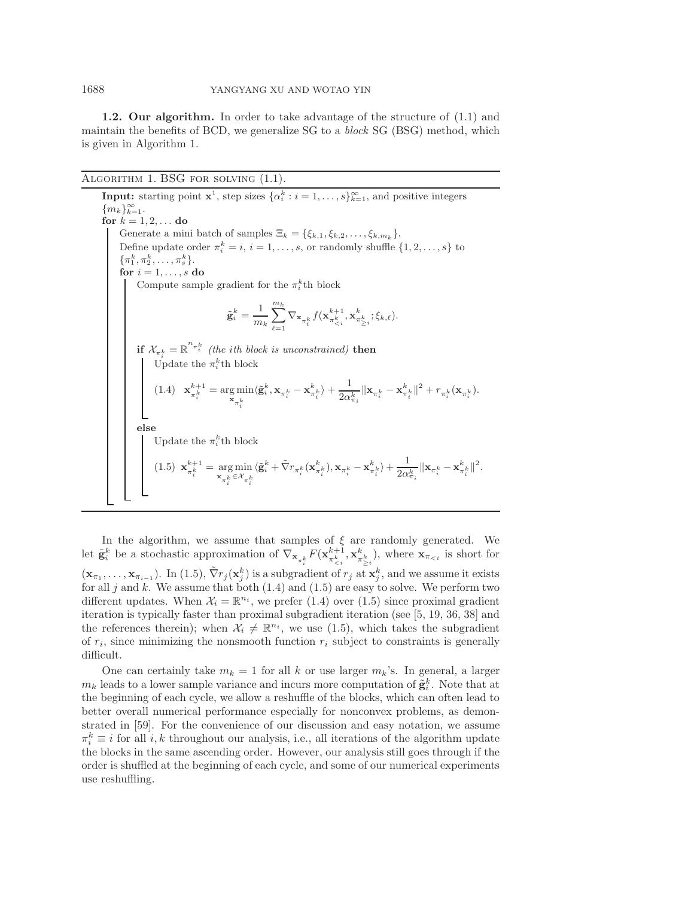**1.2. Our algorithm.** In order to take advantage of the structure of (1.1) and maintain the benefits of BCD, we generalize SG to a *block* SG (BSG) method, which is given in Algorithm 1.

---

Algorithm 1. BSG for solving (1.1).

---

**Input:** starting point $\mathbf{x}^1$, step sizes $\{\alpha_i^k : i = 1, \ldots, s\}_{k=1}^{\infty}$, and positive integers $\{m_k\}_{k=1}^{\infty}$.

**for** $k = 1, 2, \ldots$ **do**

  Generate a mini batch of samples $\Xi_k = \{\xi_{k,1}, \xi_{k,2}, \ldots, \xi_{k,m_k}\}$.

  Define update order $\pi_i^k = i$, $i = 1, \ldots, s$, or randomly shuffle $\{1, 2, \ldots, s\}$ to $\{\pi_1^k, \pi_2^k, \ldots, \pi_s^k\}$.

  **for** $i = 1, \ldots, s$ **do**

    Compute sample gradient for the $\pi_i^k$th block

$$\tilde{\mathbf{g}}_i^k = \frac{1}{m_k} \sum_{\ell=1}^{m_k} \nabla_{\mathbf{x}_{\pi_i^k}} f(\mathbf{x}_{\pi_{<i}^k}^{k+1}, \mathbf{x}_{\pi_{\geq i}^k}^k; \xi_{k,\ell}).$$

    **if** $\mathcal{X}_{\pi_i^k} = \mathbb{R}^{n_{\pi_i^k}}$ *(the ith block is unconstrained)* **then**

      Update the $\pi_i^k$th block

$$\mathbf{x}_{\pi_i^k}^{k+1} = \underset{\mathbf{x}_{\pi_i^k}}{\arg\min} \langle \tilde{\mathbf{g}}_i^k, \mathbf{x}_{\pi_i^k} - \mathbf{x}_{\pi_i^k}^k \rangle + \frac{1}{2\alpha_{\pi_i}^k} \|\mathbf{x}_{\pi_i^k} - \mathbf{x}_{\pi_i^k}^k\|^2 + r_{\pi_i^k}(\mathbf{x}_{\pi_i^k}). \tag{1.4}$$

    **else**

      Update the $\pi_i^k$th block

$$\mathbf{x}_{\pi_i^k}^{k+1} = \underset{\mathbf{x}_{\pi_i^k} \in \mathcal{X}_{\pi_i^k}}{\arg\min} \langle \tilde{\mathbf{g}}_i^k + \tilde{\nabla} r_{\pi_i^k}(\mathbf{x}_{\pi_i^k}^k), \mathbf{x}_{\pi_i^k} - \mathbf{x}_{\pi_i^k}^k \rangle + \frac{1}{2\alpha_{\pi_i}^k} \|\mathbf{x}_{\pi_i^k} - \mathbf{x}_{\pi_i^k}^k\|^2. \tag{1.5}$$

---

In the algorithm, we assume that samples of $\xi$ are randomly generated. We let $\tilde{\mathbf{g}}_i^k$ be a stochastic approximation of $\nabla_{\mathbf{x}_{\pi_i^k}} F(\mathbf{x}_{\pi_{<i}^k}^{k+1}, \mathbf{x}_{\pi_{\geq i}^k}^k)$, where $\mathbf{x}_{\pi_{<i}}$ is short for $(\mathbf{x}_{\pi_1}, \ldots, \mathbf{x}_{\pi_{i-1}})$. In (1.5), $\tilde{\nabla} r_j(\mathbf{x}_j^k)$ is a subgradient of $r_j$ at $\mathbf{x}_j^k$, and we assume it exists for all $j$ and $k$. We assume that both (1.4) and (1.5) are easy to solve. We perform two different updates. When $\mathcal{X}_i = \mathbb{R}^{n_i}$, we prefer (1.4) over (1.5) since proximal gradient iteration is typically faster than proximal subgradient iteration (see [5, 19, 36, 38] and the references therein); when $\mathcal{X}_i \neq \mathbb{R}^{n_i}$, we use (1.5), which takes the subgradient of $r_i$, since minimizing the nonsmooth function $r_i$ subject to constraints is generally difficult.

One can certainly take $m_k = 1$ for all $k$ or use larger $m_k$'s. In general, a larger $m_k$ leads to a lower sample variance and incurs more computation of $\tilde{\mathbf{g}}_i^k$. Note that at the beginning of each cycle, we allow a reshuffle of the blocks, which can often lead to better overall numerical performance especially for nonconvex problems, as demonstrated in [59]. For the convenience of our discussion and easy notation, we assume $\pi_i^k \equiv i$ for all $i, k$ throughout our analysis, i.e., all iterations of the algorithm update the blocks in the same ascending order. However, our analysis still goes through if the order is shuffled at the beginning of each cycle, and some of our numerical experiments use reshuffling.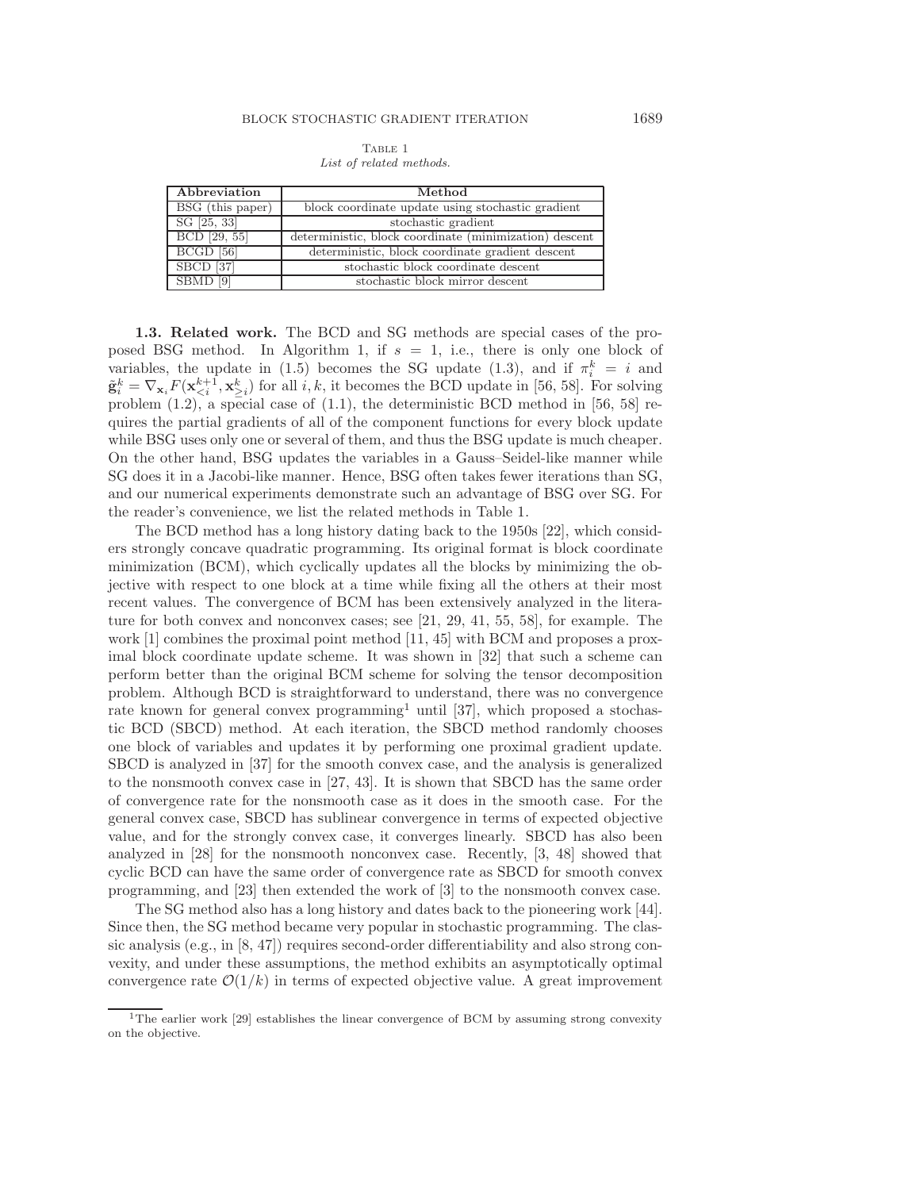Table 1
*List of related methods.*

| Abbreviation | Method |
|---|---|
| BSG (this paper) | block coordinate update using stochastic gradient |
| SG [25, 33] | stochastic gradient |
| BCD [29, 55] | deterministic, block coordinate (minimization) descent |
| BCGD [56] | deterministic, block coordinate gradient descent |
| SBCD [37] | stochastic block coordinate descent |
| SBMD [9] | stochastic block mirror descent |

**1.3. Related work.** The BCD and SG methods are special cases of the proposed BSG method. In Algorithm 1, if $s = 1$, i.e., there is only one block of variables, the update in (1.5) becomes the SG update (1.3), and if $\pi_i^k = i$ and $\tilde{\mathbf{g}}_i^k = \nabla_{\mathbf{x}_i} F(\mathbf{x}_{<i}^{k+1}, \mathbf{x}_{\geq i}^k)$ for all $i, k$, it becomes the BCD update in [56, 58]. For solving problem (1.2), a special case of (1.1), the deterministic BCD method in [56, 58] requires the partial gradients of all of the component functions for every block update while BSG uses only one or several of them, and thus the BSG update is much cheaper. On the other hand, BSG updates the variables in a Gauss–Seidel-like manner while SG does it in a Jacobi-like manner. Hence, BSG often takes fewer iterations than SG, and our numerical experiments demonstrate such an advantage of BSG over SG. For the reader's convenience, we list the related methods in Table 1.

The BCD method has a long history dating back to the 1950s [22], which considers strongly concave quadratic programming. Its original format is block coordinate minimization (BCM), which cyclically updates all the blocks by minimizing the objective with respect to one block at a time while fixing all the others at their most recent values. The convergence of BCM has been extensively analyzed in the literature for both convex and nonconvex cases; see [21, 29, 41, 55, 58], for example. The work [1] combines the proximal point method [11, 45] with BCM and proposes a proximal block coordinate update scheme. It was shown in [32] that such a scheme can perform better than the original BCM scheme for solving the tensor decomposition problem. Although BCD is straightforward to understand, there was no convergence rate known for general convex programming[1] until [37], which proposed a stochastic BCD (SBCD) method. At each iteration, the SBCD method randomly chooses one block of variables and updates it by performing one proximal gradient update. SBCD is analyzed in [37] for the smooth convex case, and the analysis is generalized to the nonsmooth convex case in [27, 43]. It is shown that SBCD has the same order of convergence rate for the nonsmooth case as it does in the smooth case. For the general convex case, SBCD has sublinear convergence in terms of expected objective value, and for the strongly convex case, it converges linearly. SBCD has also been analyzed in [28] for the nonsmooth nonconvex case. Recently, [3, 48] showed that cyclic BCD can have the same order of convergence rate as SBCD for smooth convex programming, and [23] then extended the work of [3] to the nonsmooth convex case.

The SG method also has a long history and dates back to the pioneering work [44]. Since then, the SG method became very popular in stochastic programming. The classic analysis (e.g., in [8, 47]) requires second-order differentiability and also strong convexity, and under these assumptions, the method exhibits an asymptotically optimal convergence rate $\mathcal{O}(1/k)$ in terms of expected objective value. A great improvement

[1] The earlier work [29] establishes the linear convergence of BCM by assuming strong convexity on the objective.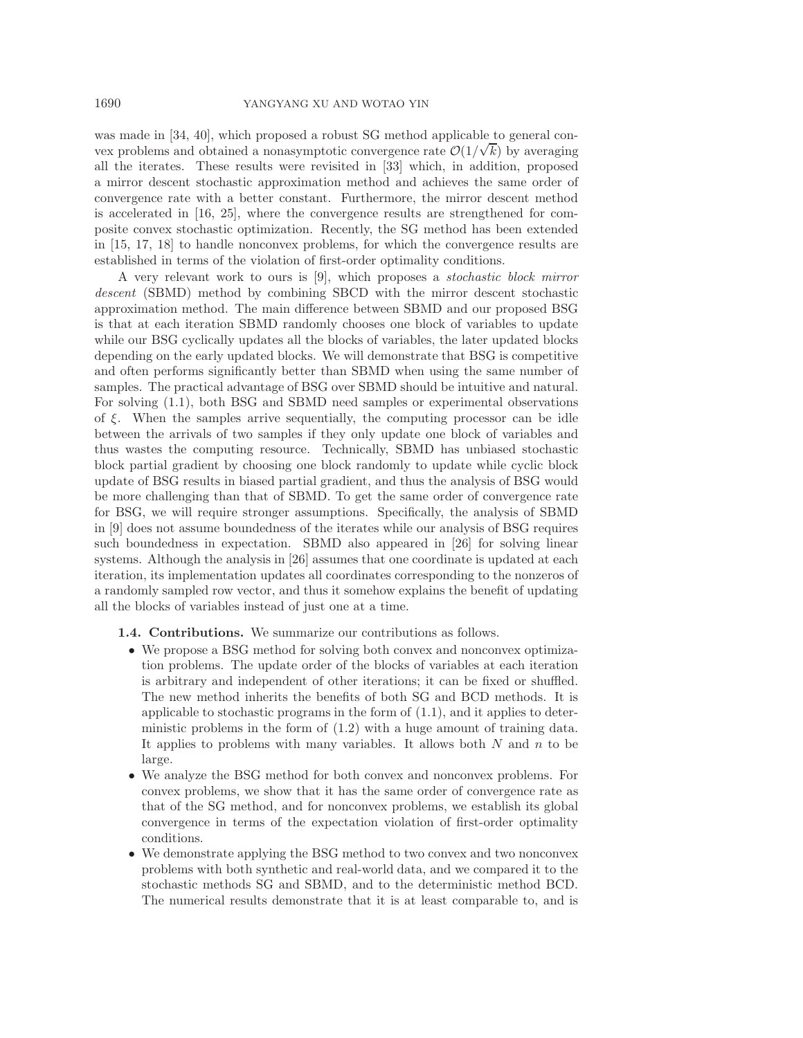was made in [34, 40], which proposed a robust SG method applicable to general convex problems and obtained a nonasymptotic convergence rate $\mathcal{O}(1/\sqrt{k})$ by averaging all the iterates. These results were revisited in [33] which, in addition, proposed a mirror descent stochastic approximation method and achieves the same order of convergence rate with a better constant. Furthermore, the mirror descent method is accelerated in [16, 25], where the convergence results are strengthened for composite convex stochastic optimization. Recently, the SG method has been extended in [15, 17, 18] to handle nonconvex problems, for which the convergence results are established in terms of the violation of first-order optimality conditions.

A very relevant work to ours is [9], which proposes a *stochastic block mirror descent* (SBMD) method by combining SBCD with the mirror descent stochastic approximation method. The main difference between SBMD and our proposed BSG is that at each iteration SBMD randomly chooses one block of variables to update while our BSG cyclically updates all the blocks of variables, the later updated blocks depending on the early updated blocks. We will demonstrate that BSG is competitive and often performs significantly better than SBMD when using the same number of samples. The practical advantage of BSG over SBMD should be intuitive and natural. For solving (1.1), both BSG and SBMD need samples or experimental observations of $\xi$. When the samples arrive sequentially, the computing processor can be idle between the arrivals of two samples if they only update one block of variables and thus wastes the computing resource. Technically, SBMD has unbiased stochastic block partial gradient by choosing one block randomly to update while cyclic block update of BSG results in biased partial gradient, and thus the analysis of BSG would be more challenging than that of SBMD. To get the same order of convergence rate for BSG, we will require stronger assumptions. Specifically, the analysis of SBMD in [9] does not assume boundedness of the iterates while our analysis of BSG requires such boundedness in expectation. SBMD also appeared in [26] for solving linear systems. Although the analysis in [26] assumes that one coordinate is updated at each iteration, its implementation updates all coordinates corresponding to the nonzeros of a randomly sampled row vector, and thus it somehow explains the benefit of updating all the blocks of variables instead of just one at a time.

**1.4. Contributions.** We summarize our contributions as follows.

- We propose a BSG method for solving both convex and nonconvex optimization problems. The update order of the blocks of variables at each iteration is arbitrary and independent of other iterations; it can be fixed or shuffled. The new method inherits the benefits of both SG and BCD methods. It is applicable to stochastic programs in the form of (1.1), and it applies to deterministic problems in the form of (1.2) with a huge amount of training data. It applies to problems with many variables. It allows both $N$ and $n$ to be large.
- We analyze the BSG method for both convex and nonconvex problems. For convex problems, we show that it has the same order of convergence rate as that of the SG method, and for nonconvex problems, we establish its global convergence in terms of the expectation violation of first-order optimality conditions.
- We demonstrate applying the BSG method to two convex and two nonconvex problems with both synthetic and real-world data, and we compared it to the stochastic methods SG and SBMD, and to the deterministic method BCD. The numerical results demonstrate that it is at least comparable to, and is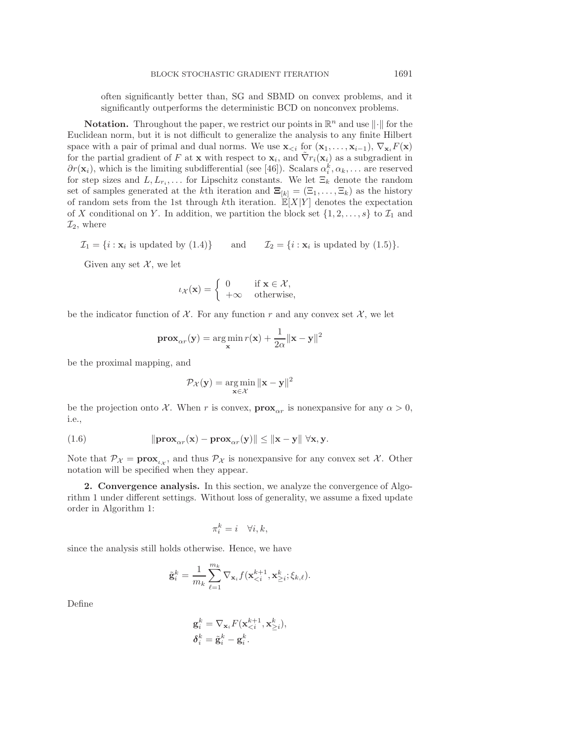often significantly better than, SG and SBMD on convex problems, and it significantly outperforms the deterministic BCD on nonconvex problems.

**Notation.** Throughout the paper, we restrict our points in $\mathbb{R}^n$ and use $\|\cdot\|$ for the Euclidean norm, but it is not difficult to generalize the analysis to any finite Hilbert space with a pair of primal and dual norms. We use $\mathbf{x}_{<i}$ for $(\mathbf{x}_1, \ldots, \mathbf{x}_{i-1})$, $\nabla_{\mathbf{x}_i} F(\mathbf{x})$ for the partial gradient of $F$ at $\mathbf{x}$ with respect to $\mathbf{x}_i$, and $\tilde{\nabla} r_i(\mathbf{x}_i)$ as a subgradient in $\partial r(\mathbf{x}_i)$, which is the limiting subdifferential (see [46]). Scalars $\alpha_i^k, \alpha_k, \ldots$ are reserved for step sizes and $L, L_{r_i}, \ldots$ for Lipschitz constants. We let $\Xi_k$ denote the random set of samples generated at the $k$th iteration and $\mathbf{\Xi}_{[k]} = (\Xi_1, \ldots, \Xi_k)$ as the history of random sets from the 1st through $k$th iteration. $\mathbb{E}[X|Y]$ denotes the expectation of $X$ conditional on $Y$. In addition, we partition the block set $\{1, 2, \ldots, s\}$ to $\mathcal{I}_1$ and $\mathcal{I}_2$, where

$$\mathcal{I}_1 = \{i : \mathbf{x}_i \text{ is updated by (1.4)}\} \qquad \text{and} \qquad \mathcal{I}_2 = \{i : \mathbf{x}_i \text{ is updated by (1.5)}\}.$$

Given any set $\mathcal{X}$, we let

$$\iota_{\mathcal{X}}(\mathbf{x}) = \begin{cases} 0 & \text{if } \mathbf{x} \in \mathcal{X}, \\ +\infty & \text{otherwise,} \end{cases}$$

be the indicator function of $\mathcal{X}$. For any function $r$ and any convex set $\mathcal{X}$, we let

$$\mathbf{prox}_{\alpha r}(\mathbf{y}) = \arg\min_{\mathbf{x}} r(\mathbf{x}) + \frac{1}{2\alpha}\|\mathbf{x} - \mathbf{y}\|^2$$

be the proximal mapping, and

$$\mathcal{P}_{\mathcal{X}}(\mathbf{y}) = \arg\min_{\mathbf{x} \in \mathcal{X}} \|\mathbf{x} - \mathbf{y}\|^2$$

be the projection onto $\mathcal{X}$. When $r$ is convex, $\mathbf{prox}_{\alpha r}$ is nonexpansive for any $\alpha > 0$, i.e.,

$$\|\mathbf{prox}_{\alpha r}(\mathbf{x}) - \mathbf{prox}_{\alpha r}(\mathbf{y})\| \leq \|\mathbf{x} - \mathbf{y}\| \;\forall \mathbf{x}, \mathbf{y}. \tag{1.6}$$

Note that $\mathcal{P}_{\mathcal{X}} = \mathbf{prox}_{\iota_{\mathcal{X}}}$, and thus $\mathcal{P}_{\mathcal{X}}$ is nonexpansive for any convex set $\mathcal{X}$. Other notation will be specified when they appear.

## 2. Convergence analysis.

In this section, we analyze the convergence of Algorithm 1 under different settings. Without loss of generality, we assume a fixed update order in Algorithm 1:

$$\pi_i^k = i \quad \forall i, k,$$

since the analysis still holds otherwise. Hence, we have

$$\tilde{\mathbf{g}}_i^k = \frac{1}{m_k} \sum_{\ell=1}^{m_k} \nabla_{\mathbf{x}_i} f(\mathbf{x}_{<i}^{k+1}, \mathbf{x}_{\geq i}^k; \xi_{k,\ell}).$$

Define

$$\mathbf{g}_i^k = \nabla_{\mathbf{x}_i} F(\mathbf{x}_{<i}^{k+1}, \mathbf{x}_{\geq i}^k),$$
$$\boldsymbol{\delta}_i^k = \tilde{\mathbf{g}}_i^k - \mathbf{g}_i^k.$$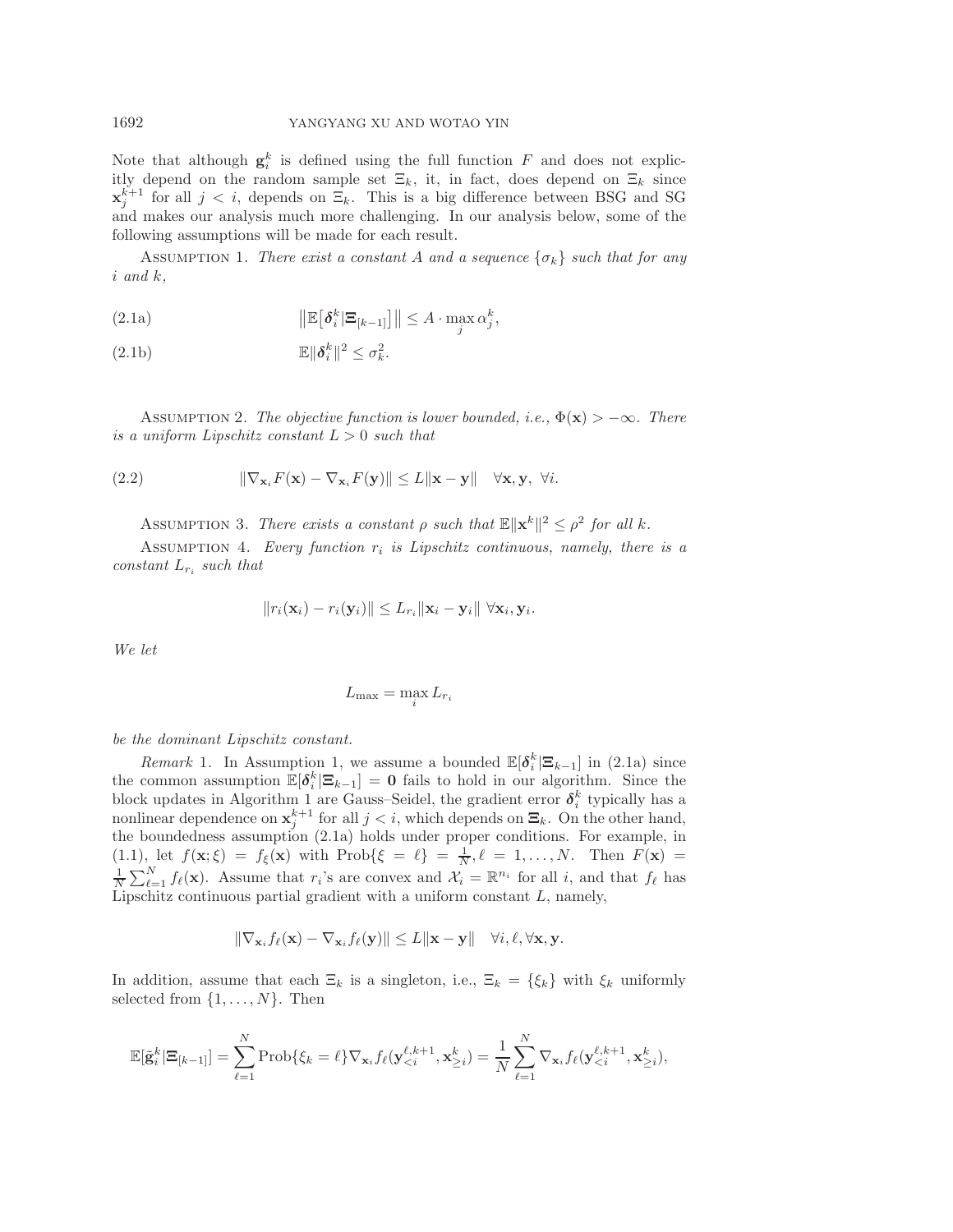Note that although $\mathbf{g}_i^k$ is defined using the full function $F$ and does not explicitly depend on the random sample set $\Xi_k$, it, in fact, does depend on $\Xi_k$ since $\mathbf{x}_j^{k+1}$ for all $j < i$, depends on $\Xi_k$. This is a big difference between BSG and SG and makes our analysis much more challenging. In our analysis below, some of the following assumptions will be made for each result.

Assumption 1. *There exist a constant $A$ and a sequence $\{\sigma_k\}$ such that for any $i$ and $k$,*

$$\left\|\mathbb{E}\left[\boldsymbol{\delta}_i^k|\boldsymbol{\Xi}_{[k-1]}\right]\right\| \leq A \cdot \max_j \alpha_j^k, \tag{2.1a}$$

$$\mathbb{E}\|\boldsymbol{\delta}_i^k\|^2 \leq \sigma_k^2. \tag{2.1b}$$

Assumption 2. *The objective function is lower bounded, i.e., $\Phi(\mathbf{x}) > -\infty$. There is a uniform Lipschitz constant $L > 0$ such that*

$$\|\nabla_{\mathbf{x}_i} F(\mathbf{x}) - \nabla_{\mathbf{x}_i} F(\mathbf{y})\| \leq L\|\mathbf{x} - \mathbf{y}\| \quad \forall \mathbf{x}, \mathbf{y}, \ \forall i. \tag{2.2}$$

Assumption 3. *There exists a constant $\rho$ such that $\mathbb{E}\|\mathbf{x}^k\|^2 \leq \rho^2$ for all $k$.*

Assumption 4. *Every function $r_i$ is Lipschitz continuous, namely, there is a constant $L_{r_i}$ such that*

$$\|r_i(\mathbf{x}_i) - r_i(\mathbf{y}_i)\| \leq L_{r_i}\|\mathbf{x}_i - \mathbf{y}_i\| \ \forall \mathbf{x}_i, \mathbf{y}_i.$$

*We let*

$$L_{\max} = \max_i L_{r_i}$$

*be the dominant Lipschitz constant.*

*Remark* 1. In Assumption 1, we assume a bounded $\mathbb{E}[\boldsymbol{\delta}_i^k|\boldsymbol{\Xi}_{k-1}]$ in (2.1a) since the common assumption $\mathbb{E}[\boldsymbol{\delta}_i^k|\boldsymbol{\Xi}_{k-1}] = \mathbf{0}$ fails to hold in our algorithm. Since the block updates in Algorithm 1 are Gauss–Seidel, the gradient error $\boldsymbol{\delta}_i^k$ typically has a nonlinear dependence on $\mathbf{x}_j^{k+1}$ for all $j < i$, which depends on $\boldsymbol{\Xi}_k$. On the other hand, the boundedness assumption (2.1a) holds under proper conditions. For example, in (1.1), let $f(\mathbf{x}; \xi) = f_\xi(\mathbf{x})$ with $\text{Prob}\{\xi = \ell\} = \frac{1}{N}, \ell = 1, \ldots, N$. Then $F(\mathbf{x}) = \frac{1}{N}\sum_{\ell=1}^N f_\ell(\mathbf{x})$. Assume that $r_i$'s are convex and $\mathcal{X}_i = \mathbb{R}^{n_i}$ for all $i$, and that $f_\ell$ has Lipschitz continuous partial gradient with a uniform constant $L$, namely,

$$\|\nabla_{\mathbf{x}_i} f_\ell(\mathbf{x}) - \nabla_{\mathbf{x}_i} f_\ell(\mathbf{y})\| \leq L\|\mathbf{x} - \mathbf{y}\| \quad \forall i, \ell, \forall \mathbf{x}, \mathbf{y}.$$

In addition, assume that each $\Xi_k$ is a singleton, i.e., $\Xi_k = \{\xi_k\}$ with $\xi_k$ uniformly selected from $\{1, \ldots, N\}$. Then

$$\mathbb{E}[\tilde{\mathbf{g}}_i^k|\boldsymbol{\Xi}_{[k-1]}] = \sum_{\ell=1}^N \text{Prob}\{\xi_k = \ell\}\nabla_{\mathbf{x}_i} f_\ell(\mathbf{y}_{<i}^{\ell,k+1}, \mathbf{x}_{\geq i}^k) = \frac{1}{N}\sum_{\ell=1}^N \nabla_{\mathbf{x}_i} f_\ell(\mathbf{y}_{<i}^{\ell,k+1}, \mathbf{x}_{\geq i}^k),$$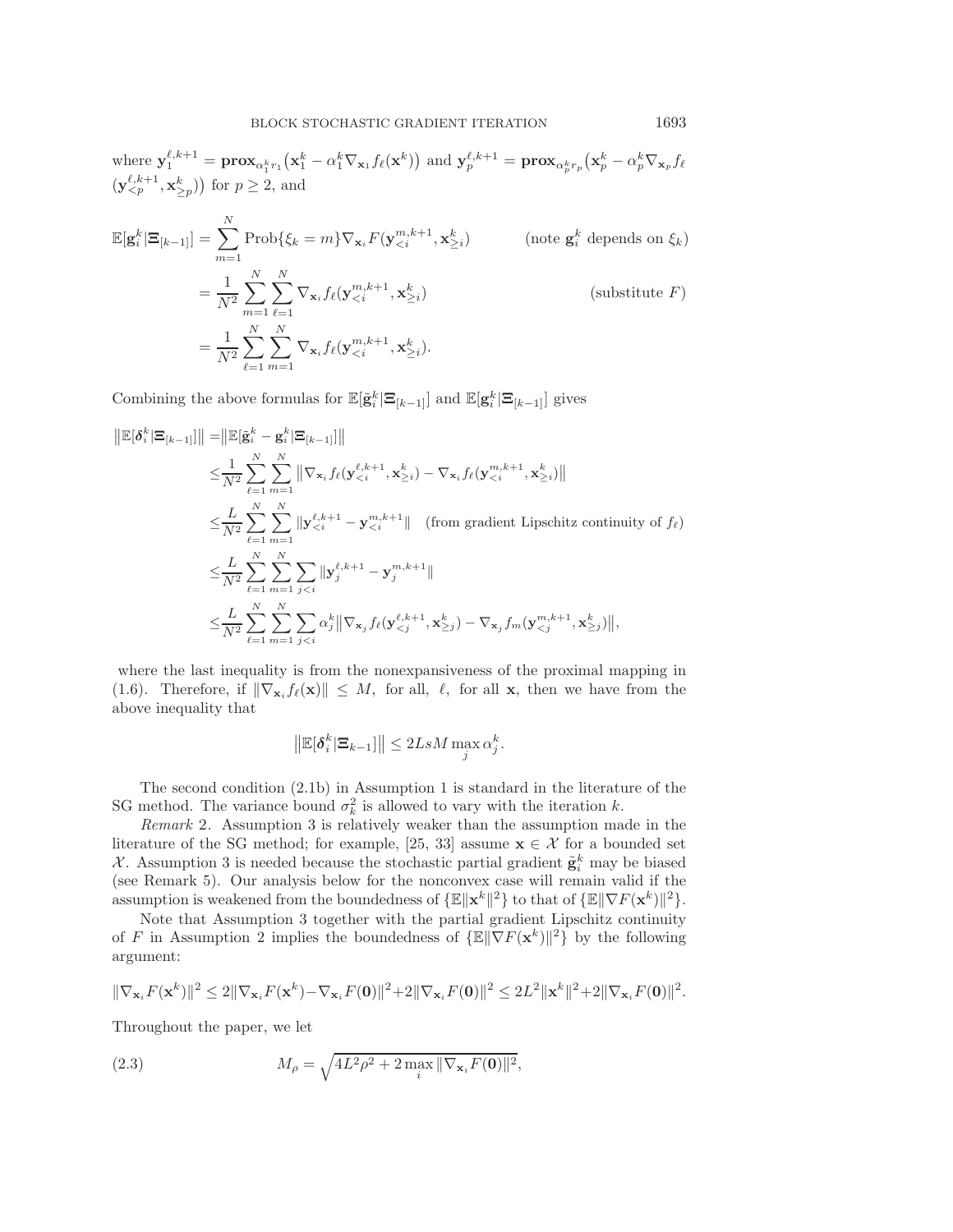where $\mathbf{y}_1^{\ell,k+1} = \mathbf{prox}_{\alpha_1^k r_1}\big(\mathbf{x}_1^k - \alpha_1^k \nabla_{\mathbf{x}_1} f_\ell(\mathbf{x}^k)\big)$ and $\mathbf{y}_p^{\ell,k+1} = \mathbf{prox}_{\alpha_p^k r_p}\big(\mathbf{x}_p^k - \alpha_p^k \nabla_{\mathbf{x}_p} f_\ell (\mathbf{y}_{<p}^{\ell,k+1}, \mathbf{x}_{\geq p}^k)\big)$ for $p \geq 2$, and

$$
\begin{aligned}
\mathbb{E}[\mathbf{g}_i^k | \mathbf{\Xi}_{[k-1]}] &= \sum_{m=1}^N \text{Prob}\{\xi_k = m\} \nabla_{\mathbf{x}_i} F(\mathbf{y}_{<i}^{m,k+1}, \mathbf{x}_{\geq i}^k) \qquad \text{(note } \mathbf{g}_i^k \text{ depends on } \xi_k\text{)} \\
&= \frac{1}{N^2} \sum_{m=1}^N \sum_{\ell=1}^N \nabla_{\mathbf{x}_i} f_\ell(\mathbf{y}_{<i}^{m,k+1}, \mathbf{x}_{\geq i}^k) \qquad \text{(substitute } F\text{)} \\
&= \frac{1}{N^2} \sum_{\ell=1}^N \sum_{m=1}^N \nabla_{\mathbf{x}_i} f_\ell(\mathbf{y}_{<i}^{m,k+1}, \mathbf{x}_{\geq i}^k).
\end{aligned}
$$

Combining the above formulas for $\mathbb{E}[\tilde{\mathbf{g}}_i^k | \mathbf{\Xi}_{[k-1]}]$ and $\mathbb{E}[\mathbf{g}_i^k | \mathbf{\Xi}_{[k-1]}]$ gives

$$
\begin{aligned}
\big\|\mathbb{E}[\boldsymbol{\delta}_i^k | \mathbf{\Xi}_{[k-1]}]\big\| &= \big\|\mathbb{E}[\tilde{\mathbf{g}}_i^k - \mathbf{g}_i^k | \mathbf{\Xi}_{[k-1]}]\big\| \\
&\leq \frac{1}{N^2} \sum_{\ell=1}^N \sum_{m=1}^N \big\|\nabla_{\mathbf{x}_i} f_\ell(\mathbf{y}_{<i}^{\ell,k+1}, \mathbf{x}_{\geq i}^k) - \nabla_{\mathbf{x}_i} f_\ell(\mathbf{y}_{<i}^{m,k+1}, \mathbf{x}_{\geq i}^k)\big\| \\
&\leq \frac{L}{N^2} \sum_{\ell=1}^N \sum_{m=1}^N \|\mathbf{y}_{<i}^{\ell,k+1} - \mathbf{y}_{<i}^{m,k+1}\| \quad \text{(from gradient Lipschitz continuity of } f_\ell\text{)} \\
&\leq \frac{L}{N^2} \sum_{\ell=1}^N \sum_{m=1}^N \sum_{j<i} \|\mathbf{y}_j^{\ell,k+1} - \mathbf{y}_j^{m,k+1}\| \\
&\leq \frac{L}{N^2} \sum_{\ell=1}^N \sum_{m=1}^N \sum_{j<i} \alpha_j^k \big\|\nabla_{\mathbf{x}_j} f_\ell(\mathbf{y}_{<j}^{\ell,k+1}, \mathbf{x}_{\geq j}^k) - \nabla_{\mathbf{x}_j} f_m(\mathbf{y}_{<j}^{m,k+1}, \mathbf{x}_{\geq j}^k)\big\|,
\end{aligned}
$$

where the last inequality is from the nonexpansiveness of the proximal mapping in (1.6). Therefore, if $\|\nabla_{\mathbf{x}_i} f_\ell(\mathbf{x})\| \leq M$, for all, $\ell$, for all $\mathbf{x}$, then we have from the above inequality that

$$
\big\|\mathbb{E}[\boldsymbol{\delta}_i^k | \mathbf{\Xi}_{k-1}]\big\| \leq 2LsM \max_j \alpha_j^k.
$$

The second condition (2.1b) in Assumption 1 is standard in the literature of the SG method. The variance bound $\sigma_k^2$ is allowed to vary with the iteration $k$.

*Remark* 2. Assumption 3 is relatively weaker than the assumption made in the literature of the SG method; for example, [25, 33] assume $\mathbf{x} \in \mathcal{X}$ for a bounded set $\mathcal{X}$. Assumption 3 is needed because the stochastic partial gradient $\tilde{\mathbf{g}}_i^k$ may be biased (see Remark 5). Our analysis below for the nonconvex case will remain valid if the assumption is weakened from the boundedness of $\{\mathbb{E}\|\mathbf{x}^k\|^2\}$ to that of $\{\mathbb{E}\|\nabla F(\mathbf{x}^k)\|^2\}$.

Note that Assumption 3 together with the partial gradient Lipschitz continuity of $F$ in Assumption 2 implies the boundedness of $\{\mathbb{E}\|\nabla F(\mathbf{x}^k)\|^2\}$ by the following argument:

$$
\|\nabla_{\mathbf{x}_i} F(\mathbf{x}^k)\|^2 \leq 2\|\nabla_{\mathbf{x}_i} F(\mathbf{x}^k) - \nabla_{\mathbf{x}_i} F(\mathbf{0})\|^2 + 2\|\nabla_{\mathbf{x}_i} F(\mathbf{0})\|^2 \leq 2L^2\|\mathbf{x}^k\|^2 + 2\|\nabla_{\mathbf{x}_i} F(\mathbf{0})\|^2.
$$

Throughout the paper, we let

$$
M_\rho = \sqrt{4L^2\rho^2 + 2\max_i \|\nabla_{\mathbf{x}_i} F(\mathbf{0})\|^2}, \tag{2.3}
$$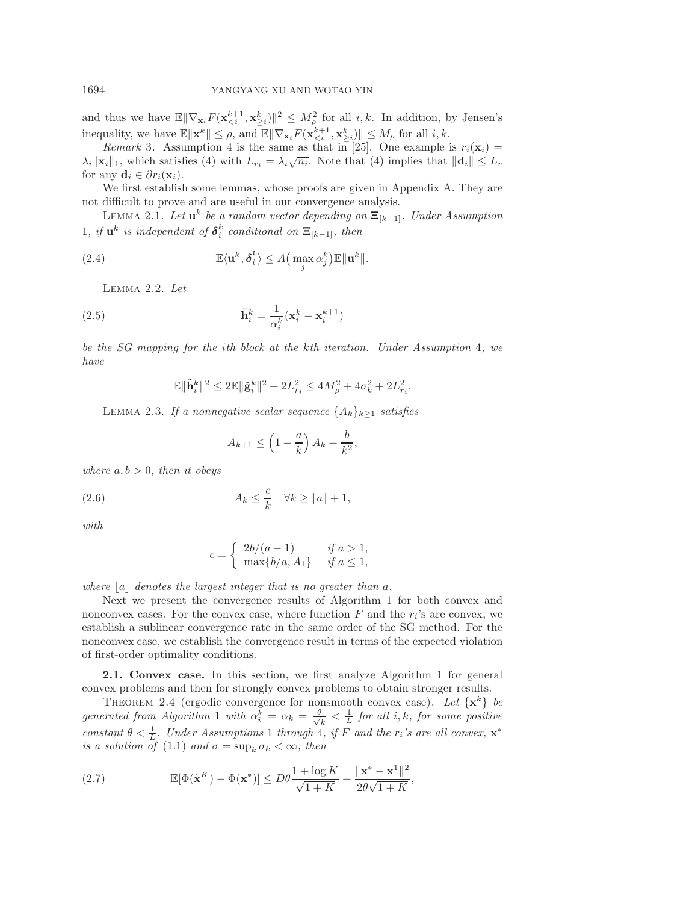and thus we have $\mathbb{E}\|\nabla_{\mathbf{x}_i} F(\mathbf{x}_{<i}^{k+1}, \mathbf{x}_{\geq i}^k)\|^2 \leq M_\rho^2$ for all $i, k$. In addition, by Jensen's inequality, we have $\mathbb{E}\|\mathbf{x}^k\| \leq \rho$, and $\mathbb{E}\|\nabla_{\mathbf{x}_i} F(\mathbf{x}_{<i}^{k+1}, \mathbf{x}_{\geq i}^k)\| \leq M_\rho$ for all $i, k$.

*Remark* 3. Assumption 4 is the same as that in [25]. One example is $r_i(\mathbf{x}_i) = \lambda_i \|\mathbf{x}_i\|_1$, which satisfies (4) with $L_{r_i} = \lambda_i \sqrt{n_i}$. Note that (4) implies that $\|\mathbf{d}_i\| \leq L_r$ for any $\mathbf{d}_i \in \partial r_i(\mathbf{x}_i)$.

We first establish some lemmas, whose proofs are given in Appendix A. They are not difficult to prove and are useful in our convergence analysis.

Lemma 2.1. *Let $\mathbf{u}^k$ be a random vector depending on $\Xi_{[k-1]}$. Under Assumption 1, if $\mathbf{u}^k$ is independent of $\boldsymbol{\delta}_i^k$ conditional on $\Xi_{[k-1]}$, then*

$$\mathbb{E}\langle \mathbf{u}^k, \boldsymbol{\delta}_i^k \rangle \leq A\big(\max_j \alpha_j^k\big)\mathbb{E}\|\mathbf{u}^k\|. \tag{2.4}$$

Lemma 2.2. *Let*

$$\tilde{\mathbf{h}}_i^k = \frac{1}{\alpha_i^k}(\mathbf{x}_i^k - \mathbf{x}_i^{k+1}) \tag{2.5}$$

*be the SG mapping for the ith block at the kth iteration. Under Assumption 4, we have*

$$\mathbb{E}\|\tilde{\mathbf{h}}_i^k\|^2 \leq 2\mathbb{E}\|\tilde{\mathbf{g}}_i^k\|^2 + 2L_{r_i}^2 \leq 4M_\rho^2 + 4\sigma_k^2 + 2L_{r_i}^2.$$

Lemma 2.3. *If a nonnegative scalar sequence $\{A_k\}_{k\geq 1}$ satisfies*

$$A_{k+1} \leq \left(1 - \frac{a}{k}\right) A_k + \frac{b}{k^2},$$

*where $a, b > 0$, then it obeys*

$$A_k \leq \frac{c}{k} \quad \forall k \geq \lfloor a \rfloor + 1, \tag{2.6}$$

*with*

$$c = \begin{cases} 2b/(a-1) & \text{if } a > 1, \\ \max\{b/a, A_1\} & \text{if } a \leq 1, \end{cases}$$

*where $\lfloor a \rfloor$ denotes the largest integer that is no greater than $a$.*

Next we present the convergence results of Algorithm 1 for both convex and nonconvex cases. For the convex case, where function $F$ and the $r_i$'s are convex, we establish a sublinear convergence rate in the same order of the SG method. For the nonconvex case, we establish the convergence result in terms of the expected violation of first-order optimality conditions.

### 2.1. Convex case.

In this section, we first analyze Algorithm 1 for general convex problems and then for strongly convex problems to obtain stronger results.

Theorem 2.4 (ergodic convergence for nonsmooth convex case). *Let $\{\mathbf{x}^k\}$ be generated from Algorithm 1 with $\alpha_i^k = \alpha_k = \frac{\theta}{\sqrt{k}} < \frac{1}{L}$ for all $i, k$, for some positive constant $\theta < \frac{1}{L}$. Under Assumptions 1 through 4, if $F$ and the $r_i$'s are all convex, $\mathbf{x}^*$ is a solution of (1.1) and $\sigma = \sup_k \sigma_k < \infty$, then*

$$\mathbb{E}[\Phi(\tilde{\mathbf{x}}^K) - \Phi(\mathbf{x}^*)] \leq D\theta \frac{1 + \log K}{\sqrt{1+K}} + \frac{\|\mathbf{x}^* - \mathbf{x}^1\|^2}{2\theta\sqrt{1+K}}, \tag{2.7}$$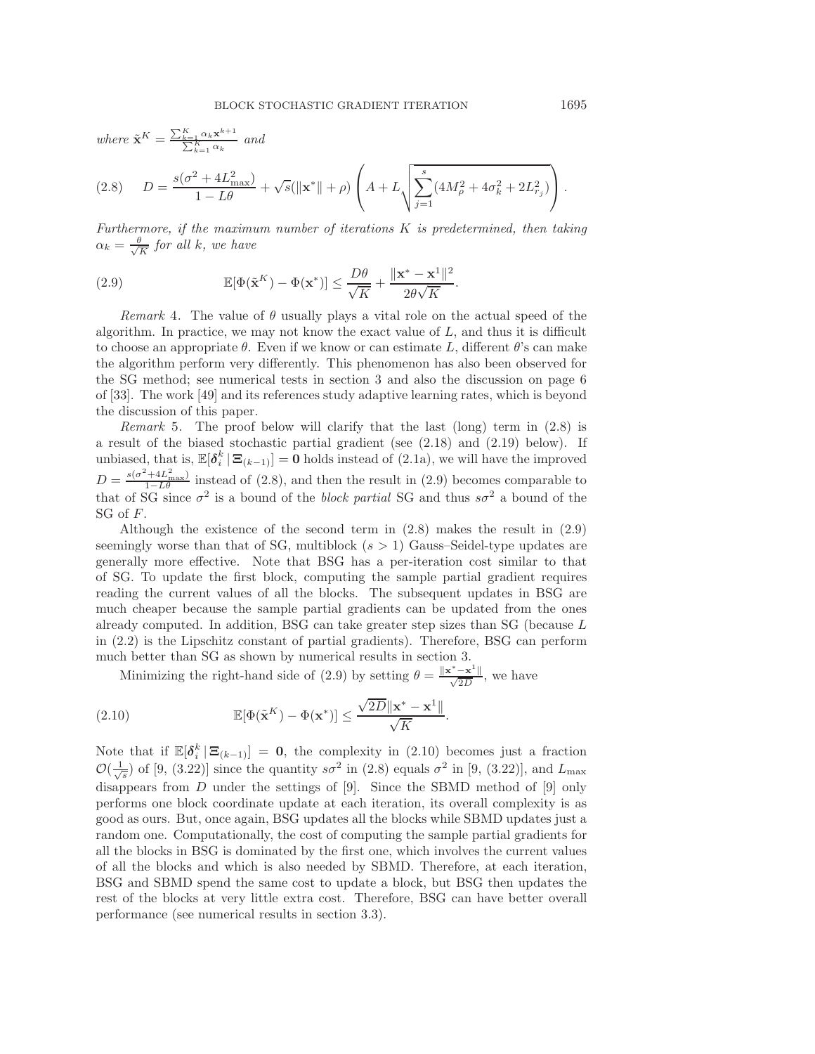where $\tilde{\mathbf{x}}^K = \frac{\sum_{k=1}^K \alpha_k \mathbf{x}^{k+1}}{\sum_{k=1}^K \alpha_k}$ and

$$D = \frac{s(\sigma^2 + 4L_{\max}^2)}{1 - L\theta} + \sqrt{s}(\|\mathbf{x}^*\| + \rho)\left(A + L\sqrt{\sum_{j=1}^{s}(4M_\rho^2 + 4\sigma_k^2 + 2L_{r_j}^2)}\right). \tag{2.8}$$

*Furthermore, if the maximum number of iterations $K$ is predetermined, then taking $\alpha_k = \frac{\theta}{\sqrt{K}}$ for all $k$, we have*

$$\mathbb{E}[\Phi(\tilde{\mathbf{x}}^K) - \Phi(\mathbf{x}^*)] \leq \frac{D\theta}{\sqrt{K}} + \frac{\|\mathbf{x}^* - \mathbf{x}^1\|^2}{2\theta\sqrt{K}}. \tag{2.9}$$

*Remark* 4. The value of $\theta$ usually plays a vital role on the actual speed of the algorithm. In practice, we may not know the exact value of $L$, and thus it is difficult to choose an appropriate $\theta$. Even if we know or can estimate $L$, different $\theta$'s can make the algorithm perform very differently. This phenomenon has also been observed for the SG method; see numerical tests in section 3 and also the discussion on page 6 of [33]. The work [49] and its references study adaptive learning rates, which is beyond the discussion of this paper.

*Remark* 5. The proof below will clarify that the last (long) term in (2.8) is a result of the biased stochastic partial gradient (see (2.18) and (2.19) below). If unbiased, that is, $\mathbb{E}[\boldsymbol{\delta}_i^k \,|\, \boldsymbol{\Xi}_{(k-1)}] = \mathbf{0}$ holds instead of (2.1a), we will have the improved $D = \frac{s(\sigma^2 + 4L_{\max}^2)}{1 - L\theta}$ instead of (2.8), and then the result in (2.9) becomes comparable to that of SG since $\sigma^2$ is a bound of the *block partial* SG and thus $s\sigma^2$ a bound of the SG of $F$.

Although the existence of the second term in (2.8) makes the result in (2.9) seemingly worse than that of SG, multiblock ($s > 1$) Gauss–Seidel-type updates are generally more effective. Note that BSG has a per-iteration cost similar to that of SG. To update the first block, computing the sample partial gradient requires reading the current values of all the blocks. The subsequent updates in BSG are much cheaper because the sample partial gradients can be updated from the ones already computed. In addition, BSG can take greater step sizes than SG (because $L$ in (2.2) is the Lipschitz constant of partial gradients). Therefore, BSG can perform much better than SG as shown by numerical results in section 3.

Minimizing the right-hand side of (2.9) by setting $\theta = \frac{\|\mathbf{x}^* - \mathbf{x}^1\|}{\sqrt{2D}}$, we have

$$\mathbb{E}[\Phi(\tilde{\mathbf{x}}^K) - \Phi(\mathbf{x}^*)] \leq \frac{\sqrt{2D}\|\mathbf{x}^* - \mathbf{x}^1\|}{\sqrt{K}}. \tag{2.10}$$

Note that if $\mathbb{E}[\boldsymbol{\delta}_i^k \,|\, \boldsymbol{\Xi}_{(k-1)}] = \mathbf{0}$, the complexity in (2.10) becomes just a fraction $\mathcal{O}(\frac{1}{\sqrt{s}})$ of [9, (3.22)] since the quantity $s\sigma^2$ in (2.8) equals $\sigma^2$ in [9, (3.22)], and $L_{\max}$ disappears from $D$ under the settings of [9]. Since the SBMD method of [9] only performs one block coordinate update at each iteration, its overall complexity is as good as ours. But, once again, BSG updates all the blocks while SBMD updates just a random one. Computationally, the cost of computing the sample partial gradients for all the blocks in BSG is dominated by the first one, which involves the current values of all the blocks and which is also needed by SBMD. Therefore, at each iteration, BSG and SBMD spend the same cost to update a block, but BSG then updates the rest of the blocks at very little extra cost. Therefore, BSG can have better overall performance (see numerical results in section 3.3).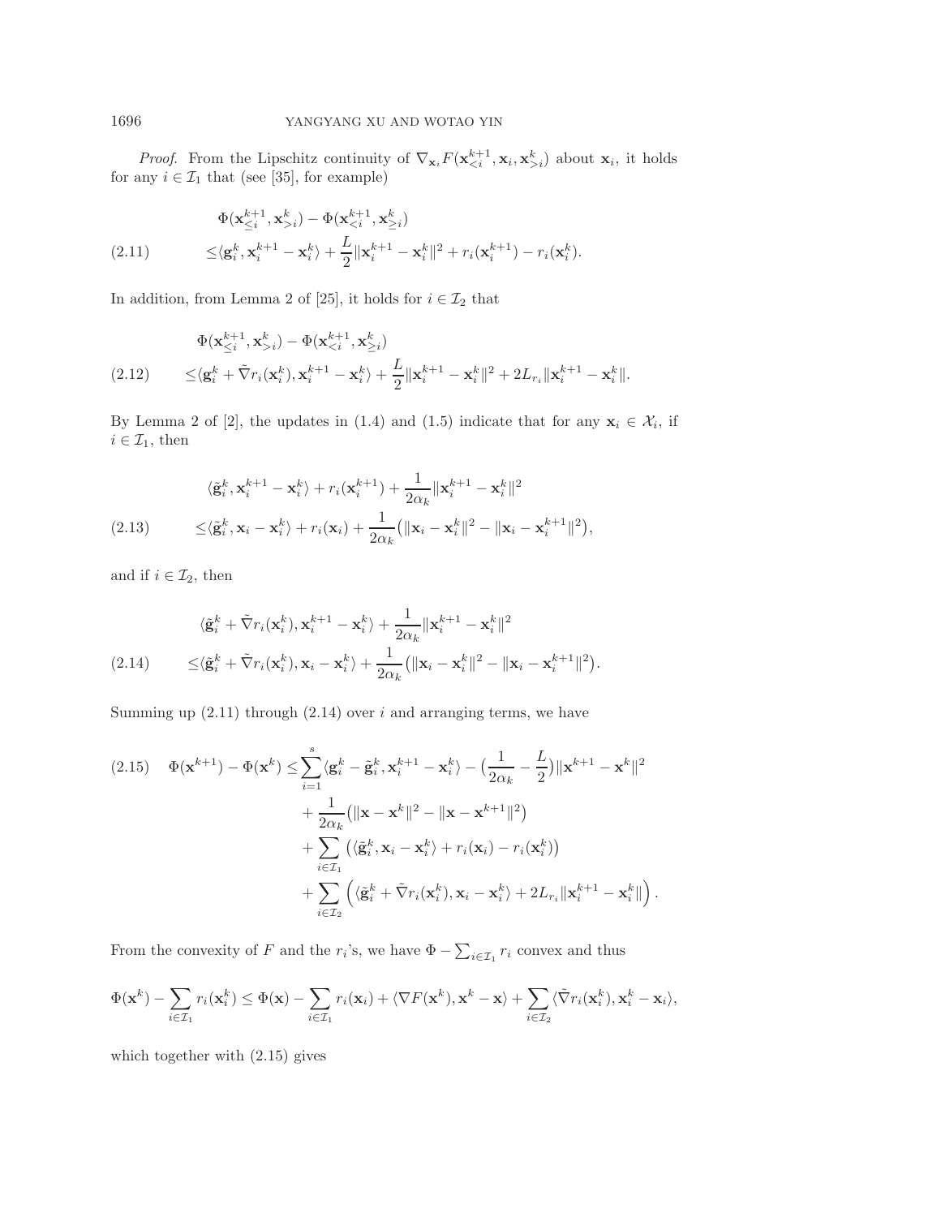*Proof.* From the Lipschitz continuity of $\nabla_{\mathbf{x}_i} F(\mathbf{x}_{<i}^{k+1}, \mathbf{x}_i, \mathbf{x}_{>i}^k)$ about $\mathbf{x}_i$, it holds for any $i \in \mathcal{I}_1$ that (see [35], for example)

$$
\begin{aligned}
&\Phi(\mathbf{x}_{\leq i}^{k+1}, \mathbf{x}_{>i}^k) - \Phi(\mathbf{x}_{<i}^{k+1}, \mathbf{x}_{\geq i}^k) \\
\leq &\langle \mathbf{g}_i^k, \mathbf{x}_i^{k+1} - \mathbf{x}_i^k \rangle + \frac{L}{2}\|\mathbf{x}_i^{k+1} - \mathbf{x}_i^k\|^2 + r_i(\mathbf{x}_i^{k+1}) - r_i(\mathbf{x}_i^k).
\end{aligned} \tag{2.11}
$$

In addition, from Lemma 2 of [25], it holds for $i \in \mathcal{I}_2$ that

$$
\begin{aligned}
&\Phi(\mathbf{x}_{\leq i}^{k+1}, \mathbf{x}_{>i}^k) - \Phi(\mathbf{x}_{<i}^{k+1}, \mathbf{x}_{\geq i}^k) \\
\leq &\langle \mathbf{g}_i^k + \tilde{\nabla} r_i(\mathbf{x}_i^k), \mathbf{x}_i^{k+1} - \mathbf{x}_i^k \rangle + \frac{L}{2}\|\mathbf{x}_i^{k+1} - \mathbf{x}_i^k\|^2 + 2L_{r_i}\|\mathbf{x}_i^{k+1} - \mathbf{x}_i^k\|.
\end{aligned} \tag{2.12}
$$

By Lemma 2 of [2], the updates in (1.4) and (1.5) indicate that for any $\mathbf{x}_i \in \mathcal{X}_i$, if $i \in \mathcal{I}_1$, then

$$
\begin{aligned}
&\langle \tilde{\mathbf{g}}_i^k, \mathbf{x}_i^{k+1} - \mathbf{x}_i^k \rangle + r_i(\mathbf{x}_i^{k+1}) + \frac{1}{2\alpha_k}\|\mathbf{x}_i^{k+1} - \mathbf{x}_i^k\|^2 \\
\leq &\langle \tilde{\mathbf{g}}_i^k, \mathbf{x}_i - \mathbf{x}_i^k \rangle + r_i(\mathbf{x}_i) + \frac{1}{2\alpha_k}\big(\|\mathbf{x}_i - \mathbf{x}_i^k\|^2 - \|\mathbf{x}_i - \mathbf{x}_i^{k+1}\|^2\big),
\end{aligned} \tag{2.13}
$$

and if $i \in \mathcal{I}_2$, then

$$
\begin{aligned}
&\langle \tilde{\mathbf{g}}_i^k + \tilde{\nabla} r_i(\mathbf{x}_i^k), \mathbf{x}_i^{k+1} - \mathbf{x}_i^k \rangle + \frac{1}{2\alpha_k}\|\mathbf{x}_i^{k+1} - \mathbf{x}_i^k\|^2 \\
\leq &\langle \tilde{\mathbf{g}}_i^k + \tilde{\nabla} r_i(\mathbf{x}_i^k), \mathbf{x}_i - \mathbf{x}_i^k \rangle + \frac{1}{2\alpha_k}\big(\|\mathbf{x}_i - \mathbf{x}_i^k\|^2 - \|\mathbf{x}_i - \mathbf{x}_i^{k+1}\|^2\big).
\end{aligned} \tag{2.14}
$$

Summing up (2.11) through (2.14) over $i$ and arranging terms, we have

$$
\begin{aligned}
\Phi(\mathbf{x}^{k+1}) - \Phi(\mathbf{x}^k) \leq &\sum_{i=1}^s \langle \mathbf{g}_i^k - \tilde{\mathbf{g}}_i^k, \mathbf{x}_i^{k+1} - \mathbf{x}_i^k \rangle - \Big(\frac{1}{2\alpha_k} - \frac{L}{2}\Big)\|\mathbf{x}^{k+1} - \mathbf{x}^k\|^2 \\
&+ \frac{1}{2\alpha_k}\big(\|\mathbf{x} - \mathbf{x}^k\|^2 - \|\mathbf{x} - \mathbf{x}^{k+1}\|^2\big) \\
&+ \sum_{i \in \mathcal{I}_1} \big(\langle \tilde{\mathbf{g}}_i^k, \mathbf{x}_i - \mathbf{x}_i^k \rangle + r_i(\mathbf{x}_i) - r_i(\mathbf{x}_i^k)\big) \\
&+ \sum_{i \in \mathcal{I}_2} \Big(\langle \tilde{\mathbf{g}}_i^k + \tilde{\nabla} r_i(\mathbf{x}_i^k), \mathbf{x}_i - \mathbf{x}_i^k \rangle + 2L_{r_i}\|\mathbf{x}_i^{k+1} - \mathbf{x}_i^k\|\Big).
\end{aligned} \tag{2.15}
$$

From the convexity of $F$ and the $r_i$'s, we have $\Phi - \sum_{i \in \mathcal{I}_1} r_i$ convex and thus

$$
\Phi(\mathbf{x}^k) - \sum_{i \in \mathcal{I}_1} r_i(\mathbf{x}_i^k) \leq \Phi(\mathbf{x}) - \sum_{i \in \mathcal{I}_1} r_i(\mathbf{x}_i) + \langle \nabla F(\mathbf{x}^k), \mathbf{x}^k - \mathbf{x} \rangle + \sum_{i \in \mathcal{I}_2} \langle \tilde{\nabla} r_i(\mathbf{x}_i^k), \mathbf{x}_i^k - \mathbf{x}_i \rangle,
$$

which together with (2.15) gives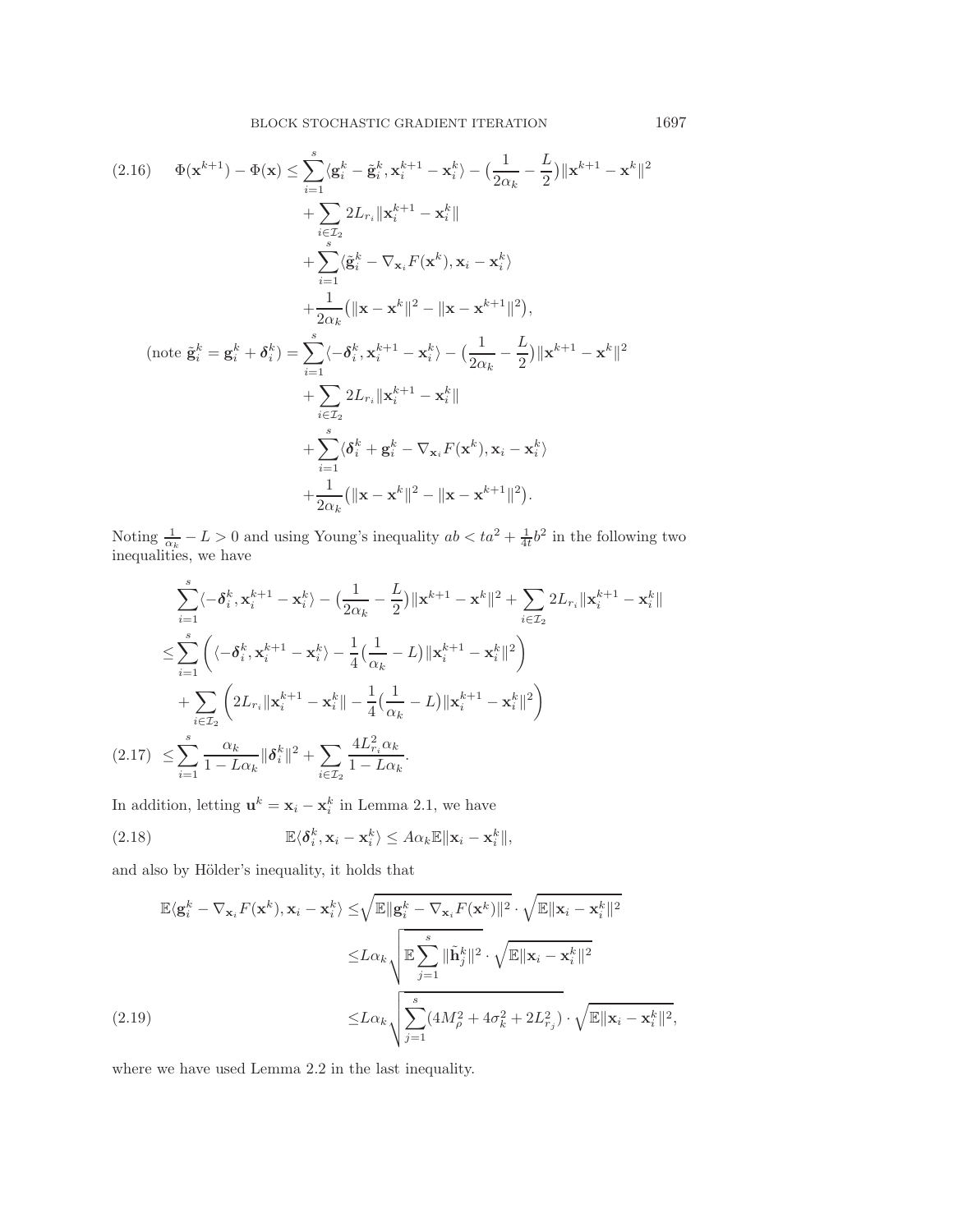$$
\begin{aligned}
\Phi(\mathbf{x}^{k+1}) - \Phi(\mathbf{x}) \leq & \sum_{i=1}^{s} \langle \mathbf{g}_i^k - \tilde{\mathbf{g}}_i^k, \mathbf{x}_i^{k+1} - \mathbf{x}_i^k \rangle - \big(\frac{1}{2\alpha_k} - \frac{L}{2}\big) \|\mathbf{x}^{k+1} - \mathbf{x}^k\|^2 \\
& + \sum_{i \in \mathcal{I}_2} 2L_{r_i} \|\mathbf{x}_i^{k+1} - \mathbf{x}_i^k\| \\
& + \sum_{i=1}^{s} \langle \tilde{\mathbf{g}}_i^k - \nabla_{\mathbf{x}_i} F(\mathbf{x}^k), \mathbf{x}_i - \mathbf{x}_i^k \rangle \\
& + \frac{1}{2\alpha_k} \big( \|\mathbf{x} - \mathbf{x}^k\|^2 - \|\mathbf{x} - \mathbf{x}^{k+1}\|^2 \big), \\
(\text{note } \tilde{\mathbf{g}}_i^k = \mathbf{g}_i^k + \boldsymbol{\delta}_i^k) = & \sum_{i=1}^{s} \langle -\boldsymbol{\delta}_i^k, \mathbf{x}_i^{k+1} - \mathbf{x}_i^k \rangle - \big(\frac{1}{2\alpha_k} - \frac{L}{2}\big) \|\mathbf{x}^{k+1} - \mathbf{x}^k\|^2 \\
& + \sum_{i \in \mathcal{I}_2} 2L_{r_i} \|\mathbf{x}_i^{k+1} - \mathbf{x}_i^k\| \\
& + \sum_{i=1}^{s} \langle \boldsymbol{\delta}_i^k + \mathbf{g}_i^k - \nabla_{\mathbf{x}_i} F(\mathbf{x}^k), \mathbf{x}_i - \mathbf{x}_i^k \rangle \\
& + \frac{1}{2\alpha_k} \big( \|\mathbf{x} - \mathbf{x}^k\|^2 - \|\mathbf{x} - \mathbf{x}^{k+1}\|^2 \big).
\end{aligned}
\tag{2.16}
$$

Noting $\frac{1}{\alpha_k} - L > 0$ and using Young's inequality $ab < ta^2 + \frac{1}{4t}b^2$ in the following two inequalities, we have

$$
\begin{aligned}
& \sum_{i=1}^{s} \langle -\boldsymbol{\delta}_i^k, \mathbf{x}_i^{k+1} - \mathbf{x}_i^k \rangle - \big(\frac{1}{2\alpha_k} - \frac{L}{2}\big) \|\mathbf{x}^{k+1} - \mathbf{x}^k\|^2 + \sum_{i \in \mathcal{I}_2} 2L_{r_i} \|\mathbf{x}_i^{k+1} - \mathbf{x}_i^k\| \\
\leq & \sum_{i=1}^{s} \left( \langle -\boldsymbol{\delta}_i^k, \mathbf{x}_i^{k+1} - \mathbf{x}_i^k \rangle - \frac{1}{4}\big(\frac{1}{\alpha_k} - L\big) \|\mathbf{x}_i^{k+1} - \mathbf{x}_i^k\|^2 \right) \\
& + \sum_{i \in \mathcal{I}_2} \left( 2L_{r_i} \|\mathbf{x}_i^{k+1} - \mathbf{x}_i^k\| - \frac{1}{4}\big(\frac{1}{\alpha_k} - L\big) \|\mathbf{x}_i^{k+1} - \mathbf{x}_i^k\|^2 \right) \\
\leq & \sum_{i=1}^{s} \frac{\alpha_k}{1 - L\alpha_k} \|\boldsymbol{\delta}_i^k\|^2 + \sum_{i \in \mathcal{I}_2} \frac{4L_{r_i}^2 \alpha_k}{1 - L\alpha_k}.
\end{aligned}
\tag{2.17}
$$

In addition, letting $\mathbf{u}^k = \mathbf{x}_i - \mathbf{x}_i^k$ in Lemma 2.1, we have

$$
\mathbb{E}\langle \boldsymbol{\delta}_i^k, \mathbf{x}_i - \mathbf{x}_i^k \rangle \leq A\alpha_k \mathbb{E}\|\mathbf{x}_i - \mathbf{x}_i^k\|,
\tag{2.18}
$$

and also by Hölder's inequality, it holds that

$$
\begin{aligned}
\mathbb{E}\langle \mathbf{g}_i^k - \nabla_{\mathbf{x}_i} F(\mathbf{x}^k), \mathbf{x}_i - \mathbf{x}_i^k \rangle \leq & \sqrt{\mathbb{E}\|\mathbf{g}_i^k - \nabla_{\mathbf{x}_i} F(\mathbf{x}^k)\|^2} \cdot \sqrt{\mathbb{E}\|\mathbf{x}_i - \mathbf{x}_i^k\|^2} \\
\leq & L\alpha_k \sqrt{\mathbb{E}\sum_{j=1}^{s} \|\tilde{\mathbf{h}}_j^k\|^2} \cdot \sqrt{\mathbb{E}\|\mathbf{x}_i - \mathbf{x}_i^k\|^2} \\
\leq & L\alpha_k \sqrt{\sum_{j=1}^{s} (4M_\rho^2 + 4\sigma_k^2 + 2L_{r_j}^2)} \cdot \sqrt{\mathbb{E}\|\mathbf{x}_i - \mathbf{x}_i^k\|^2},
\end{aligned}
\tag{2.19}
$$

where we have used Lemma 2.2 in the last inequality.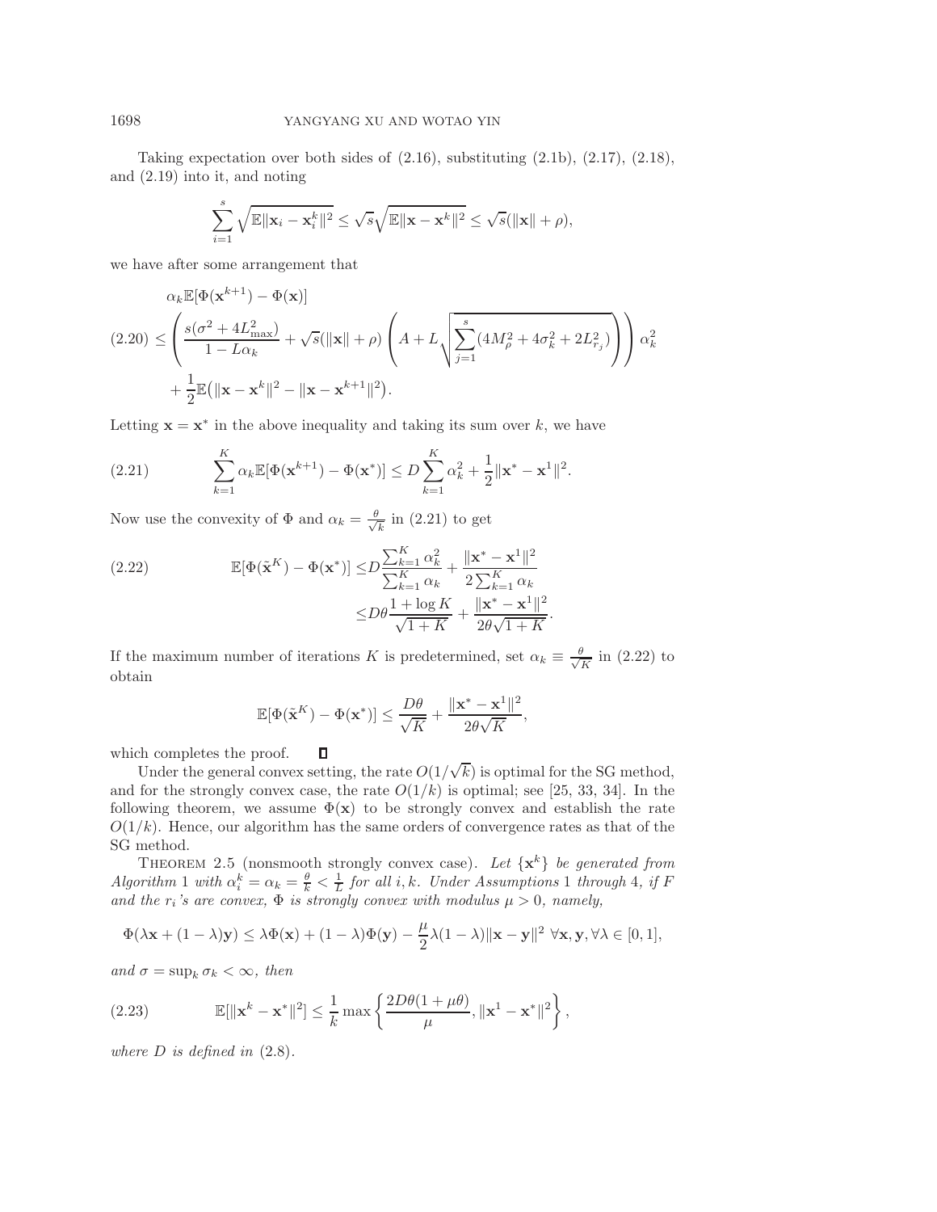Taking expectation over both sides of (2.16), substituting (2.1b), (2.17), (2.18), and (2.19) into it, and noting

$$\sum_{i=1}^{s}\sqrt{\mathbb{E}\|\mathbf{x}_i-\mathbf{x}_i^k\|^2}\le\sqrt{s}\sqrt{\mathbb{E}\|\mathbf{x}-\mathbf{x}^k\|^2}\le\sqrt{s}(\|\mathbf{x}\|+\rho),$$

we have after some arrangement that

$$\begin{aligned}
&\alpha_k\mathbb{E}[\Phi(\mathbf{x}^{k+1})-\Phi(\mathbf{x})]\\
(2.20)\quad &\le\left(\frac{s(\sigma^2+4L_{\max}^2)}{1-L\alpha_k}+\sqrt{s}(\|\mathbf{x}\|+\rho)\left(A+L\sqrt{\sum_{j=1}^{s}(4M_\rho^2+4\sigma_k^2+2L_{r_j}^2)}\right)\right)\alpha_k^2\\
&\quad+\frac{1}{2}\mathbb{E}\big(\|\mathbf{x}-\mathbf{x}^k\|^2-\|\mathbf{x}-\mathbf{x}^{k+1}\|^2\big).
\end{aligned}$$

Letting $\mathbf{x}=\mathbf{x}^*$ in the above inequality and taking its sum over $k$, we have

$$\sum_{k=1}^{K}\alpha_k\mathbb{E}[\Phi(\mathbf{x}^{k+1})-\Phi(\mathbf{x}^*)]\le D\sum_{k=1}^{K}\alpha_k^2+\frac{1}{2}\|\mathbf{x}^*-\mathbf{x}^1\|^2. \tag{2.21}$$

Now use the convexity of $\Phi$ and $\alpha_k=\frac{\theta}{\sqrt{k}}$ in (2.21) to get

$$\begin{aligned}
\mathbb{E}[\Phi(\tilde{\mathbf{x}}^K)-\Phi(\mathbf{x}^*)]&\le D\frac{\sum_{k=1}^{K}\alpha_k^2}{\sum_{k=1}^{K}\alpha_k}+\frac{\|\mathbf{x}^*-\mathbf{x}^1\|^2}{2\sum_{k=1}^{K}\alpha_k}\\
&\le D\theta\frac{1+\log K}{\sqrt{1+K}}+\frac{\|\mathbf{x}^*-\mathbf{x}^1\|^2}{2\theta\sqrt{1+K}}.
\end{aligned}\tag{2.22}$$

If the maximum number of iterations $K$ is predetermined, set $\alpha_k\equiv\frac{\theta}{\sqrt{K}}$ in (2.22) to obtain

$$\mathbb{E}[\Phi(\tilde{\mathbf{x}}^K)-\Phi(\mathbf{x}^*)]\le\frac{D\theta}{\sqrt{K}}+\frac{\|\mathbf{x}^*-\mathbf{x}^1\|^2}{2\theta\sqrt{K}},$$

which completes the proof. ∎

Under the general convex setting, the rate $O(1/\sqrt{k})$ is optimal for the SG method, and for the strongly convex case, the rate $O(1/k)$ is optimal; see [25, 33, 34]. In the following theorem, we assume $\Phi(\mathbf{x})$ to be strongly convex and establish the rate $O(1/k)$. Hence, our algorithm has the same orders of convergence rates as that of the SG method.

**Theorem 2.5** (nonsmooth strongly convex case). *Let $\{\mathbf{x}^k\}$ be generated from Algorithm 1 with $\alpha_i^k=\alpha_k=\frac{\theta}{k}<\frac{1}{L}$ for all $i,k$. Under Assumptions 1 through 4, if $F$ and the $r_i$'s are convex, $\Phi$ is strongly convex with modulus $\mu>0$, namely,*

$$\Phi(\lambda\mathbf{x}+(1-\lambda)\mathbf{y})\le\lambda\Phi(\mathbf{x})+(1-\lambda)\Phi(\mathbf{y})-\frac{\mu}{2}\lambda(1-\lambda)\|\mathbf{x}-\mathbf{y}\|^2\ \forall\mathbf{x},\mathbf{y},\forall\lambda\in[0,1],$$

*and $\sigma=\sup_k\sigma_k<\infty$, then*

$$\mathbb{E}[\|\mathbf{x}^k-\mathbf{x}^*\|^2]\le\frac{1}{k}\max\left\{\frac{2D\theta(1+\mu\theta)}{\mu},\|\mathbf{x}^1-\mathbf{x}^*\|^2\right\},\tag{2.23}$$

*where $D$ is defined in (2.8).*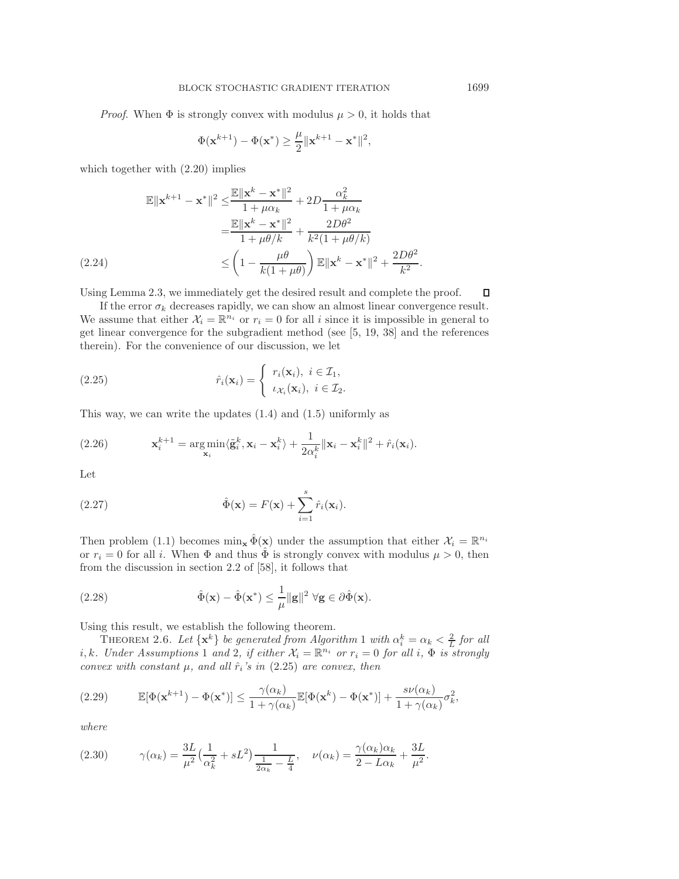*Proof.* When $\Phi$ is strongly convex with modulus $\mu > 0$, it holds that

$$\Phi(\mathbf{x}^{k+1}) - \Phi(\mathbf{x}^*) \geq \frac{\mu}{2}\|\mathbf{x}^{k+1} - \mathbf{x}^*\|^2,$$

which together with (2.20) implies

$$\begin{aligned}
\mathbb{E}\|\mathbf{x}^{k+1} - \mathbf{x}^*\|^2 \leq & \frac{\mathbb{E}\|\mathbf{x}^k - \mathbf{x}^*\|^2}{1+\mu\alpha_k} + 2D\frac{\alpha_k^2}{1+\mu\alpha_k} \\
= & \frac{\mathbb{E}\|\mathbf{x}^k - \mathbf{x}^*\|^2}{1+\mu\theta/k} + \frac{2D\theta^2}{k^2(1+\mu\theta/k)} \\
\leq & \left(1 - \frac{\mu\theta}{k(1+\mu\theta)}\right)\mathbb{E}\|\mathbf{x}^k - \mathbf{x}^*\|^2 + \frac{2D\theta^2}{k^2}.
\end{aligned} \tag{2.24}$$

Using Lemma 2.3, we immediately get the desired result and complete the proof. □

If the error $\sigma_k$ decreases rapidly, we can show an almost linear convergence result. We assume that either $\mathcal{X}_i = \mathbb{R}^{n_i}$ or $r_i = 0$ for all $i$ since it is impossible in general to get linear convergence for the subgradient method (see [5, 19, 38] and the references therein). For the convenience of our discussion, we let

$$\hat{r}_i(\mathbf{x}_i) = \begin{cases} r_i(\mathbf{x}_i), & i \in \mathcal{I}_1, \\ \iota_{\mathcal{X}_i}(\mathbf{x}_i), & i \in \mathcal{I}_2. \end{cases} \tag{2.25}$$

This way, we can write the updates (1.4) and (1.5) uniformly as

$$\mathbf{x}_i^{k+1} = \operatorname*{arg\,min}_{\mathbf{x}_i} \langle \tilde{\mathbf{g}}_i^k, \mathbf{x}_i - \mathbf{x}_i^k\rangle + \frac{1}{2\alpha_i^k}\|\mathbf{x}_i - \mathbf{x}_i^k\|^2 + \hat{r}_i(\mathbf{x}_i). \tag{2.26}$$

Let

$$\hat{\Phi}(\mathbf{x}) = F(\mathbf{x}) + \sum_{i=1}^{s}\hat{r}_i(\mathbf{x}_i). \tag{2.27}$$

Then problem (1.1) becomes $\min_{\mathbf{x}} \hat{\Phi}(\mathbf{x})$ under the assumption that either $\mathcal{X}_i = \mathbb{R}^{n_i}$ or $r_i = 0$ for all $i$. When $\Phi$ and thus $\hat{\Phi}$ is strongly convex with modulus $\mu > 0$, then from the discussion in section 2.2 of [58], it follows that

$$\hat{\Phi}(\mathbf{x}) - \hat{\Phi}(\mathbf{x}^*) \leq \frac{1}{\mu}\|\mathbf{g}\|^2 \ \forall \mathbf{g} \in \partial\hat{\Phi}(\mathbf{x}). \tag{2.28}$$

Using this result, we establish the following theorem.

THEOREM 2.6. *Let $\{\mathbf{x}^k\}$ be generated from Algorithm 1 with $\alpha_i^k = \alpha_k < \frac{2}{L}$ for all $i, k$. Under Assumptions 1 and 2, if either $\mathcal{X}_i = \mathbb{R}^{n_i}$ or $r_i = 0$ for all $i$, $\Phi$ is strongly convex with constant $\mu$, and all $\hat{r}_i$'s in (2.25) are convex, then*

$$\mathbb{E}[\Phi(\mathbf{x}^{k+1}) - \Phi(\mathbf{x}^*)] \leq \frac{\gamma(\alpha_k)}{1+\gamma(\alpha_k)}\mathbb{E}[\Phi(\mathbf{x}^k) - \Phi(\mathbf{x}^*)] + \frac{s\nu(\alpha_k)}{1+\gamma(\alpha_k)}\sigma_k^2, \tag{2.29}$$

*where*

$$\gamma(\alpha_k) = \frac{3L}{\mu^2}\left(\frac{1}{\alpha_k^2} + sL^2\right)\frac{1}{\frac{1}{2\alpha_k} - \frac{L}{4}}, \quad \nu(\alpha_k) = \frac{\gamma(\alpha_k)\alpha_k}{2 - L\alpha_k} + \frac{3L}{\mu^2}. \tag{2.30}$$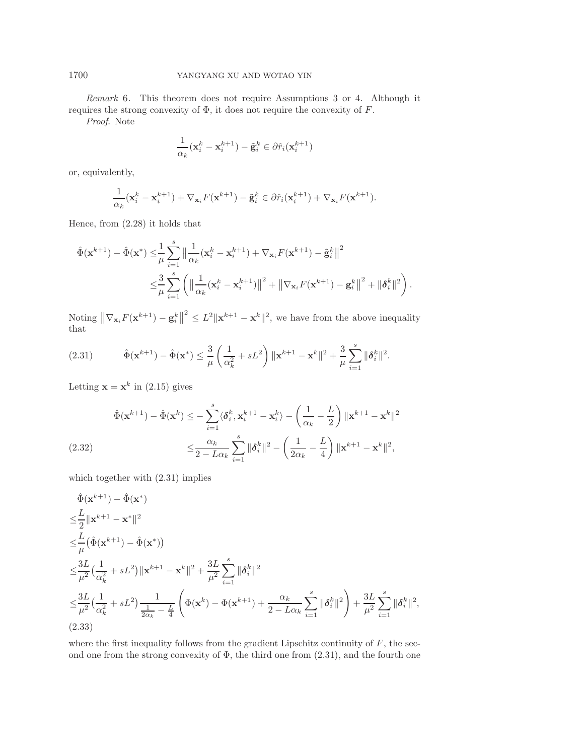*Remark* 6. This theorem does not require Assumptions 3 or 4. Although it requires the strong convexity of $\Phi$, it does not require the convexity of $F$.

*Proof.* Note

$$\frac{1}{\alpha_k}(\mathbf{x}_i^k - \mathbf{x}_i^{k+1}) - \tilde{\mathbf{g}}_i^k \in \partial \hat{r}_i(\mathbf{x}_i^{k+1})$$

or, equivalently,

$$\frac{1}{\alpha_k}(\mathbf{x}_i^k - \mathbf{x}_i^{k+1}) + \nabla_{\mathbf{x}_i} F(\mathbf{x}^{k+1}) - \tilde{\mathbf{g}}_i^k \in \partial \hat{r}_i(\mathbf{x}_i^{k+1}) + \nabla_{\mathbf{x}_i} F(\mathbf{x}^{k+1}).$$

Hence, from (2.28) it holds that

$$\begin{aligned}
\hat{\Phi}(\mathbf{x}^{k+1}) - \hat{\Phi}(\mathbf{x}^*) \leq & \frac{1}{\mu} \sum_{i=1}^s \left\| \frac{1}{\alpha_k}(\mathbf{x}_i^k - \mathbf{x}_i^{k+1}) + \nabla_{\mathbf{x}_i} F(\mathbf{x}^{k+1}) - \tilde{\mathbf{g}}_i^k \right\|^2 \\
\leq & \frac{3}{\mu} \sum_{i=1}^s \left( \left\| \frac{1}{\alpha_k}(\mathbf{x}_i^k - \mathbf{x}_i^{k+1}) \right\|^2 + \left\| \nabla_{\mathbf{x}_i} F(\mathbf{x}^{k+1}) - \mathbf{g}_i^k \right\|^2 + \|\boldsymbol{\delta}_i^k\|^2 \right).
\end{aligned}$$

Noting $\left\| \nabla_{\mathbf{x}_i} F(\mathbf{x}^{k+1}) - \mathbf{g}_i^k \right\|^2 \leq L^2 \|\mathbf{x}^{k+1} - \mathbf{x}^k\|^2$, we have from the above inequality that

$$\hat{\Phi}(\mathbf{x}^{k+1}) - \hat{\Phi}(\mathbf{x}^*) \leq \frac{3}{\mu} \left( \frac{1}{\alpha_k^2} + sL^2 \right) \|\mathbf{x}^{k+1} - \mathbf{x}^k\|^2 + \frac{3}{\mu} \sum_{i=1}^s \|\boldsymbol{\delta}_i^k\|^2. \tag{2.31}$$

Letting $\mathbf{x} = \mathbf{x}^k$ in (2.15) gives

$$\begin{aligned}
\hat{\Phi}(\mathbf{x}^{k+1}) - \hat{\Phi}(\mathbf{x}^k) \leq & - \sum_{i=1}^s \langle \boldsymbol{\delta}_i^k, \mathbf{x}_i^{k+1} - \mathbf{x}_i^k \rangle - \left( \frac{1}{\alpha_k} - \frac{L}{2} \right) \|\mathbf{x}^{k+1} - \mathbf{x}^k\|^2 \\
\leq & \frac{\alpha_k}{2 - L\alpha_k} \sum_{i=1}^s \|\boldsymbol{\delta}_i^k\|^2 - \left( \frac{1}{2\alpha_k} - \frac{L}{4} \right) \|\mathbf{x}^{k+1} - \mathbf{x}^k\|^2,
\end{aligned} \tag{2.32}$$

which together with (2.31) implies

$$\begin{aligned}
& \hat{\Phi}(\mathbf{x}^{k+1}) - \hat{\Phi}(\mathbf{x}^*) \\
\leq & \frac{L}{2} \|\mathbf{x}^{k+1} - \mathbf{x}^*\|^2 \\
\leq & \frac{L}{\mu} \big( \hat{\Phi}(\mathbf{x}^{k+1}) - \hat{\Phi}(\mathbf{x}^*) \big) \\
\leq & \frac{3L}{\mu^2} \big( \frac{1}{\alpha_k^2} + sL^2 \big) \|\mathbf{x}^{k+1} - \mathbf{x}^k\|^2 + \frac{3L}{\mu^2} \sum_{i=1}^s \|\boldsymbol{\delta}_i^k\|^2 \\
\leq & \frac{3L}{\mu^2} \big( \frac{1}{\alpha_k^2} + sL^2 \big) \frac{1}{\frac{1}{2\alpha_k} - \frac{L}{4}} \left( \Phi(\mathbf{x}^k) - \Phi(\mathbf{x}^{k+1}) + \frac{\alpha_k}{2 - L\alpha_k} \sum_{i=1}^s \|\boldsymbol{\delta}_i^k\|^2 \right) + \frac{3L}{\mu^2} \sum_{i=1}^s \|\boldsymbol{\delta}_i^k\|^2,
\end{aligned} \tag{2.33}$$

where the first inequality follows from the gradient Lipschitz continuity of $F$, the second one from the strong convexity of $\Phi$, the third one from (2.31), and the fourth one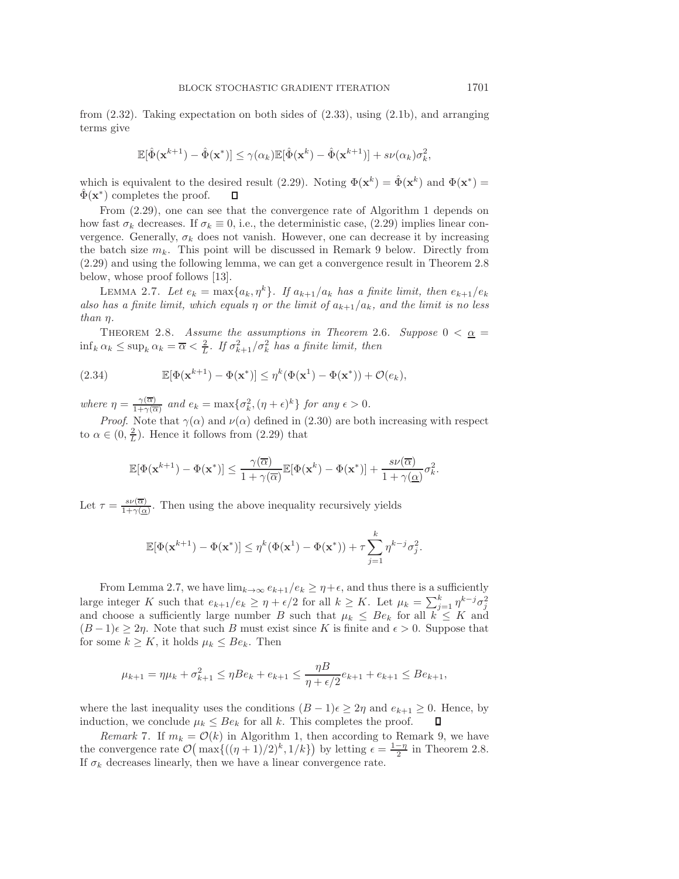from (2.32). Taking expectation on both sides of (2.33), using (2.1b), and arranging terms give

$$\mathbb{E}[\hat{\Phi}(\mathbf{x}^{k+1}) - \hat{\Phi}(\mathbf{x}^*)] \leq \gamma(\alpha_k)\mathbb{E}[\hat{\Phi}(\mathbf{x}^k) - \hat{\Phi}(\mathbf{x}^{k+1})] + s\nu(\alpha_k)\sigma_k^2,$$

which is equivalent to the desired result (2.29). Noting $\Phi(\mathbf{x}^k) = \hat{\Phi}(\mathbf{x}^k)$ and $\Phi(\mathbf{x}^*) = \hat{\Phi}(\mathbf{x}^*)$ completes the proof. ◻

From (2.29), one can see that the convergence rate of Algorithm 1 depends on how fast $\sigma_k$ decreases. If $\sigma_k \equiv 0$, i.e., the deterministic case, (2.29) implies linear convergence. Generally, $\sigma_k$ does not vanish. However, one can decrease it by increasing the batch size $m_k$. This point will be discussed in Remark 9 below. Directly from (2.29) and using the following lemma, we can get a convergence result in Theorem 2.8 below, whose proof follows [13].

Lemma 2.7. *Let $e_k = \max\{a_k, \eta^k\}$. If $a_{k+1}/a_k$ has a finite limit, then $e_{k+1}/e_k$ also has a finite limit, which equals $\eta$ or the limit of $a_{k+1}/a_k$, and the limit is no less than $\eta$.*

Theorem 2.8. *Assume the assumptions in Theorem 2.6. Suppose $0 < \underline{\alpha} = \inf_k \alpha_k \leq \sup_k \alpha_k = \overline{\alpha} < \frac{2}{L}$. If $\sigma_{k+1}^2/\sigma_k^2$ has a finite limit, then*

$$\mathbb{E}[\Phi(\mathbf{x}^{k+1}) - \Phi(\mathbf{x}^*)] \leq \eta^k(\Phi(\mathbf{x}^1) - \Phi(\mathbf{x}^*)) + \mathcal{O}(e_k), \tag{2.34}$$

*where $\eta = \frac{\gamma(\overline{\alpha})}{1+\gamma(\overline{\alpha})}$ and $e_k = \max\{\sigma_k^2, (\eta + \epsilon)^k\}$ for any $\epsilon > 0$.*

*Proof.* Note that $\gamma(\alpha)$ and $\nu(\alpha)$ defined in (2.30) are both increasing with respect to $\alpha \in (0, \frac{2}{L})$. Hence it follows from (2.29) that

$$\mathbb{E}[\Phi(\mathbf{x}^{k+1}) - \Phi(\mathbf{x}^*)] \leq \frac{\gamma(\overline{\alpha})}{1+\gamma(\overline{\alpha})}\mathbb{E}[\Phi(\mathbf{x}^k) - \Phi(\mathbf{x}^*)] + \frac{s\nu(\overline{\alpha})}{1+\gamma(\underline{\alpha})}\sigma_k^2.$$

Let $\tau = \frac{s\nu(\overline{\alpha})}{1+\gamma(\underline{\alpha})}$. Then using the above inequality recursively yields

$$\mathbb{E}[\Phi(\mathbf{x}^{k+1}) - \Phi(\mathbf{x}^*)] \leq \eta^k(\Phi(\mathbf{x}^1) - \Phi(\mathbf{x}^*)) + \tau\sum_{j=1}^{k}\eta^{k-j}\sigma_j^2.$$

From Lemma 2.7, we have $\lim_{k\to\infty} e_{k+1}/e_k \geq \eta+\epsilon$, and thus there is a sufficiently large integer $K$ such that $e_{k+1}/e_k \geq \eta + \epsilon/2$ for all $k \geq K$. Let $\mu_k = \sum_{j=1}^{k}\eta^{k-j}\sigma_j^2$ and choose a sufficiently large number $B$ such that $\mu_k \leq Be_k$ for all $k \leq K$ and $(B-1)\epsilon \geq 2\eta$. Note that such $B$ must exist since $K$ is finite and $\epsilon > 0$. Suppose that for some $k \geq K$, it holds $\mu_k \leq Be_k$. Then

$$\mu_{k+1} = \eta\mu_k + \sigma_{k+1}^2 \leq \eta Be_k + e_{k+1} \leq \frac{\eta B}{\eta + \epsilon/2}e_{k+1} + e_{k+1} \leq Be_{k+1},$$

where the last inequality uses the conditions $(B-1)\epsilon \geq 2\eta$ and $e_{k+1} \geq 0$. Hence, by induction, we conclude $\mu_k \leq Be_k$ for all $k$. This completes the proof. ◻

*Remark* 7. If $m_k = \mathcal{O}(k)$ in Algorithm 1, then according to Remark 9, we have the convergence rate $\mathcal{O}\big(\max\{((\eta+1)/2)^k, 1/k\}\big)$ by letting $\epsilon = \frac{1-\eta}{2}$ in Theorem 2.8. If $\sigma_k$ decreases linearly, then we have a linear convergence rate.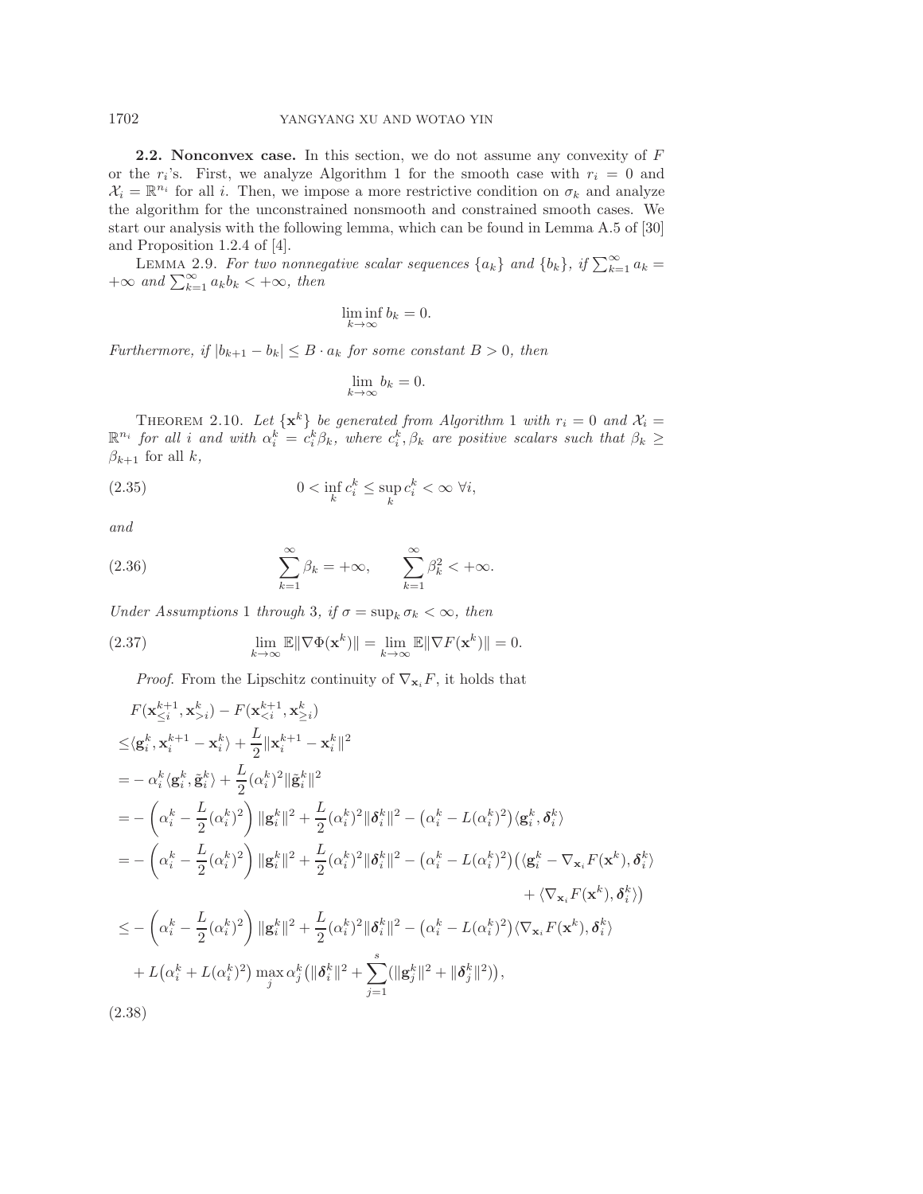**2.2. Nonconvex case.** In this section, we do not assume any convexity of $F$ or the $r_i$'s. First, we analyze Algorithm 1 for the smooth case with $r_i = 0$ and $\mathcal{X}_i = \mathbb{R}^{n_i}$ for all $i$. Then, we impose a more restrictive condition on $\sigma_k$ and analyze the algorithm for the unconstrained nonsmooth and constrained smooth cases. We start our analysis with the following lemma, which can be found in Lemma A.5 of [30] and Proposition 1.2.4 of [4].

LEMMA 2.9. *For two nonnegative scalar sequences $\{a_k\}$ and $\{b_k\}$, if $\sum_{k=1}^{\infty} a_k = +\infty$ and $\sum_{k=1}^{\infty} a_k b_k < +\infty$, then*

$$\liminf_{k\to\infty} b_k = 0.$$

*Furthermore, if $|b_{k+1} - b_k| \leq B \cdot a_k$ for some constant $B > 0$, then*

$$\lim_{k\to\infty} b_k = 0.$$

THEOREM 2.10. *Let $\{\mathbf{x}^k\}$ be generated from Algorithm 1 with $r_i = 0$ and $\mathcal{X}_i = \mathbb{R}^{n_i}$ for all $i$ and with $\alpha_i^k = c_i^k \beta_k$, where $c_i^k, \beta_k$ are positive scalars such that $\beta_k \geq \beta_{k+1}$* for all $k$,

$$0 < \inf_k c_i^k \leq \sup_k c_i^k < \infty \;\; \forall i, \tag{2.35}$$

*and*

$$\sum_{k=1}^{\infty} \beta_k = +\infty, \qquad \sum_{k=1}^{\infty} \beta_k^2 < +\infty. \tag{2.36}$$

*Under Assumptions* 1 *through* 3, *if $\sigma = \sup_k \sigma_k < \infty$, then*

$$\lim_{k\to\infty} \mathbb{E}\|\nabla \Phi(\mathbf{x}^k)\| = \lim_{k\to\infty} \mathbb{E}\|\nabla F(\mathbf{x}^k)\| = 0. \tag{2.37}$$

*Proof.* From the Lipschitz continuity of $\nabla_{\mathbf{x}_i} F$, it holds that

$$\begin{aligned}
&F(\mathbf{x}_{\leq i}^{k+1}, \mathbf{x}_{>i}^k) - F(\mathbf{x}_{<i}^{k+1}, \mathbf{x}_{\geq i}^k) \\
\leq& \langle \mathbf{g}_i^k, \mathbf{x}_i^{k+1} - \mathbf{x}_i^k \rangle + \frac{L}{2}\|\mathbf{x}_i^{k+1} - \mathbf{x}_i^k\|^2 \\
=& -\alpha_i^k \langle \mathbf{g}_i^k, \tilde{\mathbf{g}}_i^k \rangle + \frac{L}{2}(\alpha_i^k)^2 \|\tilde{\mathbf{g}}_i^k\|^2 \\
=& -\left(\alpha_i^k - \frac{L}{2}(\alpha_i^k)^2\right)\|\mathbf{g}_i^k\|^2 + \frac{L}{2}(\alpha_i^k)^2\|\boldsymbol{\delta}_i^k\|^2 - \left(\alpha_i^k - L(\alpha_i^k)^2\right)\langle \mathbf{g}_i^k, \boldsymbol{\delta}_i^k \rangle \\
=& -\left(\alpha_i^k - \frac{L}{2}(\alpha_i^k)^2\right)\|\mathbf{g}_i^k\|^2 + \frac{L}{2}(\alpha_i^k)^2\|\boldsymbol{\delta}_i^k\|^2 - \left(\alpha_i^k - L(\alpha_i^k)^2\right)\big(\langle \mathbf{g}_i^k - \nabla_{\mathbf{x}_i} F(\mathbf{x}^k), \boldsymbol{\delta}_i^k \rangle \\
&\qquad\qquad\qquad\qquad\qquad\qquad\qquad\qquad\qquad\qquad + \langle \nabla_{\mathbf{x}_i} F(\mathbf{x}^k), \boldsymbol{\delta}_i^k \rangle\big) \\
\leq& -\left(\alpha_i^k - \frac{L}{2}(\alpha_i^k)^2\right)\|\mathbf{g}_i^k\|^2 + \frac{L}{2}(\alpha_i^k)^2\|\boldsymbol{\delta}_i^k\|^2 - \left(\alpha_i^k - L(\alpha_i^k)^2\right)\langle \nabla_{\mathbf{x}_i} F(\mathbf{x}^k), \boldsymbol{\delta}_i^k \rangle \\
&+ L\big(\alpha_i^k + L(\alpha_i^k)^2\big) \max_j \alpha_j^k \big(\|\boldsymbol{\delta}_i^k\|^2 + \sum_{j=1}^{s}(\|\mathbf{g}_j^k\|^2 + \|\boldsymbol{\delta}_j^k\|^2)\big),
\end{aligned} \tag{2.38}$$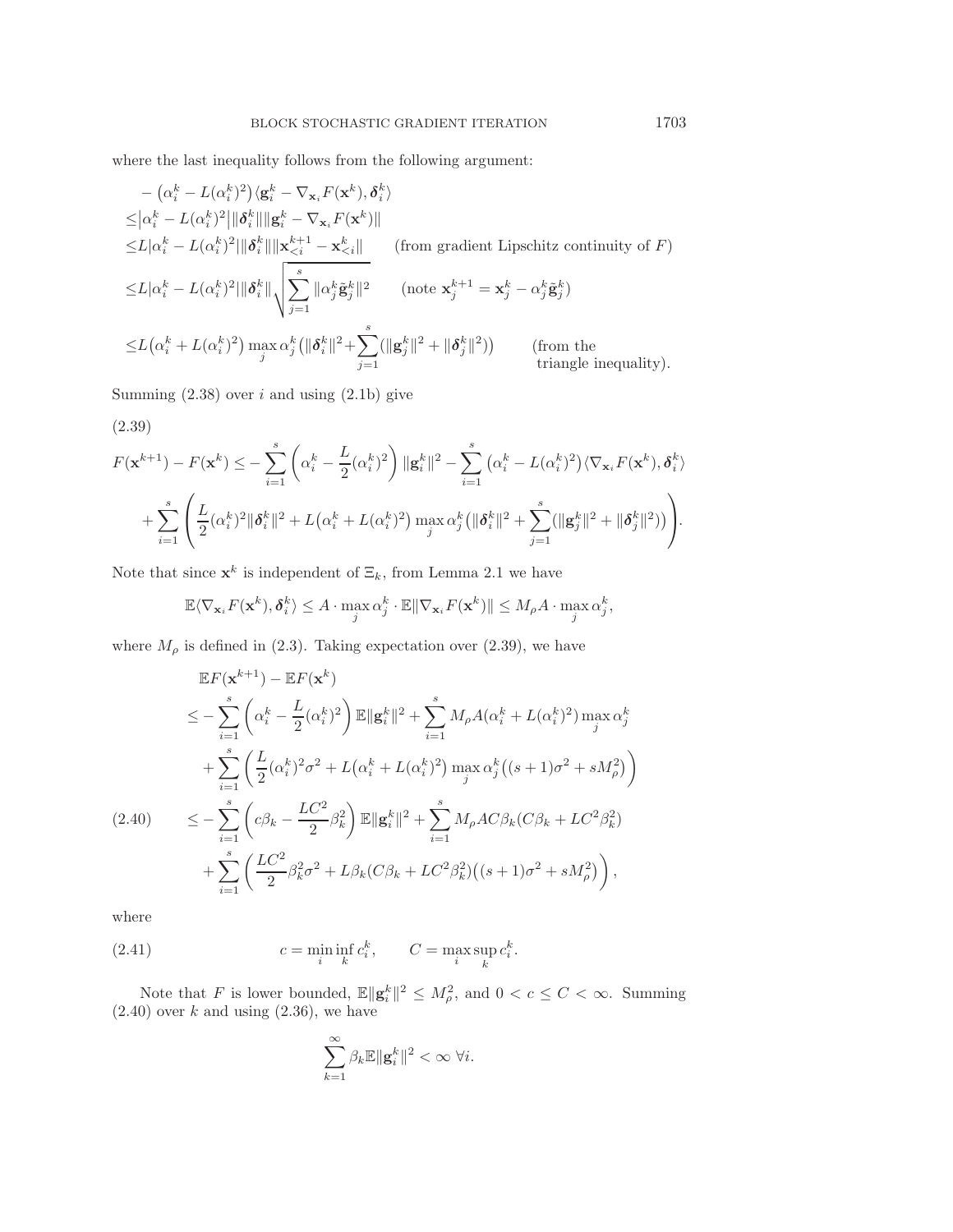where the last inequality follows from the following argument:

$$
\begin{aligned}
& -\left(\alpha_i^k - L(\alpha_i^k)^2\right)\langle \mathbf{g}_i^k - \nabla_{\mathbf{x}_i} F(\mathbf{x}^k), \boldsymbol{\delta}_i^k \rangle \\
\leq & \left|\alpha_i^k - L(\alpha_i^k)^2\right| \|\boldsymbol{\delta}_i^k\| \|\mathbf{g}_i^k - \nabla_{\mathbf{x}_i} F(\mathbf{x}^k)\| \\
\leq & L|\alpha_i^k - L(\alpha_i^k)^2| \|\boldsymbol{\delta}_i^k\| \|\mathbf{x}_{<i}^{k+1} - \mathbf{x}_{<i}^k\| \qquad \text{(from gradient Lipschitz continuity of } F\text{)} \\
\leq & L|\alpha_i^k - L(\alpha_i^k)^2| \|\boldsymbol{\delta}_i^k\| \sqrt{\sum_{j=1}^s \|\alpha_j^k \tilde{\mathbf{g}}_j^k\|^2} \qquad (\text{note } \mathbf{x}_j^{k+1} = \mathbf{x}_j^k - \alpha_j^k \tilde{\mathbf{g}}_j^k) \\
\leq & L\left(\alpha_i^k + L(\alpha_i^k)^2\right) \max_j \alpha_j^k \left(\|\boldsymbol{\delta}_i^k\|^2 + \sum_{j=1}^s (\|\mathbf{g}_j^k\|^2 + \|\boldsymbol{\delta}_j^k\|^2)\right) \qquad \text{(from the triangle inequality).}
\end{aligned}
$$

Summing (2.38) over $i$ and using (2.1b) give

(2.39)

$$
\begin{aligned}
F(\mathbf{x}^{k+1}) - F(\mathbf{x}^k) \leq & -\sum_{i=1}^s \left(\alpha_i^k - \frac{L}{2}(\alpha_i^k)^2\right) \|\mathbf{g}_i^k\|^2 - \sum_{i=1}^s \left(\alpha_i^k - L(\alpha_i^k)^2\right) \langle \nabla_{\mathbf{x}_i} F(\mathbf{x}^k), \boldsymbol{\delta}_i^k \rangle \\
& + \sum_{i=1}^s \left( \frac{L}{2}(\alpha_i^k)^2 \|\boldsymbol{\delta}_i^k\|^2 + L\left(\alpha_i^k + L(\alpha_i^k)^2\right) \max_j \alpha_j^k \left(\|\boldsymbol{\delta}_i^k\|^2 + \sum_{j=1}^s (\|\mathbf{g}_j^k\|^2 + \|\boldsymbol{\delta}_j^k\|^2)\right) \right).
\end{aligned}
$$

Note that since $\mathbf{x}^k$ is independent of $\Xi_k$, from Lemma 2.1 we have

$$
\mathbb{E}\langle \nabla_{\mathbf{x}_i} F(\mathbf{x}^k), \boldsymbol{\delta}_i^k \rangle \leq A \cdot \max_j \alpha_j^k \cdot \mathbb{E}\|\nabla_{\mathbf{x}_i} F(\mathbf{x}^k)\| \leq M_\rho A \cdot \max_j \alpha_j^k,
$$

where $M_\rho$ is defined in (2.3). Taking expectation over (2.39), we have

$$
\begin{aligned}
& \mathbb{E}F(\mathbf{x}^{k+1}) - \mathbb{E}F(\mathbf{x}^k) \\
\leq & -\sum_{i=1}^s \left(\alpha_i^k - \frac{L}{2}(\alpha_i^k)^2\right) \mathbb{E}\|\mathbf{g}_i^k\|^2 + \sum_{i=1}^s M_\rho A (\alpha_i^k + L(\alpha_i^k)^2) \max_j \alpha_j^k \\
& + \sum_{i=1}^s \left( \frac{L}{2}(\alpha_i^k)^2 \sigma^2 + L\left(\alpha_i^k + L(\alpha_i^k)^2\right) \max_j \alpha_j^k \left((s+1)\sigma^2 + sM_\rho^2\right) \right) \\
\leq & -\sum_{i=1}^s \left(c\beta_k - \frac{LC^2}{2}\beta_k^2\right) \mathbb{E}\|\mathbf{g}_i^k\|^2 + \sum_{i=1}^s M_\rho A C \beta_k (C\beta_k + LC^2\beta_k^2) \\
& + \sum_{i=1}^s \left( \frac{LC^2}{2}\beta_k^2 \sigma^2 + L\beta_k(C\beta_k + LC^2\beta_k^2)\left((s+1)\sigma^2 + sM_\rho^2\right) \right), \qquad (2.40)
\end{aligned}
$$

where

$$
c = \min_i \inf_k c_i^k, \qquad C = \max_i \sup_k c_i^k. \tag{2.41}
$$

Note that $F$ is lower bounded, $\mathbb{E}\|\mathbf{g}_i^k\|^2 \leq M_\rho^2$, and $0 < c \leq C < \infty$. Summing (2.40) over $k$ and using (2.36), we have

$$
\sum_{k=1}^\infty \beta_k \mathbb{E}\|\mathbf{g}_i^k\|^2 < \infty \ \forall i.
$$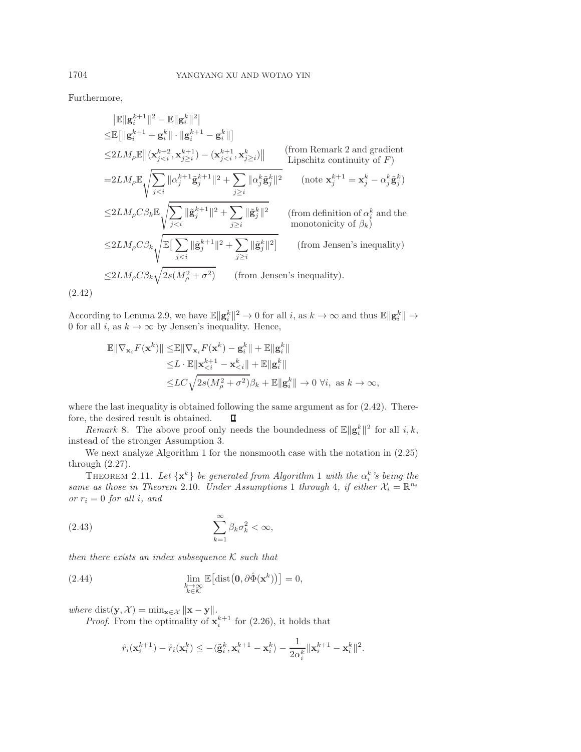Furthermore,

$$
\begin{aligned}
&\left|\mathbb{E}\|\mathbf{g}_i^{k+1}\|^2 - \mathbb{E}\|\mathbf{g}_i^k\|^2\right| \\
\leq& \mathbb{E}\big[\|\mathbf{g}_i^{k+1} + \mathbf{g}_i^k\| \cdot \|\mathbf{g}_i^{k+1} - \mathbf{g}_i^k\|\big] \\
\leq& 2LM_\rho \mathbb{E}\big\|(\mathbf{x}_{j<i}^{k+2}, \mathbf{x}_{j\geq i}^{k+1}) - (\mathbf{x}_{j<i}^{k+1}, \mathbf{x}_{j\geq i}^{k})\big\| \qquad \text{(from Remark 2 and gradient Lipschitz continuity of } F\text{)} \\
=& 2LM_\rho \mathbb{E}\sqrt{\sum_{j<i}\|\alpha_j^{k+1}\tilde{\mathbf{g}}_j^{k+1}\|^2 + \sum_{j\geq i}\|\alpha_j^k \tilde{\mathbf{g}}_j^k\|^2} \qquad (\text{note } \mathbf{x}_j^{k+1} = \mathbf{x}_j^k - \alpha_j^k \tilde{\mathbf{g}}_j^k) \\
\leq& 2LM_\rho C\beta_k \mathbb{E}\sqrt{\sum_{j<i}\|\tilde{\mathbf{g}}_j^{k+1}\|^2 + \sum_{j\geq i}\|\tilde{\mathbf{g}}_j^k\|^2} \qquad (\text{from definition of } \alpha_i^k \text{ and the monotonicity of } \beta_k) \\
\leq& 2LM_\rho C\beta_k \sqrt{\mathbb{E}\big[\sum_{j<i}\|\tilde{\mathbf{g}}_j^{k+1}\|^2 + \sum_{j\geq i}\|\tilde{\mathbf{g}}_j^k\|^2\big]} \qquad \text{(from Jensen's inequality)} \\
\leq& 2LM_\rho C\beta_k \sqrt{2s(M_\rho^2 + \sigma^2)} \qquad \text{(from Jensen's inequality)}.
\end{aligned}
\tag{2.42}
$$

According to Lemma 2.9, we have $\mathbb{E}\|\mathbf{g}_i^k\|^2 \to 0$ for all $i$, as $k \to \infty$ and thus $\mathbb{E}\|\mathbf{g}_i^k\| \to 0$ for all $i$, as $k \to \infty$ by Jensen's inequality. Hence,

$$
\begin{aligned}
\mathbb{E}\|\nabla_{\mathbf{x}_i} F(\mathbf{x}^k)\| &\leq \mathbb{E}\|\nabla_{\mathbf{x}_i} F(\mathbf{x}^k) - \mathbf{g}_i^k\| + \mathbb{E}\|\mathbf{g}_i^k\| \\
&\leq L \cdot \mathbb{E}\|\mathbf{x}_{<i}^{k+1} - \mathbf{x}_{<i}^k\| + \mathbb{E}\|\mathbf{g}_i^k\| \\
&\leq LC\sqrt{2s(M_\rho^2+\sigma^2)}\beta_k + \mathbb{E}\|\mathbf{g}_i^k\| \to 0 \ \forall i, \text{ as } k \to \infty,
\end{aligned}
$$

where the last inequality is obtained following the same argument as for (2.42). Therefore, the desired result is obtained. ∎

*Remark* 8. The above proof only needs the boundedness of $\mathbb{E}\|\mathbf{g}_i^k\|^2$ for all $i, k$, instead of the stronger Assumption 3.

We next analyze Algorithm 1 for the nonsmooth case with the notation in (2.25) through (2.27).

THEOREM 2.11. *Let $\{\mathbf{x}^k\}$ be generated from Algorithm 1 with the $\alpha_i^k$'s being the same as those in Theorem 2.10. Under Assumptions 1 through 4, if either $\mathcal{X}_i = \mathbb{R}^{n_i}$ or $r_i = 0$ for all $i$, and*

$$
\sum_{k=1}^{\infty} \beta_k \sigma_k^2 < \infty, \tag{2.43}
$$

*then there exists an index subsequence $\mathcal{K}$ such that*

$$
\lim_{\substack{k\to\infty \\ k\in\mathcal{K}}} \mathbb{E}\big[\text{dist}\big(\mathbf{0}, \partial\hat{\Phi}(\mathbf{x}^k)\big)\big] = 0, \tag{2.44}
$$

*where* $\text{dist}(\mathbf{y}, \mathcal{X}) = \min_{\mathbf{x}\in\mathcal{X}} \|\mathbf{x} - \mathbf{y}\|$.

*Proof.* From the optimality of $\mathbf{x}_i^{k+1}$ for (2.26), it holds that

$$
\hat{r}_i(\mathbf{x}_i^{k+1}) - \hat{r}_i(\mathbf{x}_i^k) \leq -\langle \tilde{\mathbf{g}}_i^k, \mathbf{x}_i^{k+1} - \mathbf{x}_i^k\rangle - \frac{1}{2\alpha_i^k}\|\mathbf{x}_i^{k+1} - \mathbf{x}_i^k\|^2.
$$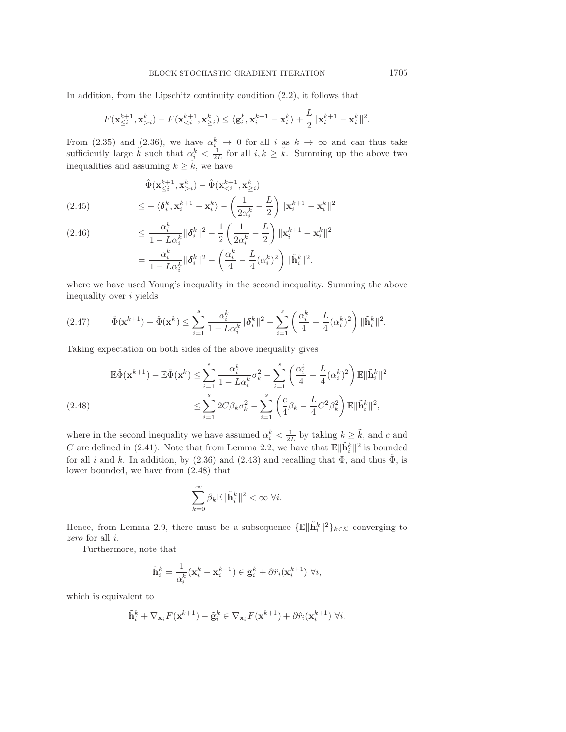In addition, from the Lipschitz continuity condition (2.2), it follows that

$$F(\mathbf{x}_{\leq i}^{k+1}, \mathbf{x}_{>i}^k) - F(\mathbf{x}_{<i}^{k+1}, \mathbf{x}_{\geq i}^k) \leq \langle \mathbf{g}_i^k, \mathbf{x}_i^{k+1} - \mathbf{x}_i^k \rangle + \frac{L}{2}\|\mathbf{x}_i^{k+1} - \mathbf{x}_i^k\|^2.$$

From (2.35) and (2.36), we have $\alpha_i^k \to 0$ for all $i$ as $k \to \infty$ and can thus take sufficiently large $\tilde{k}$ such that $\alpha_i^k < \frac{1}{2L}$ for all $i, k \geq \tilde{k}$. Summing up the above two inequalities and assuming $k \geq \tilde{k}$, we have

$$\begin{aligned}
&\hat{\Phi}(\mathbf{x}_{\leq i}^{k+1}, \mathbf{x}_{>i}^k) - \hat{\Phi}(\mathbf{x}_{<i}^{k+1}, \mathbf{x}_{\geq i}^k) \\
&\leq -\langle \boldsymbol{\delta}_i^k, \mathbf{x}_i^{k+1} - \mathbf{x}_i^k \rangle - \left(\frac{1}{2\alpha_i^k} - \frac{L}{2}\right)\|\mathbf{x}_i^{k+1} - \mathbf{x}_i^k\|^2 \qquad (2.45)\\
&\leq \frac{\alpha_i^k}{1 - L\alpha_i^k}\|\boldsymbol{\delta}_i^k\|^2 - \frac{1}{2}\left(\frac{1}{2\alpha_i^k} - \frac{L}{2}\right)\|\mathbf{x}_i^{k+1} - \mathbf{x}_i^k\|^2 \qquad (2.46)\\
&= \frac{\alpha_i^k}{1 - L\alpha_i^k}\|\boldsymbol{\delta}_i^k\|^2 - \left(\frac{\alpha_i^k}{4} - \frac{L}{4}(\alpha_i^k)^2\right)\|\tilde{\mathbf{h}}_i^k\|^2,
\end{aligned}$$

where we have used Young's inequality in the second inequality. Summing the above inequality over $i$ yields

$$\hat{\Phi}(\mathbf{x}^{k+1}) - \hat{\Phi}(\mathbf{x}^k) \leq \sum_{i=1}^s \frac{\alpha_i^k}{1 - L\alpha_i^k}\|\boldsymbol{\delta}_i^k\|^2 - \sum_{i=1}^s \left(\frac{\alpha_i^k}{4} - \frac{L}{4}(\alpha_i^k)^2\right)\|\tilde{\mathbf{h}}_i^k\|^2. \qquad (2.47)$$

Taking expectation on both sides of the above inequality gives

$$\begin{aligned}
\mathbb{E}\hat{\Phi}(\mathbf{x}^{k+1}) - \mathbb{E}\hat{\Phi}(\mathbf{x}^k) &\leq \sum_{i=1}^s \frac{\alpha_i^k}{1 - L\alpha_i^k}\sigma_k^2 - \sum_{i=1}^s \left(\frac{\alpha_i^k}{4} - \frac{L}{4}(\alpha_i^k)^2\right)\mathbb{E}\|\tilde{\mathbf{h}}_i^k\|^2 \\
&\leq \sum_{i=1}^s 2C\beta_k\sigma_k^2 - \sum_{i=1}^s \left(\frac{c}{4}\beta_k - \frac{L}{4}C^2\beta_k^2\right)\mathbb{E}\|\tilde{\mathbf{h}}_i^k\|^2, \qquad (2.48)
\end{aligned}$$

where in the second inequality we have assumed $\alpha_i^k < \frac{1}{2L}$ by taking $k \geq \tilde{k}$, and $c$ and $C$ are defined in (2.41). Note that from Lemma 2.2, we have that $\mathbb{E}\|\tilde{\mathbf{h}}_i^k\|^2$ is bounded for all $i$ and $k$. In addition, by (2.36) and (2.43) and recalling that $\Phi$, and thus $\hat{\Phi}$, is lower bounded, we have from (2.48) that

$$\sum_{k=0}^\infty \beta_k \mathbb{E}\|\tilde{\mathbf{h}}_i^k\|^2 < \infty \ \forall i.$$

Hence, from Lemma 2.9, there must be a subsequence $\{\mathbb{E}\|\tilde{\mathbf{h}}_i^k\|^2\}_{k\in\mathcal{K}}$ converging to *zero* for all $i$.

Furthermore, note that

$$\tilde{\mathbf{h}}_i^k = \frac{1}{\alpha_i^k}(\mathbf{x}_i^k - \mathbf{x}_i^{k+1}) \in \tilde{\mathbf{g}}_i^k + \partial\hat{r}_i(\mathbf{x}_i^{k+1}) \ \forall i,$$

which is equivalent to

$$\tilde{\mathbf{h}}_i^k + \nabla_{\mathbf{x}_i}F(\mathbf{x}^{k+1}) - \tilde{\mathbf{g}}_i^k \in \nabla_{\mathbf{x}_i}F(\mathbf{x}^{k+1}) + \partial\hat{r}_i(\mathbf{x}_i^{k+1}) \ \forall i.$$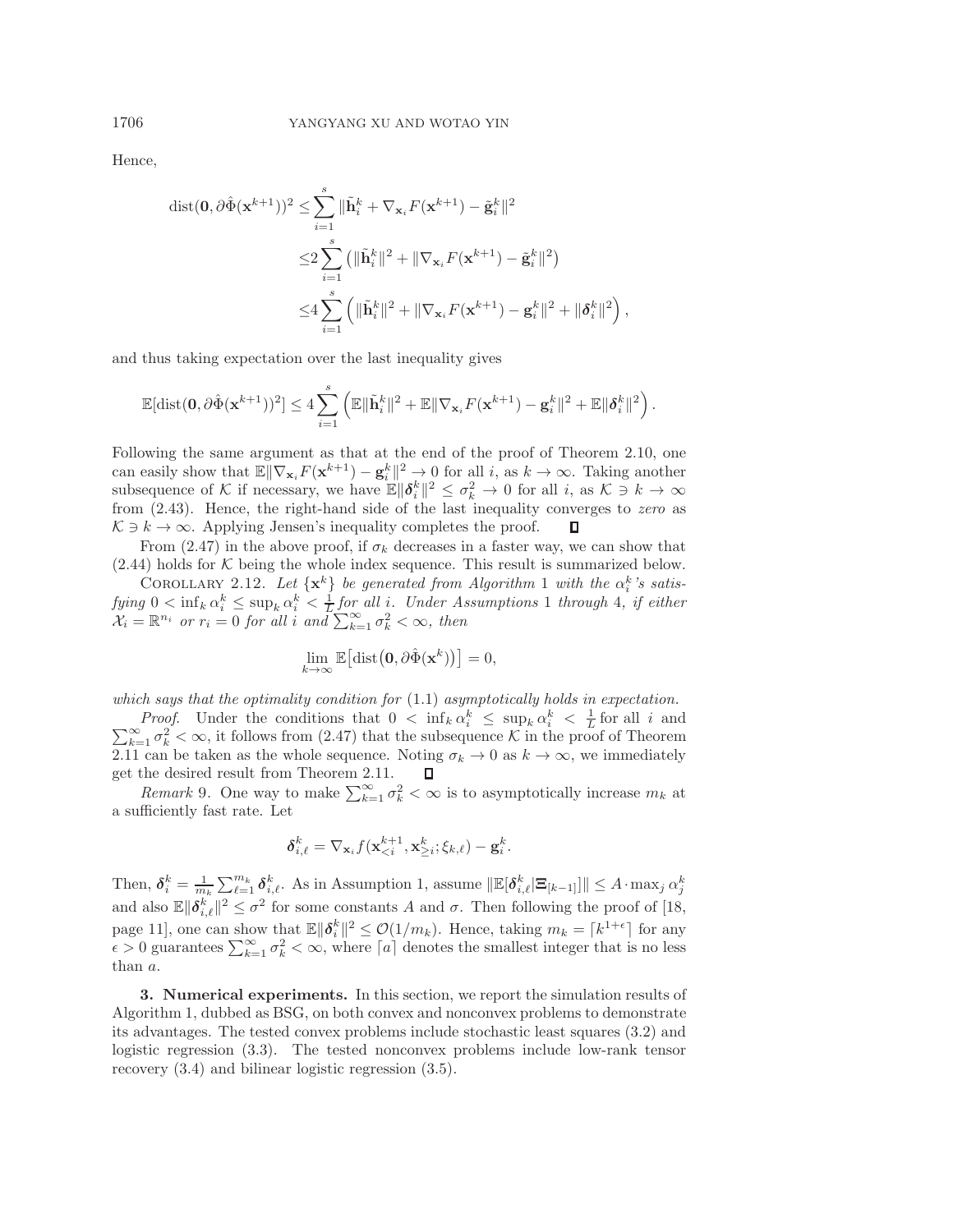Hence,

$$
\begin{aligned}
\mathrm{dist}(\mathbf{0}, \partial\hat{\Phi}(\mathbf{x}^{k+1}))^2 \leq & \sum_{i=1}^{s} \|\tilde{\mathbf{h}}_i^k + \nabla_{\mathbf{x}_i} F(\mathbf{x}^{k+1}) - \tilde{\mathbf{g}}_i^k\|^2 \\
\leq & 2\sum_{i=1}^{s} \left( \|\tilde{\mathbf{h}}_i^k\|^2 + \|\nabla_{\mathbf{x}_i} F(\mathbf{x}^{k+1}) - \tilde{\mathbf{g}}_i^k\|^2 \right) \\
\leq & 4\sum_{i=1}^{s} \left( \|\tilde{\mathbf{h}}_i^k\|^2 + \|\nabla_{\mathbf{x}_i} F(\mathbf{x}^{k+1}) - \mathbf{g}_i^k\|^2 + \|\boldsymbol{\delta}_i^k\|^2 \right),
\end{aligned}
$$

and thus taking expectation over the last inequality gives

$$
\mathbb{E}[\mathrm{dist}(\mathbf{0}, \partial\hat{\Phi}(\mathbf{x}^{k+1}))^2] \leq 4\sum_{i=1}^{s} \left( \mathbb{E}\|\tilde{\mathbf{h}}_i^k\|^2 + \mathbb{E}\|\nabla_{\mathbf{x}_i} F(\mathbf{x}^{k+1}) - \mathbf{g}_i^k\|^2 + \mathbb{E}\|\boldsymbol{\delta}_i^k\|^2 \right).
$$

Following the same argument as that at the end of the proof of Theorem 2.10, one can easily show that $\mathbb{E}\|\nabla_{\mathbf{x}_i} F(\mathbf{x}^{k+1}) - \mathbf{g}_i^k\|^2 \to 0$ for all $i$, as $k \to \infty$. Taking another subsequence of $\mathcal{K}$ if necessary, we have $\mathbb{E}\|\boldsymbol{\delta}_i^k\|^2 \leq \sigma_k^2 \to 0$ for all $i$, as $\mathcal{K} \ni k \to \infty$ from (2.43). Hence, the right-hand side of the last inequality converges to *zero* as $\mathcal{K} \ni k \to \infty$. Applying Jensen's inequality completes the proof. □

From (2.47) in the above proof, if $\sigma_k$ decreases in a faster way, we can show that (2.44) holds for $\mathcal{K}$ being the whole index sequence. This result is summarized below.

Corollary 2.12. *Let $\{\mathbf{x}^k\}$ be generated from Algorithm 1 with the $\alpha_i^k$'s satisfying $0 < \inf_k \alpha_i^k \leq \sup_k \alpha_i^k < \frac{1}{L}$ for all $i$. Under Assumptions 1 through 4, if either $\mathcal{X}_i = \mathbb{R}^{n_i}$ or $r_i = 0$ for all $i$ and $\sum_{k=1}^{\infty} \sigma_k^2 < \infty$, then*

$$
\lim_{k\to\infty} \mathbb{E}\big[\mathrm{dist}\big(\mathbf{0}, \partial\hat{\Phi}(\mathbf{x}^k)\big)\big] = 0,
$$

*which says that the optimality condition for* (1.1) *asymptotically holds in expectation.*

*Proof.* Under the conditions that $0 < \inf_k \alpha_i^k \leq \sup_k \alpha_i^k < \frac{1}{L}$ for all $i$ and $\sum_{k=1}^{\infty} \sigma_k^2 < \infty$, it follows from (2.47) that the subsequence $\mathcal{K}$ in the proof of Theorem 2.11 can be taken as the whole sequence. Noting $\sigma_k \to 0$ as $k \to \infty$, we immediately get the desired result from Theorem 2.11. □

*Remark* 9. One way to make $\sum_{k=1}^{\infty} \sigma_k^2 < \infty$ is to asymptotically increase $m_k$ at a sufficiently fast rate. Let

$$
\boldsymbol{\delta}_{i,\ell}^k = \nabla_{\mathbf{x}_i} f(\mathbf{x}_{<i}^{k+1}, \mathbf{x}_{\geq i}^k; \xi_{k,\ell}) - \mathbf{g}_i^k.
$$

Then, $\boldsymbol{\delta}_i^k = \frac{1}{m_k}\sum_{\ell=1}^{m_k} \boldsymbol{\delta}_{i,\ell}^k$. As in Assumption 1, assume $\|\mathbb{E}[\boldsymbol{\delta}_{i,\ell}^k | \boldsymbol{\Xi}_{[k-1]}]\| \leq A \cdot \max_j \alpha_j^k$ and also $\mathbb{E}\|\boldsymbol{\delta}_{i,\ell}^k\|^2 \leq \sigma^2$ for some constants $A$ and $\sigma$. Then following the proof of [18, page 11], one can show that $\mathbb{E}\|\boldsymbol{\delta}_i^k\|^2 \leq \mathcal{O}(1/m_k)$. Hence, taking $m_k = \lceil k^{1+\epsilon} \rceil$ for any $\epsilon > 0$ guarantees $\sum_{k=1}^{\infty} \sigma_k^2 < \infty$, where $\lceil a \rceil$ denotes the smallest integer that is no less than $a$.

## 3. Numerical experiments.

In this section, we report the simulation results of Algorithm 1, dubbed as BSG, on both convex and nonconvex problems to demonstrate its advantages. The tested convex problems include stochastic least squares (3.2) and logistic regression (3.3). The tested nonconvex problems include low-rank tensor recovery (3.4) and bilinear logistic regression (3.5).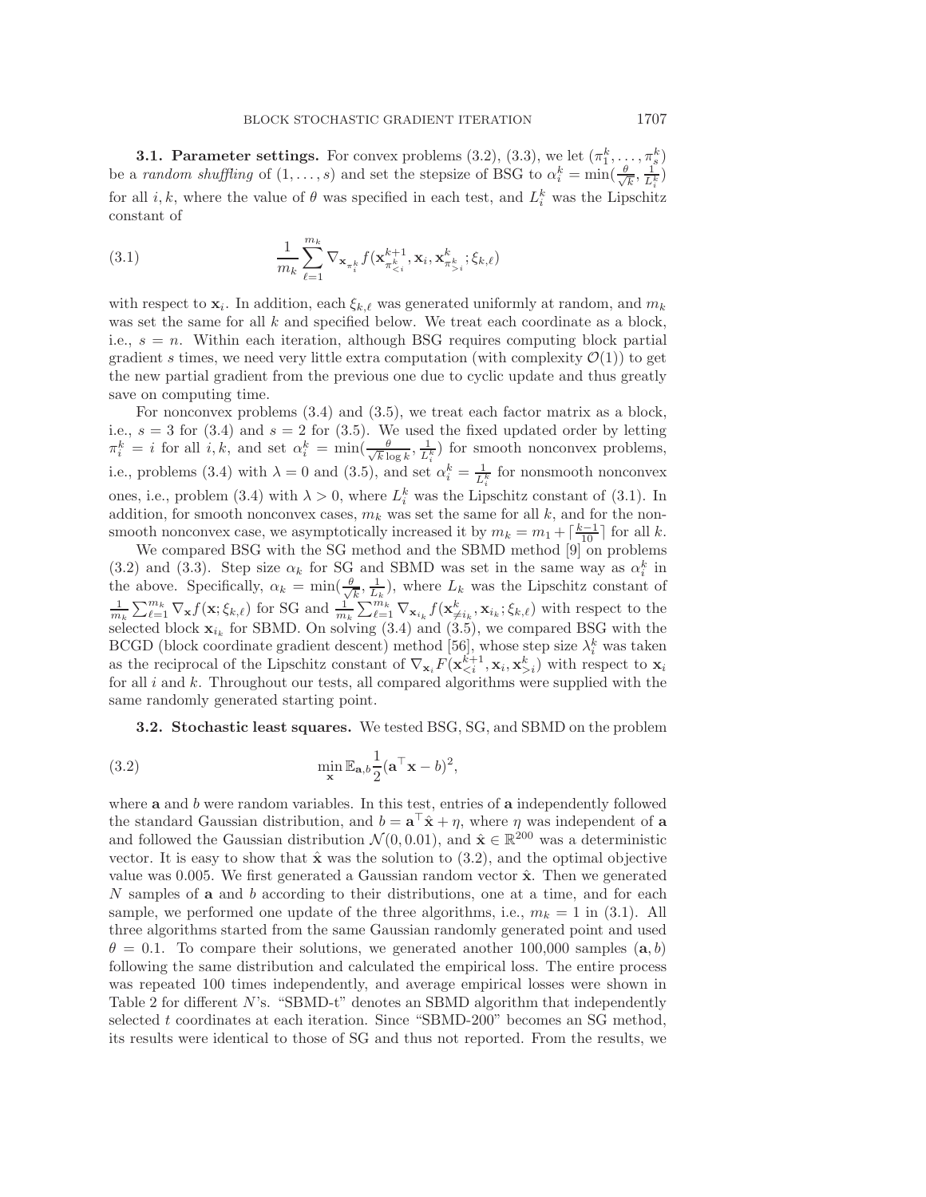**3.1. Parameter settings.** For convex problems (3.2), (3.3), we let $(\pi_1^k, \ldots, \pi_s^k)$ be a *random shuffling* of $(1, \ldots, s)$ and set the stepsize of BSG to $\alpha_i^k = \min(\frac{\theta}{\sqrt{k}}, \frac{1}{L_i^k})$ for all $i, k$, where the value of $\theta$ was specified in each test, and $L_i^k$ was the Lipschitz constant of

$$\frac{1}{m_k} \sum_{\ell=1}^{m_k} \nabla_{\mathbf{x}_{\pi_i^k}} f(\mathbf{x}_{\pi_{<i}^k}^{k+1}, \mathbf{x}_i, \mathbf{x}_{\pi_{>i}^k}^k; \xi_{k,\ell}) \tag{3.1}$$

with respect to $\mathbf{x}_i$. In addition, each $\xi_{k,\ell}$ was generated uniformly at random, and $m_k$ was set the same for all $k$ and specified below. We treat each coordinate as a block, i.e., $s = n$. Within each iteration, although BSG requires computing block partial gradient $s$ times, we need very little extra computation (with complexity $\mathcal{O}(1)$) to get the new partial gradient from the previous one due to cyclic update and thus greatly save on computing time.

For nonconvex problems (3.4) and (3.5), we treat each factor matrix as a block, i.e., $s = 3$ for (3.4) and $s = 2$ for (3.5). We used the fixed updated order by letting $\pi_i^k = i$ for all $i, k$, and set $\alpha_i^k = \min(\frac{\theta}{\sqrt{k}\log k}, \frac{1}{L_i^k})$ for smooth nonconvex problems, i.e., problems (3.4) with $\lambda = 0$ and (3.5), and set $\alpha_i^k = \frac{1}{L_i^k}$ for nonsmooth nonconvex ones, i.e., problem (3.4) with $\lambda > 0$, where $L_i^k$ was the Lipschitz constant of (3.1). In addition, for smooth nonconvex cases, $m_k$ was set the same for all $k$, and for the nonsmooth nonconvex case, we asymptotically increased it by $m_k = m_1 + \lceil \frac{k-1}{10} \rceil$ for all $k$.

We compared BSG with the SG method and the SBMD method [9] on problems (3.2) and (3.3). Step size $\alpha_k$ for SG and SBMD was set in the same way as $\alpha_i^k$ in the above. Specifically, $\alpha_k = \min(\frac{\theta}{\sqrt{k}}, \frac{1}{L_k})$, where $L_k$ was the Lipschitz constant of $\frac{1}{m_k}\sum_{\ell=1}^{m_k} \nabla_{\mathbf{x}} f(\mathbf{x}; \xi_{k,\ell})$ for SG and $\frac{1}{m_k}\sum_{\ell=1}^{m_k} \nabla_{\mathbf{x}_{i_k}} f(\mathbf{x}_{\neq i_k}^k, \mathbf{x}_{i_k}; \xi_{k,\ell})$ with respect to the selected block $\mathbf{x}_{i_k}$ for SBMD. On solving (3.4) and (3.5), we compared BSG with the BCGD (block coordinate gradient descent) method [56], whose step size $\lambda_i^k$ was taken as the reciprocal of the Lipschitz constant of $\nabla_{\mathbf{x}_i} F(\mathbf{x}_{<i}^{k+1}, \mathbf{x}_i, \mathbf{x}_{>i}^k)$ with respect to $\mathbf{x}_i$ for all $i$ and $k$. Throughout our tests, all compared algorithms were supplied with the same randomly generated starting point.

**3.2. Stochastic least squares.** We tested BSG, SG, and SBMD on the problem

$$\min_{\mathbf{x}} \mathbb{E}_{\mathbf{a},b} \frac{1}{2}(\mathbf{a}^\top \mathbf{x} - b)^2, \tag{3.2}$$

where $\mathbf{a}$ and $b$ were random variables. In this test, entries of $\mathbf{a}$ independently followed the standard Gaussian distribution, and $b = \mathbf{a}^\top \hat{\mathbf{x}} + \eta$, where $\eta$ was independent of $\mathbf{a}$ and followed the Gaussian distribution $\mathcal{N}(0, 0.01)$, and $\hat{\mathbf{x}} \in \mathbb{R}^{200}$ was a deterministic vector. It is easy to show that $\hat{\mathbf{x}}$ was the solution to (3.2), and the optimal objective value was 0.005. We first generated a Gaussian random vector $\hat{\mathbf{x}}$. Then we generated $N$ samples of $\mathbf{a}$ and $b$ according to their distributions, one at a time, and for each sample, we performed one update of the three algorithms, i.e., $m_k = 1$ in (3.1). All three algorithms started from the same Gaussian randomly generated point and used $\theta = 0.1$. To compare their solutions, we generated another 100,000 samples $(\mathbf{a}, b)$ following the same distribution and calculated the empirical loss. The entire process was repeated 100 times independently, and average empirical losses were shown in Table 2 for different $N$'s. "SBMD-t" denotes an SBMD algorithm that independently selected $t$ coordinates at each iteration. Since "SBMD-200" becomes an SG method, its results were identical to those of SG and thus not reported. From the results, we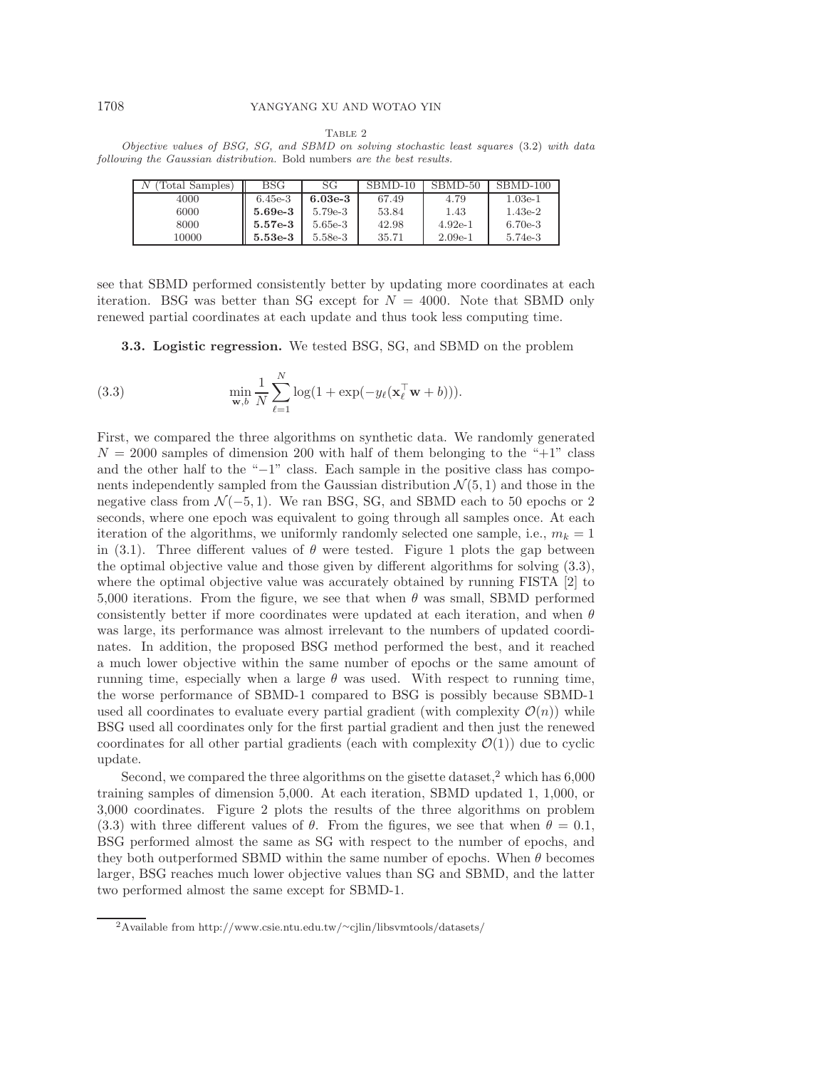Table 2

*Objective values of BSG, SG, and SBMD on solving stochastic least squares* (3.2) *with data following the Gaussian distribution.* Bold numbers *are the best results.*

| $N$ (Total Samples) | BSG | SG | SBMD-10 | SBMD-50 | SBMD-100 |
|---|---|---|---|---|---|
| 4000 | 6.45e-3 | **6.03e-3** | 67.49 | 4.79 | 1.03e-1 |
| 6000 | **5.69e-3** | 5.79e-3 | 53.84 | 1.43 | 1.43e-2 |
| 8000 | **5.57e-3** | 5.65e-3 | 42.98 | 4.92e-1 | 6.70e-3 |
| 10000 | **5.53e-3** | 5.58e-3 | 35.71 | 2.09e-1 | 5.74e-3 |

see that SBMD performed consistently better by updating more coordinates at each iteration. BSG was better than SG except for $N = 4000$. Note that SBMD only renewed partial coordinates at each update and thus took less computing time.

**3.3. Logistic regression.** We tested BSG, SG, and SBMD on the problem

$$\min_{\mathbf{w},b} \frac{1}{N}\sum_{\ell=1}^{N} \log(1+\exp(-y_\ell(\mathbf{x}_\ell^\top \mathbf{w}+b))). \tag{3.3}$$

First, we compared the three algorithms on synthetic data. We randomly generated $N = 2000$ samples of dimension 200 with half of them belonging to the "+1" class and the other half to the "−1" class. Each sample in the positive class has components independently sampled from the Gaussian distribution $\mathcal{N}(5, 1)$ and those in the negative class from $\mathcal{N}(-5, 1)$. We ran BSG, SG, and SBMD each to 50 epochs or 2 seconds, where one epoch was equivalent to going through all samples once. At each iteration of the algorithms, we uniformly randomly selected one sample, i.e., $m_k = 1$ in (3.1). Three different values of $\theta$ were tested. Figure 1 plots the gap between the optimal objective value and those given by different algorithms for solving (3.3), where the optimal objective value was accurately obtained by running FISTA [2] to 5,000 iterations. From the figure, we see that when $\theta$ was small, SBMD performed consistently better if more coordinates were updated at each iteration, and when $\theta$ was large, its performance was almost irrelevant to the numbers of updated coordinates. In addition, the proposed BSG method performed the best, and it reached a much lower objective within the same number of epochs or the same amount of running time, especially when a large $\theta$ was used. With respect to running time, the worse performance of SBMD-1 compared to BSG is possibly because SBMD-1 used all coordinates to evaluate every partial gradient (with complexity $\mathcal{O}(n)$) while BSG used all coordinates only for the first partial gradient and then just the renewed coordinates for all other partial gradients (each with complexity $\mathcal{O}(1)$) due to cyclic update.

Second, we compared the three algorithms on the gisette dataset,[2] which has 6,000 training samples of dimension 5,000. At each iteration, SBMD updated 1, 1,000, or 3,000 coordinates. Figure 2 plots the results of the three algorithms on problem (3.3) with three different values of $\theta$. From the figures, we see that when $\theta = 0.1$, BSG performed almost the same as SG with respect to the number of epochs, and they both outperformed SBMD within the same number of epochs. When $\theta$ becomes larger, BSG reaches much lower objective values than SG and SBMD, and the latter two performed almost the same except for SBMD-1.

[2] Available from http://www.csie.ntu.edu.tw/~cjlin/libsvmtools/datasets/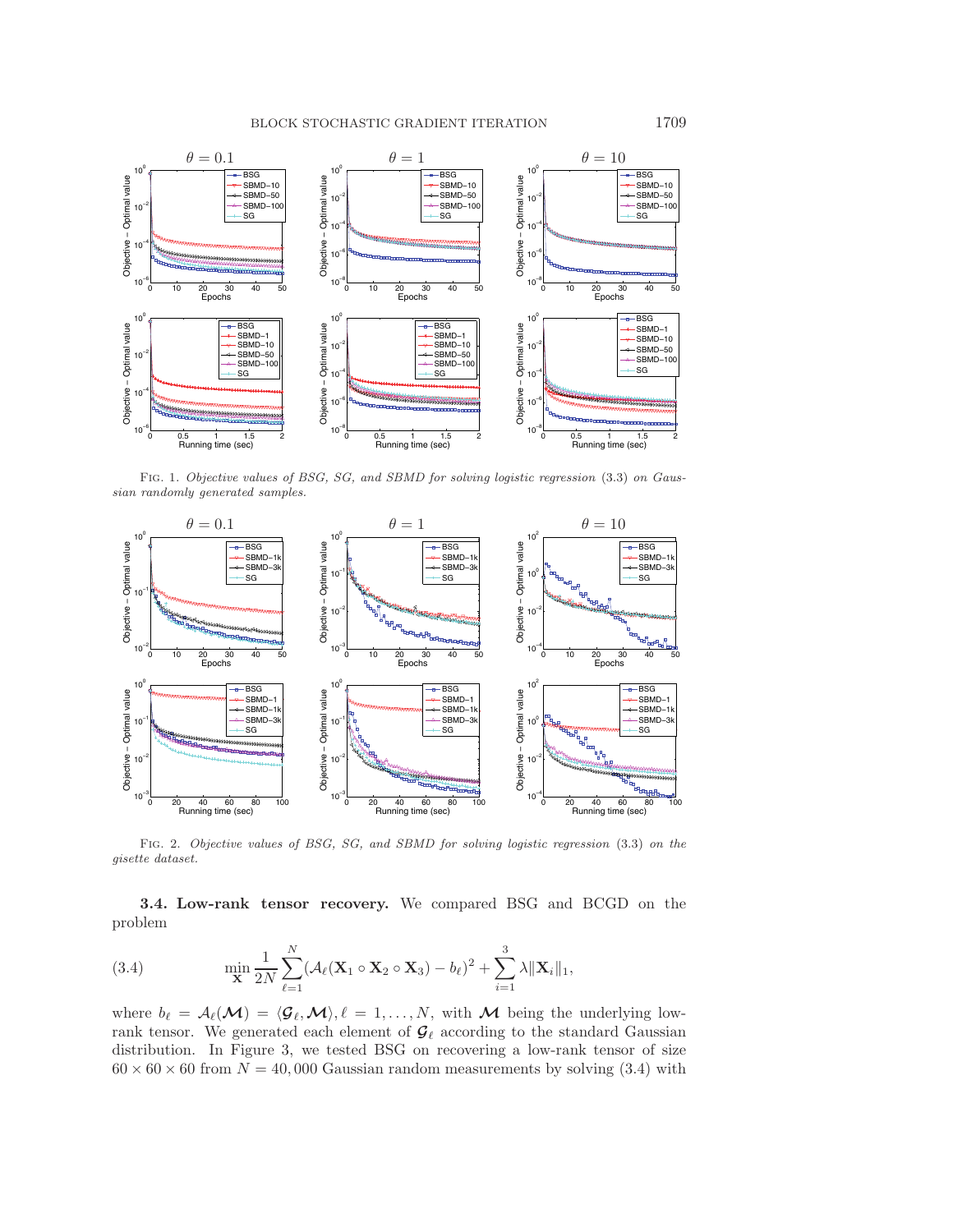Fig. 1. *Objective values of BSG, SG, and SBMD for solving logistic regression* (3.3) *on Gaussian randomly generated samples.*

Fig. 2. *Objective values of BSG, SG, and SBMD for solving logistic regression* (3.3) *on the gisette dataset.*

**3.4. Low-rank tensor recovery.** We compared BSG and BCGD on the problem

$$\min_{\mathbf{X}} \frac{1}{2N} \sum_{\ell=1}^{N} (\mathcal{A}_\ell(\mathbf{X}_1 \circ \mathbf{X}_2 \circ \mathbf{X}_3) - b_\ell)^2 + \sum_{i=1}^{3} \lambda \|\mathbf{X}_i\|_1, \tag{3.4}$$

where $b_\ell = \mathcal{A}_\ell(\boldsymbol{\mathcal{M}}) = \langle \boldsymbol{\mathcal{G}}_\ell, \boldsymbol{\mathcal{M}} \rangle, \ell = 1, \ldots, N$, with $\boldsymbol{\mathcal{M}}$ being the underlying low-rank tensor. We generated each element of $\boldsymbol{\mathcal{G}}_\ell$ according to the standard Gaussian distribution. In Figure 3, we tested BSG on recovering a low-rank tensor of size $60 \times 60 \times 60$ from $N = 40{,}000$ Gaussian random measurements by solving (3.4) with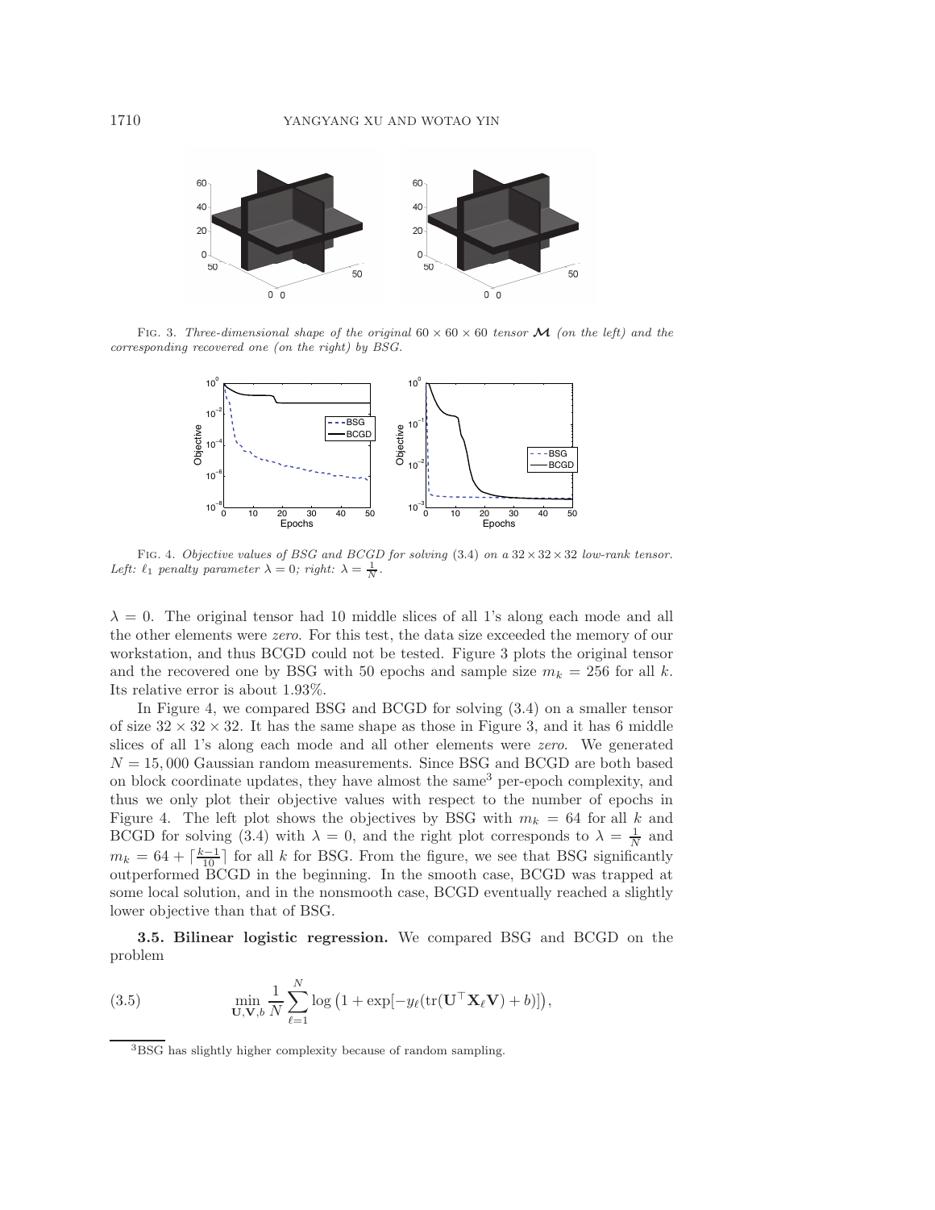FIG. 3. *Three-dimensional shape of the original $60 \times 60 \times 60$ tensor $\boldsymbol{\mathcal{M}}$ (on the left) and the corresponding recovered one (on the right) by BSG.*

FIG. 4. *Objective values of BSG and BCGD for solving* (3.4) *on a $32 \times 32 \times 32$ low-rank tensor. Left: $\ell_1$ penalty parameter $\lambda = 0$; right: $\lambda = \frac{1}{N}$.*

$\lambda = 0$. The original tensor had 10 middle slices of all 1's along each mode and all the other elements were *zero*. For this test, the data size exceeded the memory of our workstation, and thus BCGD could not be tested. Figure 3 plots the original tensor and the recovered one by BSG with 50 epochs and sample size $m_k = 256$ for all $k$. Its relative error is about 1.93%.

In Figure 4, we compared BSG and BCGD for solving (3.4) on a smaller tensor of size $32 \times 32 \times 32$. It has the same shape as those in Figure 3, and it has 6 middle slices of all 1's along each mode and all other elements were *zero*. We generated $N = 15,000$ Gaussian random measurements. Since BSG and BCGD are both based on block coordinate updates, they have almost the same[3] per-epoch complexity, and thus we only plot their objective values with respect to the number of epochs in Figure 4. The left plot shows the objectives by BSG with $m_k = 64$ for all $k$ and BCGD for solving (3.4) with $\lambda = 0$, and the right plot corresponds to $\lambda = \frac{1}{N}$ and $m_k = 64 + \lceil \frac{k-1}{10} \rceil$ for all $k$ for BSG. From the figure, we see that BSG significantly outperformed BCGD in the beginning. In the smooth case, BCGD was trapped at some local solution, and in the nonsmooth case, BCGD eventually reached a slightly lower objective than that of BSG.

**3.5. Bilinear logistic regression.** We compared BSG and BCGD on the problem

$$\min_{\mathbf{U},\mathbf{V},b} \frac{1}{N} \sum_{\ell=1}^{N} \log\left(1 + \exp[-y_\ell(\mathrm{tr}(\mathbf{U}^\top \mathbf{X}_\ell \mathbf{V}) + b)]\right), \tag{3.5}$$

[3] BSG has slightly higher complexity because of random sampling.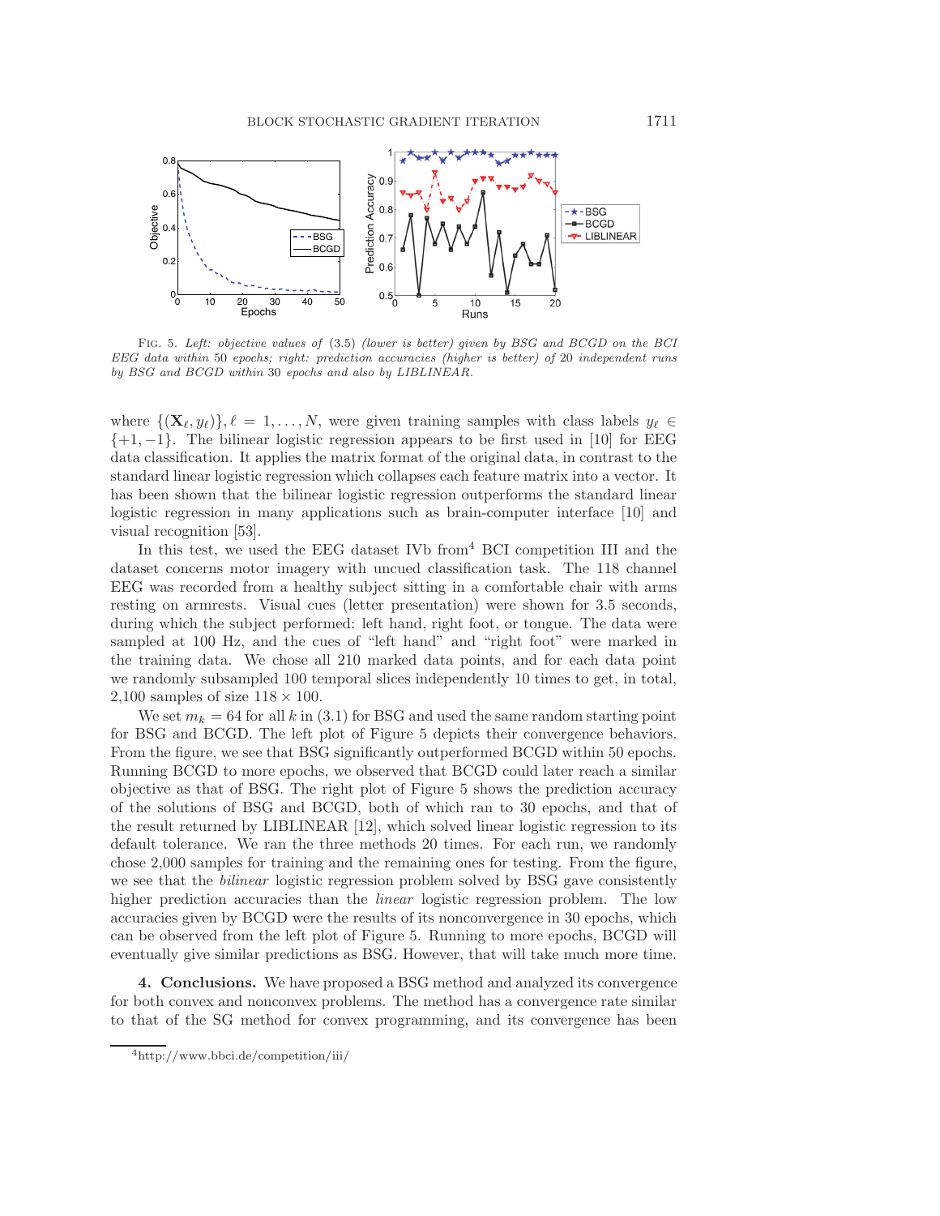FIG. 5. *Left: objective values of* (3.5) *(lower is better) given by BSG and BCGD on the BCI EEG data within* 50 *epochs; right: prediction accuracies (higher is better) of* 20 *independent runs by BSG and BCGD within* 30 *epochs and also by LIBLINEAR.*

where $\{(\mathbf{X}_\ell, y_\ell)\}, \ell = 1, \dots, N$, were given training samples with class labels $y_\ell \in \{+1, -1\}$. The bilinear logistic regression appears to be first used in [10] for EEG data classification. It applies the matrix format of the original data, in contrast to the standard linear logistic regression which collapses each feature matrix into a vector. It has been shown that the bilinear logistic regression outperforms the standard linear logistic regression in many applications such as brain-computer interface [10] and visual recognition [53].

In this test, we used the EEG dataset IVb from[4] BCI competition III and the dataset concerns motor imagery with uncued classification task. The 118 channel EEG was recorded from a healthy subject sitting in a comfortable chair with arms resting on armrests. Visual cues (letter presentation) were shown for 3.5 seconds, during which the subject performed: left hand, right foot, or tongue. The data were sampled at 100 Hz, and the cues of "left hand" and "right foot" were marked in the training data. We chose all 210 marked data points, and for each data point we randomly subsampled 100 temporal slices independently 10 times to get, in total, 2,100 samples of size $118 \times 100$.

We set $m_k = 64$ for all $k$ in (3.1) for BSG and used the same random starting point for BSG and BCGD. The left plot of Figure 5 depicts their convergence behaviors. From the figure, we see that BSG significantly outperformed BCGD within 50 epochs. Running BCGD to more epochs, we observed that BCGD could later reach a similar objective as that of BSG. The right plot of Figure 5 shows the prediction accuracy of the solutions of BSG and BCGD, both of which ran to 30 epochs, and that of the result returned by LIBLINEAR [12], which solved linear logistic regression to its default tolerance. We ran the three methods 20 times. For each run, we randomly chose 2,000 samples for training and the remaining ones for testing. From the figure, we see that the *bilinear* logistic regression problem solved by BSG gave consistently higher prediction accuracies than the *linear* logistic regression problem. The low accuracies given by BCGD were the results of its nonconvergence in 30 epochs, which can be observed from the left plot of Figure 5. Running to more epochs, BCGD will eventually give similar predictions as BSG. However, that will take much more time.

**4. Conclusions.** We have proposed a BSG method and analyzed its convergence for both convex and nonconvex problems. The method has a convergence rate similar to that of the SG method for convex programming, and its convergence has been

[4] http://www.bbci.de/competition/iii/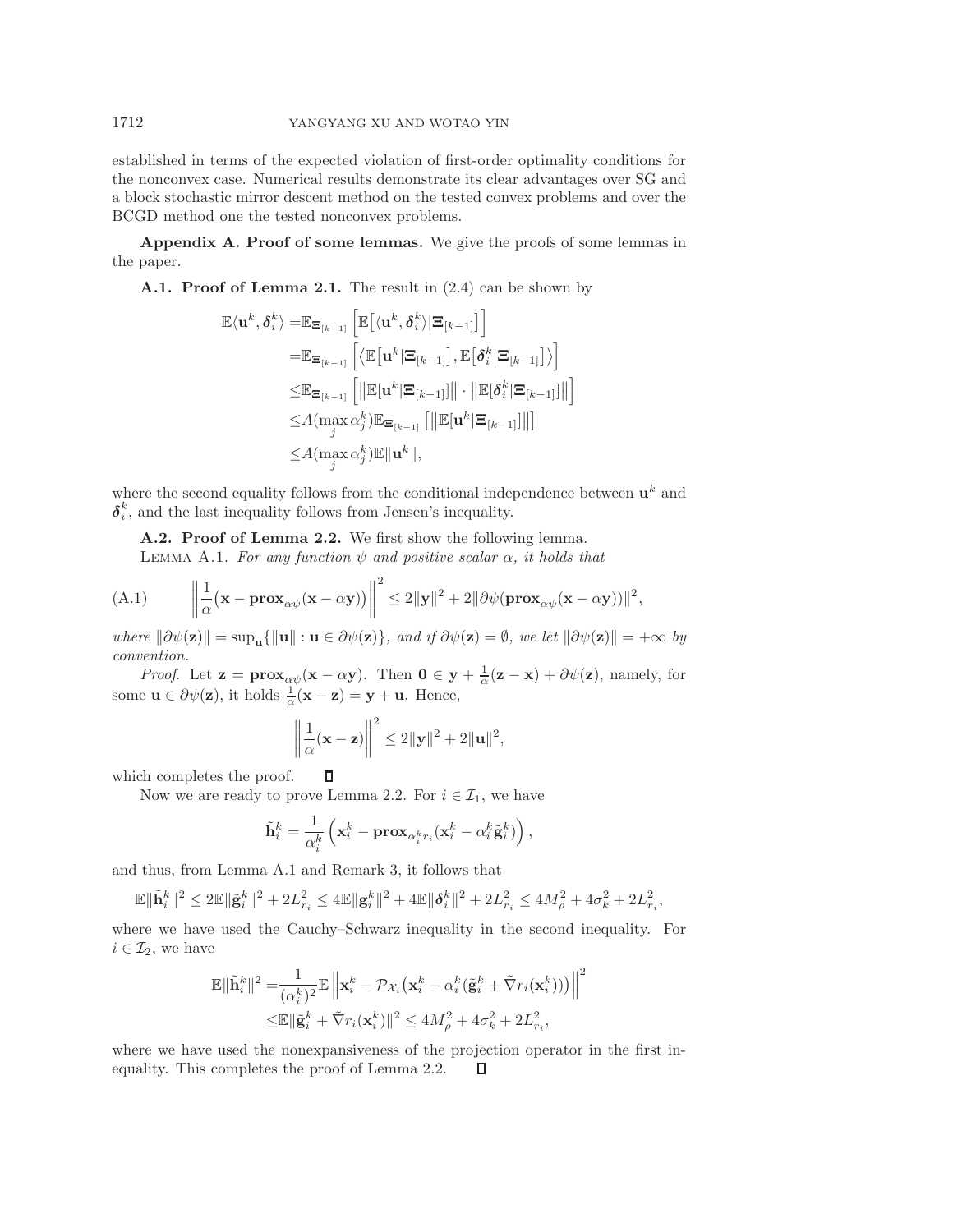established in terms of the expected violation of first-order optimality conditions for the nonconvex case. Numerical results demonstrate its clear advantages over SG and a block stochastic mirror descent method on the tested convex problems and over the BCGD method one the tested nonconvex problems.

## Appendix A. Proof of some lemmas.

We give the proofs of some lemmas in the paper.

### A.1. Proof of Lemma 2.1.

The result in (2.4) can be shown by

$$
\begin{aligned}
\mathbb{E}\langle \mathbf{u}^k, \boldsymbol{\delta}_i^k\rangle =& \mathbb{E}_{\boldsymbol{\Xi}_{[k-1]}}\Big[\mathbb{E}\big[\langle \mathbf{u}^k, \boldsymbol{\delta}_i^k\rangle | \boldsymbol{\Xi}_{[k-1]}\big]\Big]\\
=& \mathbb{E}_{\boldsymbol{\Xi}_{[k-1]}}\Big[\big\langle \mathbb{E}\big[\mathbf{u}^k|\boldsymbol{\Xi}_{[k-1]}\big], \mathbb{E}\big[\boldsymbol{\delta}_i^k|\boldsymbol{\Xi}_{[k-1]}\big]\big\rangle\Big]\\
\le& \mathbb{E}_{\boldsymbol{\Xi}_{[k-1]}}\Big[\big\|\mathbb{E}[\mathbf{u}^k|\boldsymbol{\Xi}_{[k-1]}]\big\|\cdot\big\|\mathbb{E}[\boldsymbol{\delta}_i^k|\boldsymbol{\Xi}_{[k-1]}]\big\|\Big]\\
\le& A(\max_j \alpha_j^k)\mathbb{E}_{\boldsymbol{\Xi}_{[k-1]}}\big[\big\|\mathbb{E}[\mathbf{u}^k|\boldsymbol{\Xi}_{[k-1]}]\big\|\big]\\
\le& A(\max_j \alpha_j^k)\mathbb{E}\|\mathbf{u}^k\|,
\end{aligned}
$$

where the second equality follows from the conditional independence between $\mathbf{u}^k$ and $\boldsymbol{\delta}_i^k$, and the last inequality follows from Jensen's inequality.

### A.2. Proof of Lemma 2.2.

We first show the following lemma.

Lemma A.1. *For any function $\psi$ and positive scalar $\alpha$, it holds that*

$$
\left\|\frac{1}{\alpha}\big(\mathbf{x}-\mathbf{prox}_{\alpha\psi}(\mathbf{x}-\alpha\mathbf{y})\big)\right\|^2 \le 2\|\mathbf{y}\|^2 + 2\|\partial\psi(\mathbf{prox}_{\alpha\psi}(\mathbf{x}-\alpha\mathbf{y}))\|^2, \tag{A.1}
$$

*where $\|\partial\psi(\mathbf{z})\| = \sup_{\mathbf{u}}\{\|\mathbf{u}\| : \mathbf{u}\in\partial\psi(\mathbf{z})\}$, and if $\partial\psi(\mathbf{z})=\emptyset$, we let $\|\partial\psi(\mathbf{z})\|=+\infty$ by convention.*

*Proof.* Let $\mathbf{z} = \mathbf{prox}_{\alpha\psi}(\mathbf{x}-\alpha\mathbf{y})$. Then $\mathbf{0}\in\mathbf{y}+\frac{1}{\alpha}(\mathbf{z}-\mathbf{x})+\partial\psi(\mathbf{z})$, namely, for some $\mathbf{u}\in\partial\psi(\mathbf{z})$, it holds $\frac{1}{\alpha}(\mathbf{x}-\mathbf{z}) = \mathbf{y}+\mathbf{u}$. Hence,

$$
\left\|\frac{1}{\alpha}(\mathbf{x}-\mathbf{z})\right\|^2 \le 2\|\mathbf{y}\|^2 + 2\|\mathbf{u}\|^2,
$$

which completes the proof. ∎

Now we are ready to prove Lemma 2.2. For $i\in\mathcal{I}_1$, we have

$$
\tilde{\mathbf{h}}_i^k = \frac{1}{\alpha_i^k}\left(\mathbf{x}_i^k - \mathbf{prox}_{\alpha_i^k r_i}(\mathbf{x}_i^k - \alpha_i^k\tilde{\mathbf{g}}_i^k)\right),
$$

and thus, from Lemma A.1 and Remark 3, it follows that

$$
\mathbb{E}\|\tilde{\mathbf{h}}_i^k\|^2 \le 2\mathbb{E}\|\tilde{\mathbf{g}}_i^k\|^2 + 2L_{r_i}^2 \le 4\mathbb{E}\|\mathbf{g}_i^k\|^2 + 4\mathbb{E}\|\boldsymbol{\delta}_i^k\|^2 + 2L_{r_i}^2 \le 4M_\rho^2 + 4\sigma_k^2 + 2L_{r_i}^2,
$$

where we have used the Cauchy–Schwarz inequality in the second inequality. For $i\in\mathcal{I}_2$, we have

$$
\begin{aligned}
\mathbb{E}\|\tilde{\mathbf{h}}_i^k\|^2 =& \frac{1}{(\alpha_i^k)^2}\mathbb{E}\left\|\mathbf{x}_i^k - \mathcal{P}_{\mathcal{X}_i}\big(\mathbf{x}_i^k - \alpha_i^k(\tilde{\mathbf{g}}_i^k + \tilde{\nabla} r_i(\mathbf{x}_i^k))\big)\right\|^2\\
\le& \mathbb{E}\|\tilde{\mathbf{g}}_i^k + \tilde{\nabla} r_i(\mathbf{x}_i^k)\|^2 \le 4M_\rho^2 + 4\sigma_k^2 + 2L_{r_i}^2,
\end{aligned}
$$

where we have used the nonexpansiveness of the projection operator in the first inequality. This completes the proof of Lemma 2.2. ∎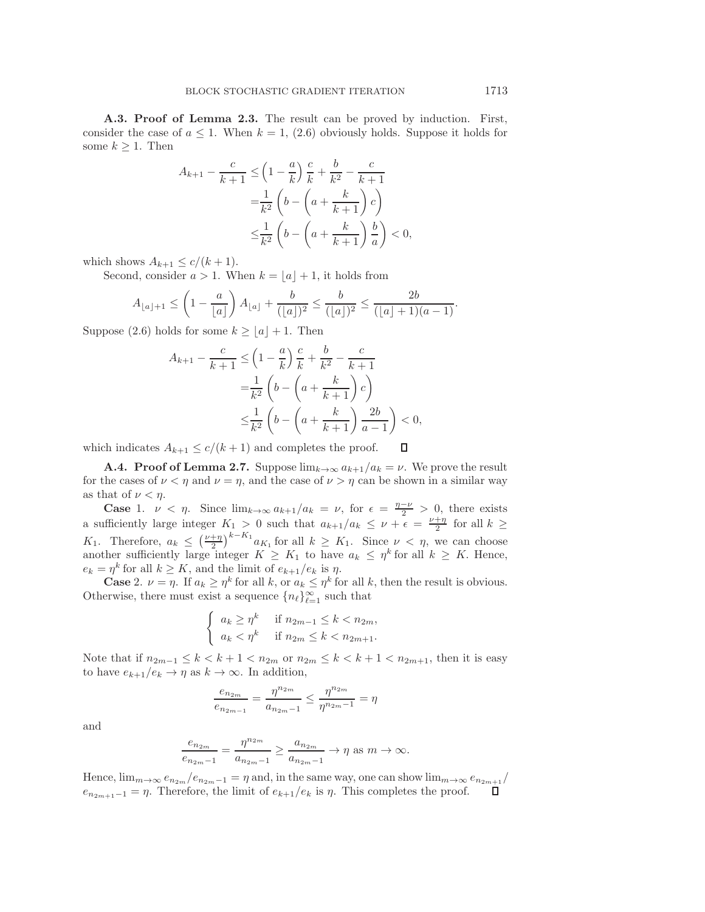**A.3. Proof of Lemma 2.3.** The result can be proved by induction. First, consider the case of $a \le 1$. When $k = 1$, (2.6) obviously holds. Suppose it holds for some $k \ge 1$. Then

$$
\begin{aligned}
A_{k+1} - \frac{c}{k+1} &\le \left(1 - \frac{a}{k}\right)\frac{c}{k} + \frac{b}{k^2} - \frac{c}{k+1} \\
&= \frac{1}{k^2}\left(b - \left(a + \frac{k}{k+1}\right)c\right) \\
&\le \frac{1}{k^2}\left(b - \left(a + \frac{k}{k+1}\right)\frac{b}{a}\right) < 0,
\end{aligned}
$$

which shows $A_{k+1} \le c/(k+1)$.

Second, consider $a > 1$. When $k = \lfloor a \rfloor + 1$, it holds from

$$
A_{\lfloor a \rfloor + 1} \le \left(1 - \frac{a}{\lfloor a \rfloor}\right) A_{\lfloor a \rfloor} + \frac{b}{(\lfloor a \rfloor)^2} \le \frac{b}{(\lfloor a \rfloor)^2} \le \frac{2b}{(\lfloor a \rfloor + 1)(a-1)}.
$$

Suppose (2.6) holds for some $k \ge \lfloor a \rfloor + 1$. Then

$$
\begin{aligned}
A_{k+1} - \frac{c}{k+1} &\le \left(1 - \frac{a}{k}\right)\frac{c}{k} + \frac{b}{k^2} - \frac{c}{k+1} \\
&= \frac{1}{k^2}\left(b - \left(a + \frac{k}{k+1}\right)c\right) \\
&\le \frac{1}{k^2}\left(b - \left(a + \frac{k}{k+1}\right)\frac{2b}{a-1}\right) < 0,
\end{aligned}
$$

which indicates $A_{k+1} \le c/(k+1)$ and completes the proof. ◻

**A.4. Proof of Lemma 2.7.** Suppose $\lim_{k\to\infty} a_{k+1}/a_k = \nu$. We prove the result for the cases of $\nu < \eta$ and $\nu = \eta$, and the case of $\nu > \eta$ can be shown in a similar way as that of $\nu < \eta$.

**Case** 1. $\nu < \eta$. Since $\lim_{k\to\infty} a_{k+1}/a_k = \nu$, for $\epsilon = \frac{\eta-\nu}{2} > 0$, there exists a sufficiently large integer $K_1 > 0$ such that $a_{k+1}/a_k \le \nu + \epsilon = \frac{\nu+\eta}{2}$ for all $k \ge K_1$. Therefore, $a_k \le \left(\frac{\nu+\eta}{2}\right)^{k-K_1} a_{K_1}$ for all $k \ge K_1$. Since $\nu < \eta$, we can choose another sufficiently large integer $K \ge K_1$ to have $a_k \le \eta^k$ for all $k \ge K$. Hence, $e_k = \eta^k$ for all $k \ge K$, and the limit of $e_{k+1}/e_k$ is $\eta$.

**Case** 2. $\nu = \eta$. If $a_k \ge \eta^k$ for all $k$, or $a_k \le \eta^k$ for all $k$, then the result is obvious. Otherwise, there must exist a sequence $\{n_\ell\}_{\ell=1}^\infty$ such that

$$
\begin{cases}
a_k \ge \eta^k & \text{if } n_{2m-1} \le k < n_{2m}, \\
a_k < \eta^k & \text{if } n_{2m} \le k < n_{2m+1}.
\end{cases}
$$

Note that if $n_{2m-1} \le k < k+1 < n_{2m}$ or $n_{2m} \le k < k+1 < n_{2m+1}$, then it is easy to have $e_{k+1}/e_k \to \eta$ as $k \to \infty$. In addition,

$$
\frac{e_{n_{2m}}}{e_{n_{2m}-1}} = \frac{\eta^{n_{2m}}}{a_{n_{2m}-1}} \le \frac{\eta^{n_{2m}}}{\eta^{n_{2m}-1}} = \eta
$$

and

$$
\frac{e_{n_{2m}}}{e_{n_{2m}-1}} = \frac{\eta^{n_{2m}}}{a_{n_{2m}-1}} \ge \frac{a_{n_{2m}}}{a_{n_{2m}-1}} \to \eta \text{ as } m \to \infty.
$$

Hence, $\lim_{m\to\infty} e_{n_{2m}}/e_{n_{2m}-1} = \eta$ and, in the same way, one can show $\lim_{m\to\infty} e_{n_{2m+1}}/e_{n_{2m+1}-1} = \eta$. Therefore, the limit of $e_{k+1}/e_k$ is $\eta$. This completes the proof. ◻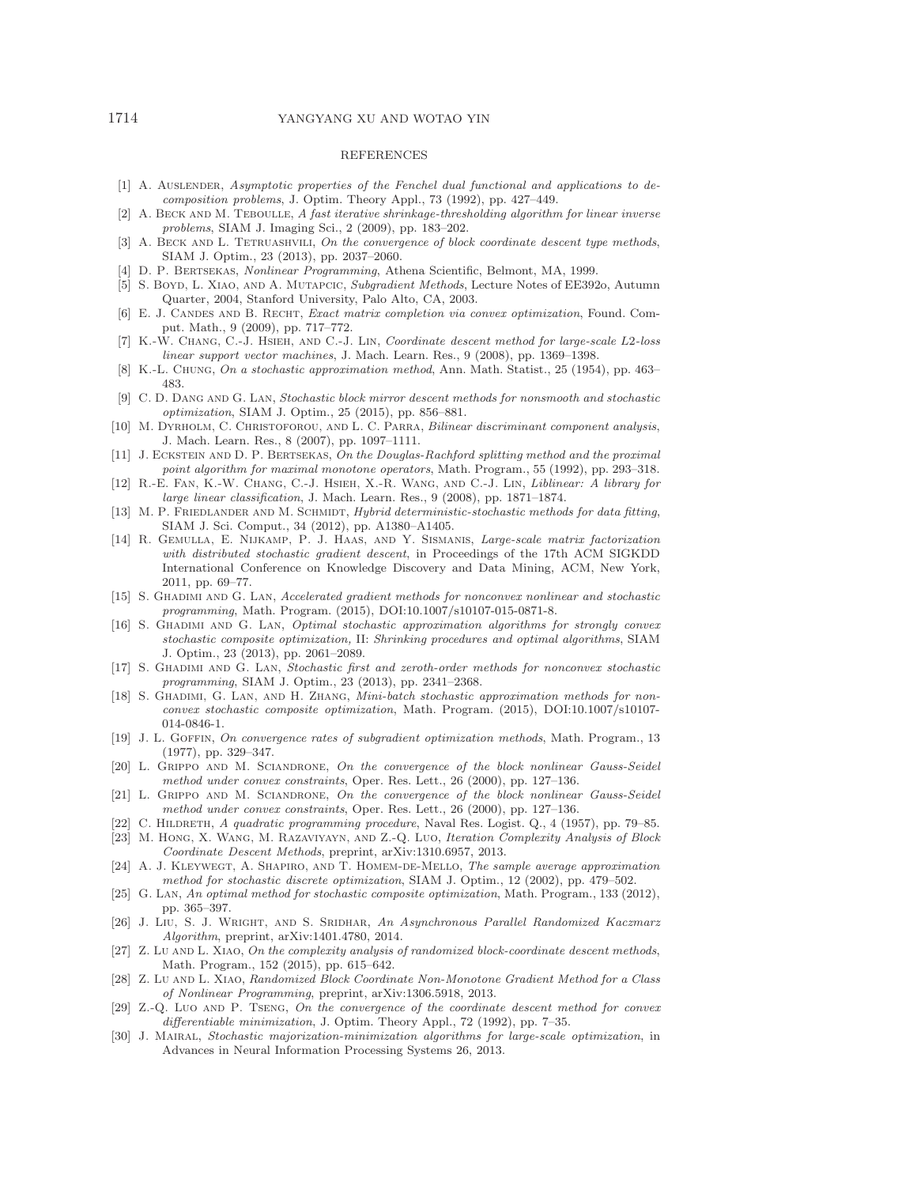## REFERENCES

[1] A. Auslender, *Asymptotic properties of the Fenchel dual functional and applications to decomposition problems*, J. Optim. Theory Appl., 73 (1992), pp. 427–449.

[2] A. Beck and M. Teboulle, *A fast iterative shrinkage-thresholding algorithm for linear inverse problems*, SIAM J. Imaging Sci., 2 (2009), pp. 183–202.

[3] A. Beck and L. Tetruashvili, *On the convergence of block coordinate descent type methods*, SIAM J. Optim., 23 (2013), pp. 2037–2060.

[4] D. P. Bertsekas, *Nonlinear Programming*, Athena Scientific, Belmont, MA, 1999.

[5] S. Boyd, L. Xiao, and A. Mutapcic, *Subgradient Methods*, Lecture Notes of EE392o, Autumn Quarter, 2004, Stanford University, Palo Alto, CA, 2003.

[6] E. J. Candes and B. Recht, *Exact matrix completion via convex optimization*, Found. Comput. Math., 9 (2009), pp. 717–772.

[7] K.-W. Chang, C.-J. Hsieh, and C.-J. Lin, *Coordinate descent method for large-scale L2-loss linear support vector machines*, J. Mach. Learn. Res., 9 (2008), pp. 1369–1398.

[8] K.-L. Chung, *On a stochastic approximation method*, Ann. Math. Statist., 25 (1954), pp. 463–483.

[9] C. D. Dang and G. Lan, *Stochastic block mirror descent methods for nonsmooth and stochastic optimization*, SIAM J. Optim., 25 (2015), pp. 856–881.

[10] M. Dyrholm, C. Christoforou, and L. C. Parra, *Bilinear discriminant component analysis*, J. Mach. Learn. Res., 8 (2007), pp. 1097–1111.

[11] J. Eckstein and D. P. Bertsekas, *On the Douglas-Rachford splitting method and the proximal point algorithm for maximal monotone operators*, Math. Program., 55 (1992), pp. 293–318.

[12] R.-E. Fan, K.-W. Chang, C.-J. Hsieh, X.-R. Wang, and C.-J. Lin, *Liblinear: A library for large linear classification*, J. Mach. Learn. Res., 9 (2008), pp. 1871–1874.

[13] M. P. Friedlander and M. Schmidt, *Hybrid deterministic-stochastic methods for data fitting*, SIAM J. Sci. Comput., 34 (2012), pp. A1380–A1405.

[14] R. Gemulla, E. Nijkamp, P. J. Haas, and Y. Sismanis, *Large-scale matrix factorization with distributed stochastic gradient descent*, in Proceedings of the 17th ACM SIGKDD International Conference on Knowledge Discovery and Data Mining, ACM, New York, 2011, pp. 69–77.

[15] S. Ghadimi and G. Lan, *Accelerated gradient methods for nonconvex nonlinear and stochastic programming*, Math. Program. (2015), DOI:10.1007/s10107-015-0871-8.

[16] S. Ghadimi and G. Lan, *Optimal stochastic approximation algorithms for strongly convex stochastic composite optimization,* II: *Shrinking procedures and optimal algorithms*, SIAM J. Optim., 23 (2013), pp. 2061–2089.

[17] S. Ghadimi and G. Lan, *Stochastic first and zeroth-order methods for nonconvex stochastic programming*, SIAM J. Optim., 23 (2013), pp. 2341–2368.

[18] S. Ghadimi, G. Lan, and H. Zhang, *Mini-batch stochastic approximation methods for nonconvex stochastic composite optimization*, Math. Program. (2015), DOI:10.1007/s10107-014-0846-1.

[19] J. L. Goffin, *On convergence rates of subgradient optimization methods*, Math. Program., 13 (1977), pp. 329–347.

[20] L. Grippo and M. Sciandrone, *On the convergence of the block nonlinear Gauss-Seidel method under convex constraints*, Oper. Res. Lett., 26 (2000), pp. 127–136.

[21] L. Grippo and M. Sciandrone, *On the convergence of the block nonlinear Gauss-Seidel method under convex constraints*, Oper. Res. Lett., 26 (2000), pp. 127–136.

[22] C. Hildreth, *A quadratic programming procedure*, Naval Res. Logist. Q., 4 (1957), pp. 79–85.

[23] M. Hong, X. Wang, M. Razaviyayn, and Z.-Q. Luo, *Iteration Complexity Analysis of Block Coordinate Descent Methods*, preprint, arXiv:1310.6957, 2013.

[24] A. J. Kleywegt, A. Shapiro, and T. Homem-de-Mello, *The sample average approximation method for stochastic discrete optimization*, SIAM J. Optim., 12 (2002), pp. 479–502.

[25] G. Lan, *An optimal method for stochastic composite optimization*, Math. Program., 133 (2012), pp. 365–397.

[26] J. Liu, S. J. Wright, and S. Sridhar, *An Asynchronous Parallel Randomized Kaczmarz Algorithm*, preprint, arXiv:1401.4780, 2014.

[27] Z. Lu and L. Xiao, *On the complexity analysis of randomized block-coordinate descent methods*, Math. Program., 152 (2015), pp. 615–642.

[28] Z. Lu and L. Xiao, *Randomized Block Coordinate Non-Monotone Gradient Method for a Class of Nonlinear Programming*, preprint, arXiv:1306.5918, 2013.

[29] Z.-Q. Luo and P. Tseng, *On the convergence of the coordinate descent method for convex differentiable minimization*, J. Optim. Theory Appl., 72 (1992), pp. 7–35.

[30] J. Mairal, *Stochastic majorization-minimization algorithms for large-scale optimization*, in Advances in Neural Information Processing Systems 26, 2013.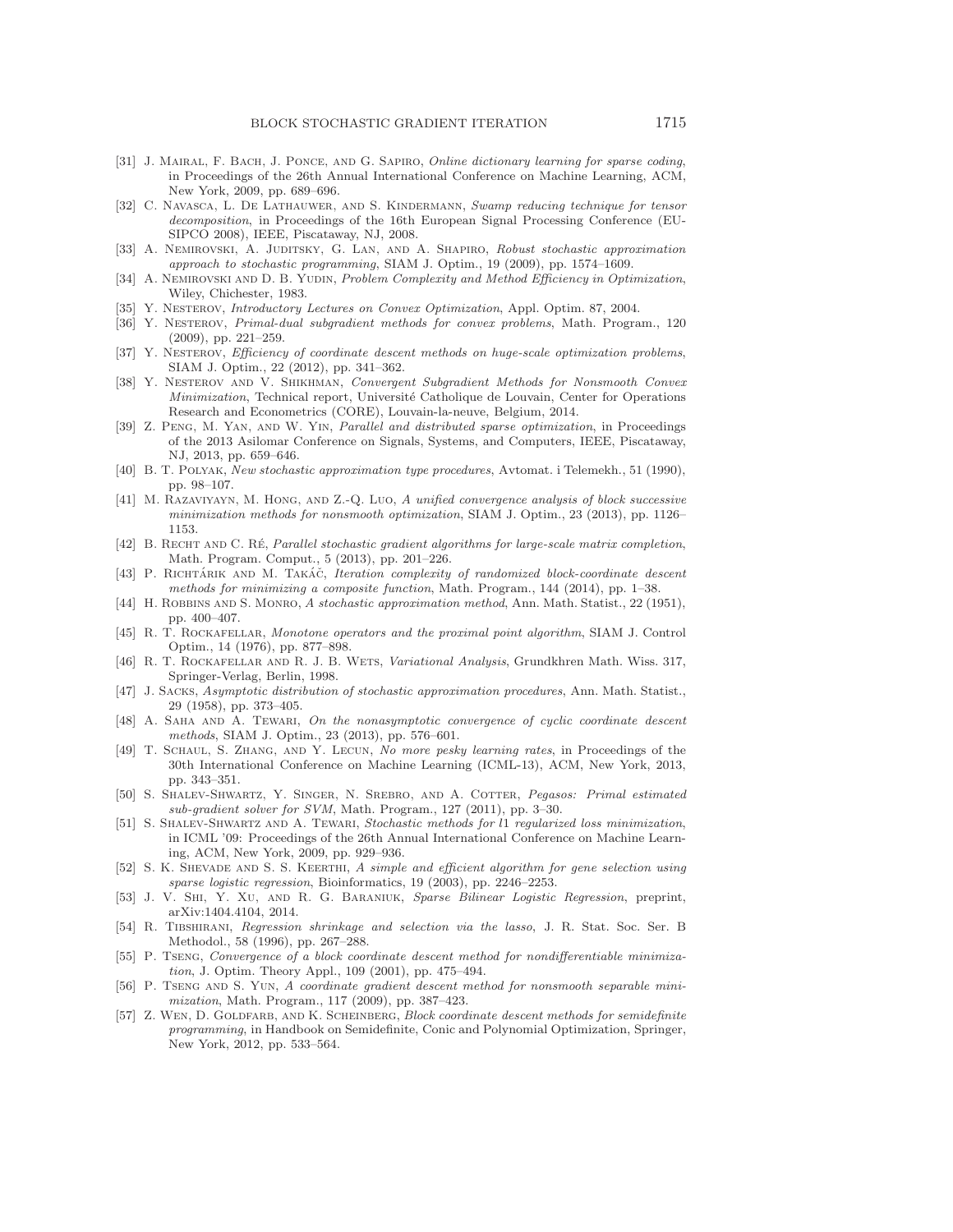[31] J. Mairal, F. Bach, J. Ponce, and G. Sapiro, *Online dictionary learning for sparse coding*, in Proceedings of the 26th Annual International Conference on Machine Learning, ACM, New York, 2009, pp. 689–696.

[32] C. Navasca, L. De Lathauwer, and S. Kindermann, *Swamp reducing technique for tensor decomposition*, in Proceedings of the 16th European Signal Processing Conference (EUSIPCO 2008), IEEE, Piscataway, NJ, 2008.

[33] A. Nemirovski, A. Juditsky, G. Lan, and A. Shapiro, *Robust stochastic approximation approach to stochastic programming*, SIAM J. Optim., 19 (2009), pp. 1574–1609.

[34] A. Nemirovski and D. B. Yudin, *Problem Complexity and Method Efficiency in Optimization*, Wiley, Chichester, 1983.

[35] Y. Nesterov, *Introductory Lectures on Convex Optimization*, Appl. Optim. 87, 2004.

[36] Y. Nesterov, *Primal-dual subgradient methods for convex problems*, Math. Program., 120 (2009), pp. 221–259.

[37] Y. Nesterov, *Efficiency of coordinate descent methods on huge-scale optimization problems*, SIAM J. Optim., 22 (2012), pp. 341–362.

[38] Y. Nesterov and V. Shikhman, *Convergent Subgradient Methods for Nonsmooth Convex Minimization*, Technical report, Université Catholique de Louvain, Center for Operations Research and Econometrics (CORE), Louvain-la-neuve, Belgium, 2014.

[39] Z. Peng, M. Yan, and W. Yin, *Parallel and distributed sparse optimization*, in Proceedings of the 2013 Asilomar Conference on Signals, Systems, and Computers, IEEE, Piscataway, NJ, 2013, pp. 659–646.

[40] B. T. Polyak, *New stochastic approximation type procedures*, Avtomat. i Telemekh., 51 (1990), pp. 98–107.

[41] M. Razaviyayn, M. Hong, and Z.-Q. Luo, *A unified convergence analysis of block successive minimization methods for nonsmooth optimization*, SIAM J. Optim., 23 (2013), pp. 1126–1153.

[42] B. Recht and C. Ré, *Parallel stochastic gradient algorithms for large-scale matrix completion*, Math. Program. Comput., 5 (2013), pp. 201–226.

[43] P. Richtárik and M. Takáč, *Iteration complexity of randomized block-coordinate descent methods for minimizing a composite function*, Math. Program., 144 (2014), pp. 1–38.

[44] H. Robbins and S. Monro, *A stochastic approximation method*, Ann. Math. Statist., 22 (1951), pp. 400–407.

[45] R. T. Rockafellar, *Monotone operators and the proximal point algorithm*, SIAM J. Control Optim., 14 (1976), pp. 877–898.

[46] R. T. Rockafellar and R. J. B. Wets, *Variational Analysis*, Grundkhren Math. Wiss. 317, Springer-Verlag, Berlin, 1998.

[47] J. Sacks, *Asymptotic distribution of stochastic approximation procedures*, Ann. Math. Statist., 29 (1958), pp. 373–405.

[48] A. Saha and A. Tewari, *On the nonasymptotic convergence of cyclic coordinate descent methods*, SIAM J. Optim., 23 (2013), pp. 576–601.

[49] T. Schaul, S. Zhang, and Y. Lecun, *No more pesky learning rates*, in Proceedings of the 30th International Conference on Machine Learning (ICML-13), ACM, New York, 2013, pp. 343–351.

[50] S. Shalev-Shwartz, Y. Singer, N. Srebro, and A. Cotter, *Pegasos: Primal estimated sub-gradient solver for SVM*, Math. Program., 127 (2011), pp. 3–30.

[51] S. Shalev-Shwartz and A. Tewari, *Stochastic methods for l1 regularized loss minimization*, in ICML '09: Proceedings of the 26th Annual International Conference on Machine Learning, ACM, New York, 2009, pp. 929–936.

[52] S. K. Shevade and S. S. Keerthi, *A simple and efficient algorithm for gene selection using sparse logistic regression*, Bioinformatics, 19 (2003), pp. 2246–2253.

[53] J. V. Shi, Y. Xu, and R. G. Baraniuk, *Sparse Bilinear Logistic Regression*, preprint, arXiv:1404.4104, 2014.

[54] R. Tibshirani, *Regression shrinkage and selection via the lasso*, J. R. Stat. Soc. Ser. B Methodol., 58 (1996), pp. 267–288.

[55] P. Tseng, *Convergence of a block coordinate descent method for nondifferentiable minimization*, J. Optim. Theory Appl., 109 (2001), pp. 475–494.

[56] P. Tseng and S. Yun, *A coordinate gradient descent method for nonsmooth separable minimization*, Math. Program., 117 (2009), pp. 387–423.

[57] Z. Wen, D. Goldfarb, and K. Scheinberg, *Block coordinate descent methods for semidefinite programming*, in Handbook on Semidefinite, Conic and Polynomial Optimization, Springer, New York, 2012, pp. 533–564.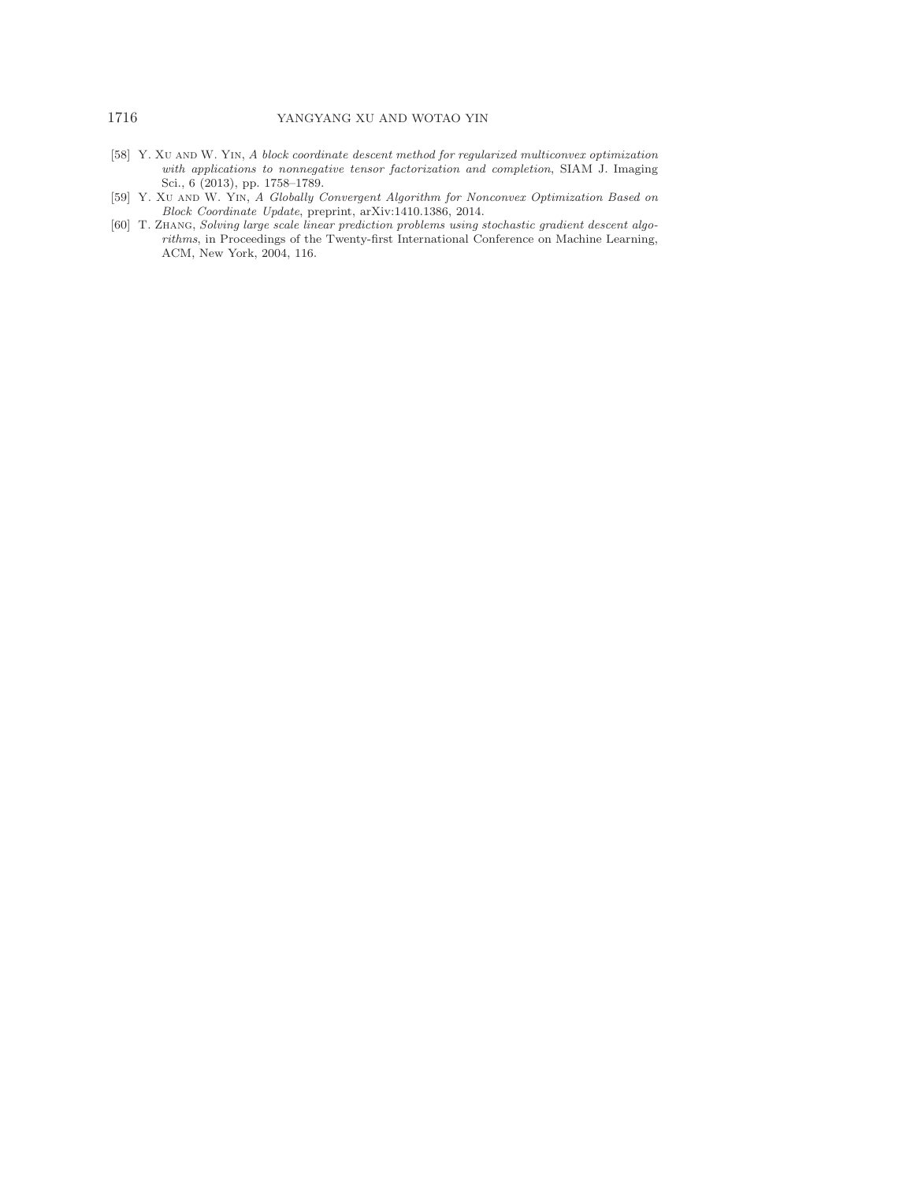[58] Y. Xu and W. Yin, *A block coordinate descent method for regularized multiconvex optimization with applications to nonnegative tensor factorization and completion*, SIAM J. Imaging Sci., 6 (2013), pp. 1758–1789.

[59] Y. Xu and W. Yin, *A Globally Convergent Algorithm for Nonconvex Optimization Based on Block Coordinate Update*, preprint, arXiv:1410.1386, 2014.

[60] T. Zhang, *Solving large scale linear prediction problems using stochastic gradient descent algorithms*, in Proceedings of the Twenty-first International Conference on Machine Learning, ACM, New York, 2004, 116.